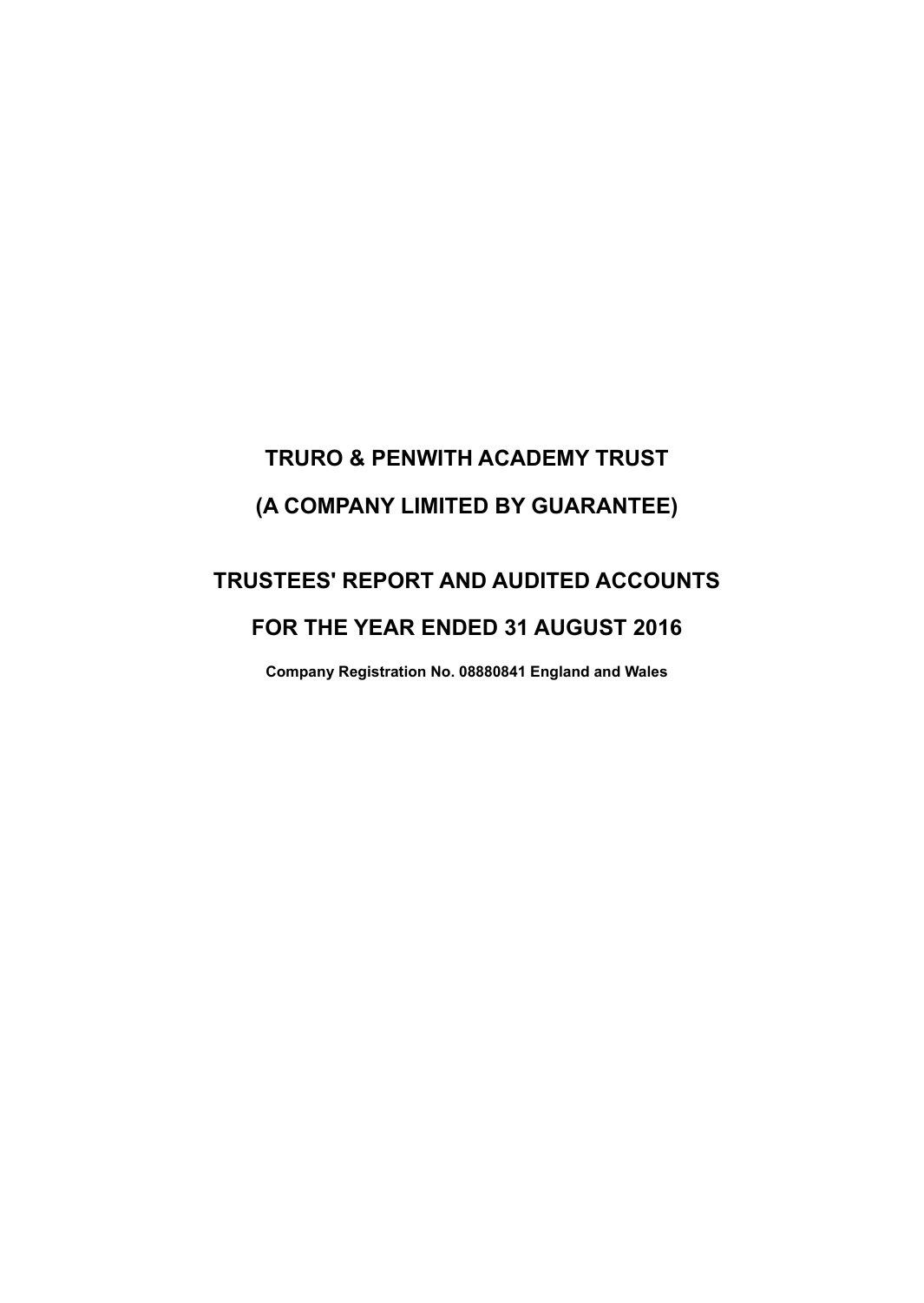# TRURO & PENWITH ACADEMY TRUST

# (A COMPANY LIMITED BY GUARANTEE)

# TRUSTEES' REPORT AND AUDITED ACCOUNTS

# FOR THE YEAR ENDED 31 AUGUST 2016

**Company Registration No. 08880841 England and Wales**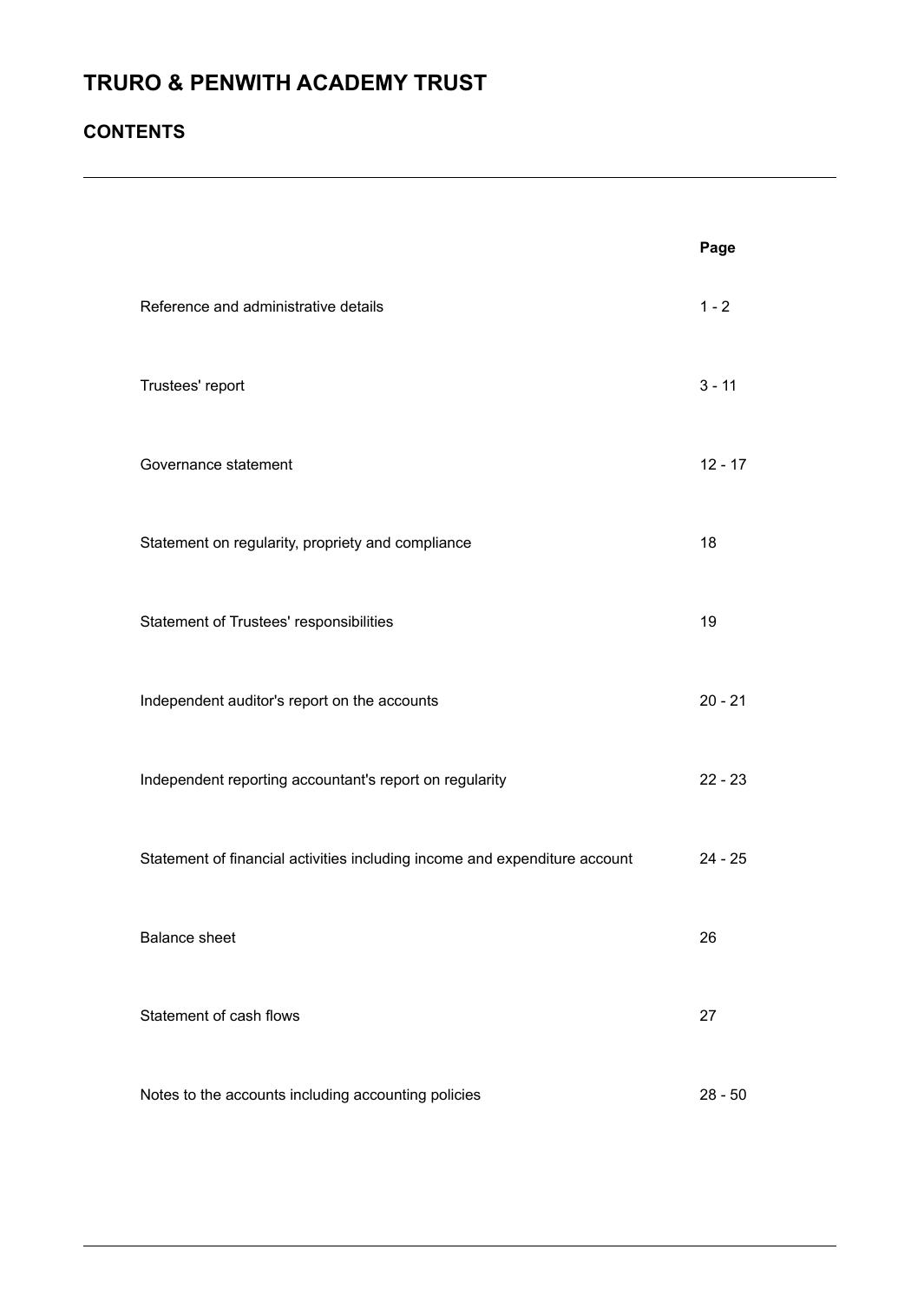# TRURO & PENWITH ACADEMY TRUST

## CONTENTS

| | Page |
|---|---|
| Reference and administrative details | 1 - 2 |
| Trustees' report | 3 - 11 |
| Governance statement | 12 - 17 |
| Statement on regularity, propriety and compliance | 18 |
| Statement of Trustees' responsibilities | 19 |
| Independent auditor's report on the accounts | 20 - 21 |
| Independent reporting accountant's report on regularity | 22 - 23 |
| Statement of financial activities including income and expenditure account | 24 - 25 |
| Balance sheet | 26 |
| Statement of cash flows | 27 |
| Notes to the accounts including accounting policies | 28 - 50 |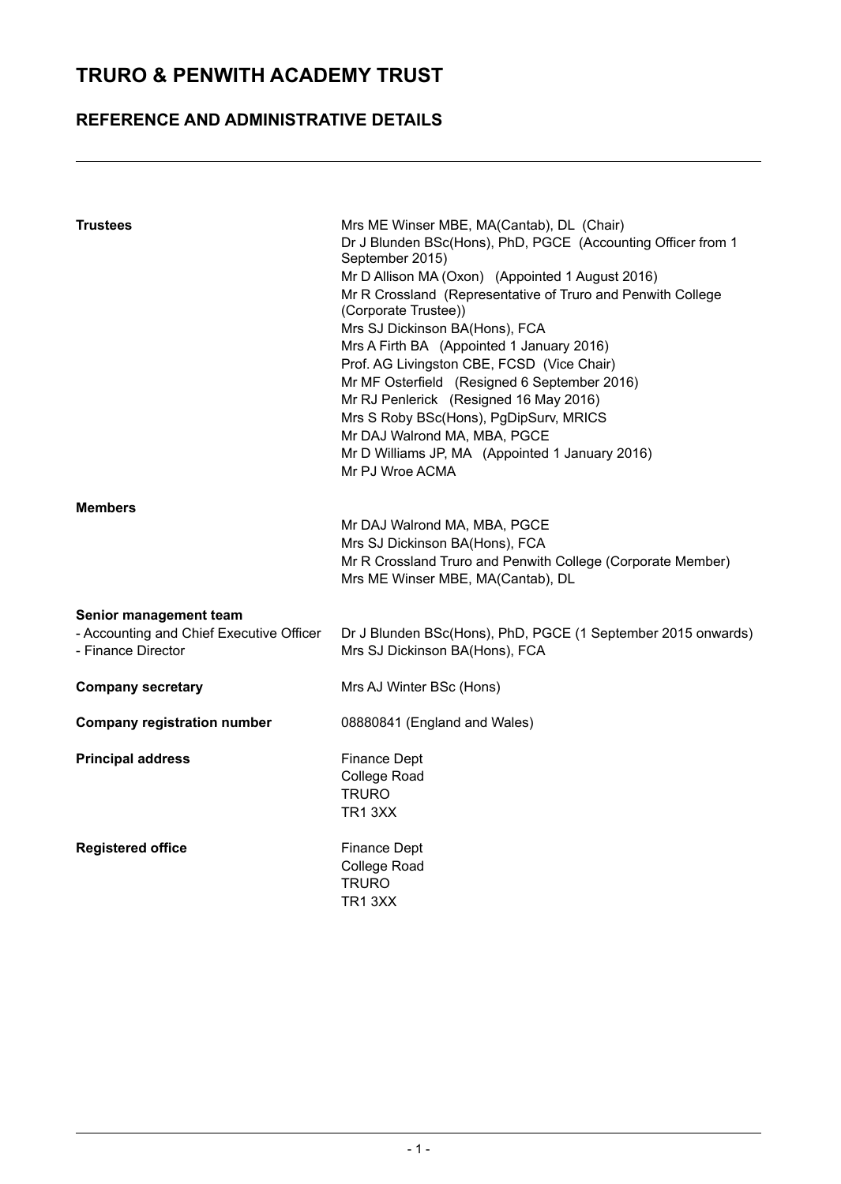# TRURO & PENWITH ACADEMY TRUST

## REFERENCE AND ADMINISTRATIVE DETAILS

| | |
|---|---|
| **Trustees** | Mrs ME Winser MBE, MA(Cantab), DL (Chair) |
| | Dr J Blunden BSc(Hons), PhD, PGCE (Accounting Officer from 1 September 2015) |
| | Mr D Allison MA (Oxon) (Appointed 1 August 2016) |
| | Mr R Crossland (Representative of Truro and Penwith College (Corporate Trustee)) |
| | Mrs SJ Dickinson BA(Hons), FCA |
| | Mrs A Firth BA (Appointed 1 January 2016) |
| | Prof. AG Livingston CBE, FCSD (Vice Chair) |
| | Mr MF Osterfield (Resigned 6 September 2016) |
| | Mr RJ Penlerick (Resigned 16 May 2016) |
| | Mrs S Roby BSc(Hons), PgDipSurv, MRICS |
| | Mr DAJ Walrond MA, MBA, PGCE |
| | Mr D Williams JP, MA (Appointed 1 January 2016) |
| | Mr PJ Wroe ACMA |
| **Members** | Mr DAJ Walrond MA, MBA, PGCE |
| | Mrs SJ Dickinson BA(Hons), FCA |
| | Mr R Crossland Truro and Penwith College (Corporate Member) |
| | Mrs ME Winser MBE, MA(Cantab), DL |
| **Senior management team** | |
| - Accounting and Chief Executive Officer | Dr J Blunden BSc(Hons), PhD, PGCE (1 September 2015 onwards) |
| - Finance Director | Mrs SJ Dickinson BA(Hons), FCA |
| **Company secretary** | Mrs AJ Winter BSc (Hons) |
| **Company registration number** | 08880841 (England and Wales) |
| **Principal address** | Finance Dept<br>College Road<br>TRURO<br>TR1 3XX |
| **Registered office** | Finance Dept<br>College Road<br>TRURO<br>TR1 3XX |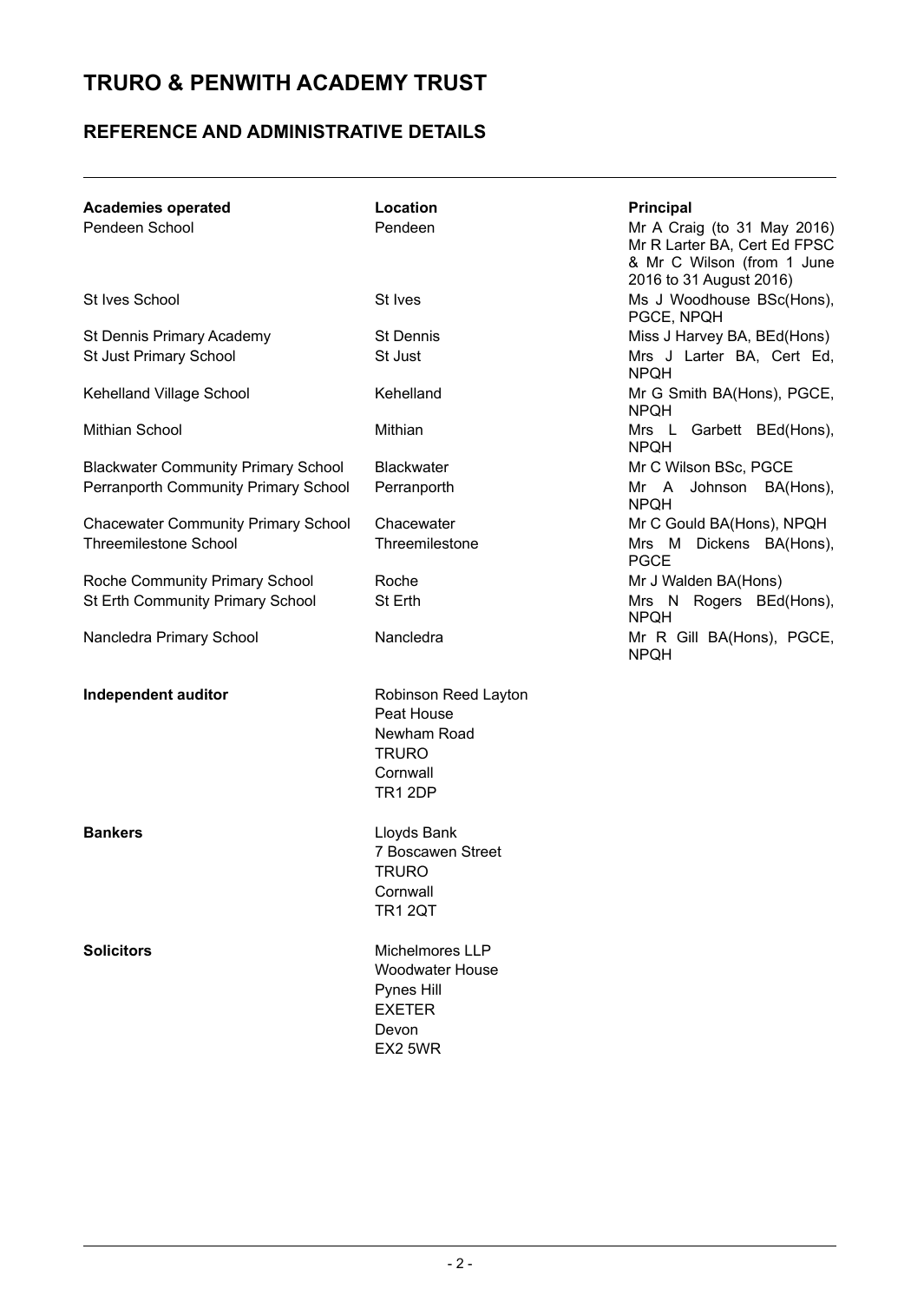# TRURO & PENWITH ACADEMY TRUST

## REFERENCE AND ADMINISTRATIVE DETAILS

| **Academies operated** | **Location** | **Principal** |
| --- | --- | --- |
| Pendeen School | Pendeen | Mr A Craig (to 31 May 2016) Mr R Larter BA, Cert Ed FPSC & Mr C Wilson (from 1 June 2016 to 31 August 2016) |
| St Ives School | St Ives | Ms J Woodhouse BSc(Hons), PGCE, NPQH |
| St Dennis Primary Academy | St Dennis | Miss J Harvey BA, BEd(Hons) |
| St Just Primary School | St Just | Mrs J Larter BA, Cert Ed, NPQH |
| Kehelland Village School | Kehelland | Mr G Smith BA(Hons), PGCE, NPQH |
| Mithian School | Mithian | Mrs L Garbett BEd(Hons), NPQH |
| Blackwater Community Primary School | Blackwater | Mr C Wilson BSc, PGCE |
| Perranporth Community Primary School | Perranporth | Mr A Johnson BA(Hons), NPQH |
| Chacewater Community Primary School | Chacewater | Mr C Gould BA(Hons), NPQH |
| Threemilestone School | Threemilestone | Mrs M Dickens BA(Hons), PGCE |
| Roche Community Primary School | Roche | Mr J Walden BA(Hons) |
| St Erth Community Primary School | St Erth | Mrs N Rogers BEd(Hons), NPQH |
| Nancledra Primary School | Nancledra | Mr R Gill BA(Hons), PGCE, NPQH |

**Independent auditor**

Robinson Reed Layton
Peat House
Newham Road
TRURO
Cornwall
TR1 2DP

**Bankers**

Lloyds Bank
7 Boscawen Street
TRURO
Cornwall
TR1 2QT

**Solicitors**

Michelmores LLP
Woodwater House
Pynes Hill
EXETER
Devon
EX2 5WR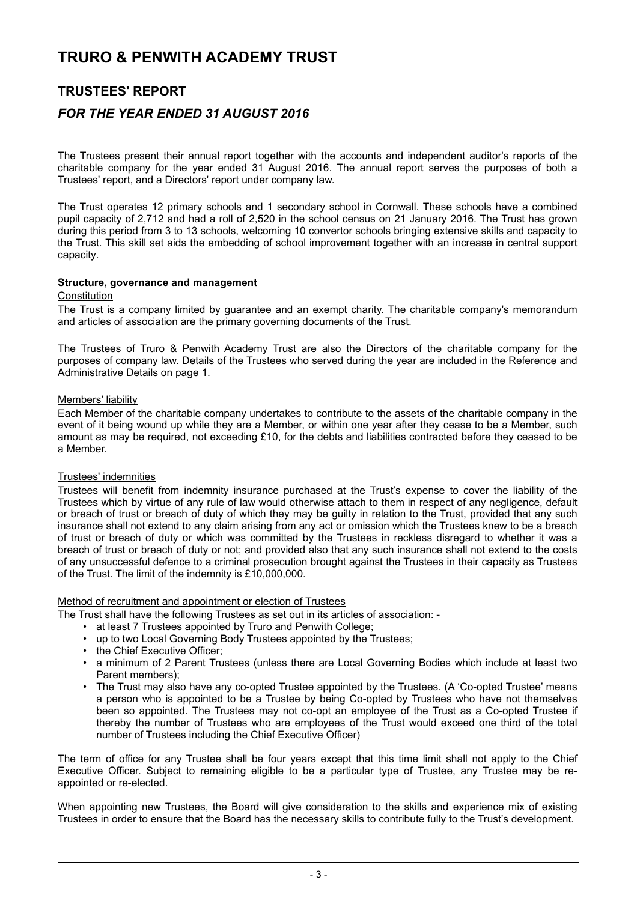# TRURO & PENWITH ACADEMY TRUST

## TRUSTEES' REPORT

## *FOR THE YEAR ENDED 31 AUGUST 2016*

The Trustees present their annual report together with the accounts and independent auditor's reports of the charitable company for the year ended 31 August 2016. The annual report serves the purposes of both a Trustees' report, and a Directors' report under company law.

The Trust operates 12 primary schools and 1 secondary school in Cornwall. These schools have a combined pupil capacity of 2,712 and had a roll of 2,520 in the school census on 21 January 2016. The Trust has grown during this period from 3 to 13 schools, welcoming 10 convertor schools bringing extensive skills and capacity to the Trust. This skill set aids the embedding of school improvement together with an increase in central support capacity.

**Structure, governance and management**

Constitution

The Trust is a company limited by guarantee and an exempt charity. The charitable company's memorandum and articles of association are the primary governing documents of the Trust.

The Trustees of Truro & Penwith Academy Trust are also the Directors of the charitable company for the purposes of company law. Details of the Trustees who served during the year are included in the Reference and Administrative Details on page 1.

Members' liability

Each Member of the charitable company undertakes to contribute to the assets of the charitable company in the event of it being wound up while they are a Member, or within one year after they cease to be a Member, such amount as may be required, not exceeding £10, for the debts and liabilities contracted before they ceased to be a Member.

Trustees' indemnities

Trustees will benefit from indemnity insurance purchased at the Trust's expense to cover the liability of the Trustees which by virtue of any rule of law would otherwise attach to them in respect of any negligence, default or breach of trust or breach of duty of which they may be guilty in relation to the Trust, provided that any such insurance shall not extend to any claim arising from any act or omission which the Trustees knew to be a breach of trust or breach of duty or which was committed by the Trustees in reckless disregard to whether it was a breach of trust or breach of duty or not; and provided also that any such insurance shall not extend to the costs of any unsuccessful defence to a criminal prosecution brought against the Trustees in their capacity as Trustees of the Trust. The limit of the indemnity is £10,000,000.

Method of recruitment and appointment or election of Trustees

The Trust shall have the following Trustees as set out in its articles of association: -

- at least 7 Trustees appointed by Truro and Penwith College;
- up to two Local Governing Body Trustees appointed by the Trustees;
- the Chief Executive Officer;
- a minimum of 2 Parent Trustees (unless there are Local Governing Bodies which include at least two Parent members);
- The Trust may also have any co-opted Trustee appointed by the Trustees. (A 'Co-opted Trustee' means a person who is appointed to be a Trustee by being Co-opted by Trustees who have not themselves been so appointed. The Trustees may not co-opt an employee of the Trust as a Co-opted Trustee if thereby the number of Trustees who are employees of the Trust would exceed one third of the total number of Trustees including the Chief Executive Officer)

The term of office for any Trustee shall be four years except that this time limit shall not apply to the Chief Executive Officer. Subject to remaining eligible to be a particular type of Trustee, any Trustee may be re-appointed or re-elected.

When appointing new Trustees, the Board will give consideration to the skills and experience mix of existing Trustees in order to ensure that the Board has the necessary skills to contribute fully to the Trust's development.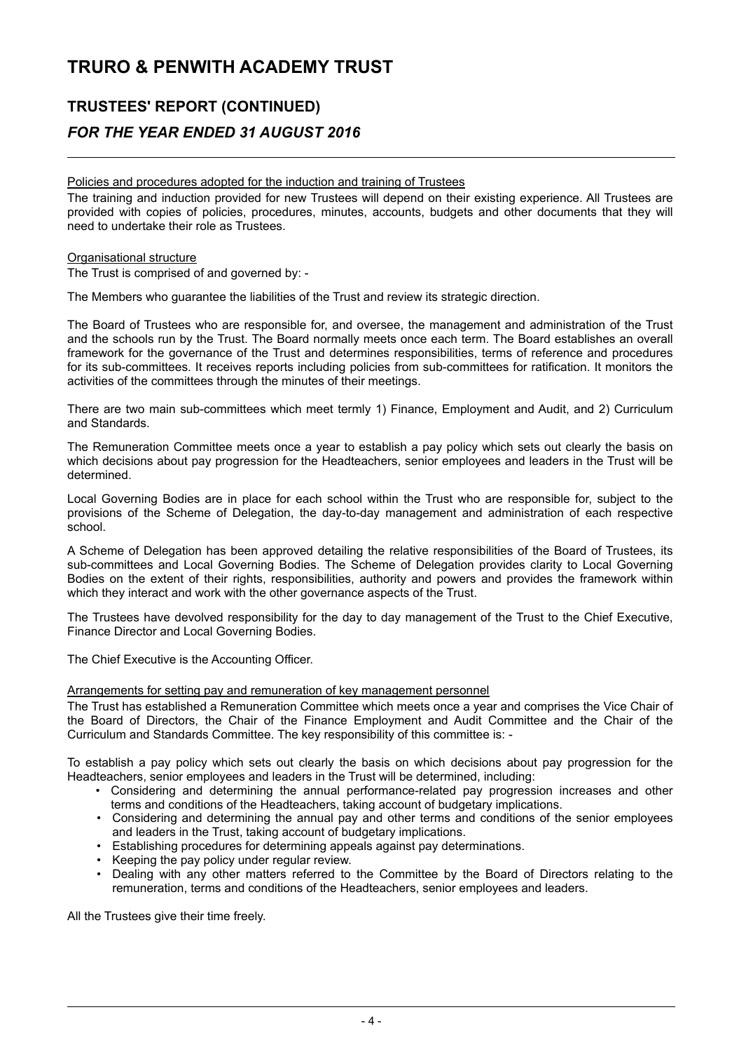#### Policies and procedures adopted for the induction and training of Trustees

The training and induction provided for new Trustees will depend on their existing experience. All Trustees are provided with copies of policies, procedures, minutes, accounts, budgets and other documents that they will need to undertake their role as Trustees.

#### Organisational structure

The Trust is comprised of and governed by: -

The Members who guarantee the liabilities of the Trust and review its strategic direction.

The Board of Trustees who are responsible for, and oversee, the management and administration of the Trust and the schools run by the Trust. The Board normally meets once each term. The Board establishes an overall framework for the governance of the Trust and determines responsibilities, terms of reference and procedures for its sub-committees. It receives reports including policies from sub-committees for ratification. It monitors the activities of the committees through the minutes of their meetings.

There are two main sub-committees which meet termly 1) Finance, Employment and Audit, and 2) Curriculum and Standards.

The Remuneration Committee meets once a year to establish a pay policy which sets out clearly the basis on which decisions about pay progression for the Headteachers, senior employees and leaders in the Trust will be determined.

Local Governing Bodies are in place for each school within the Trust who are responsible for, subject to the provisions of the Scheme of Delegation, the day-to-day management and administration of each respective school.

A Scheme of Delegation has been approved detailing the relative responsibilities of the Board of Trustees, its sub-committees and Local Governing Bodies. The Scheme of Delegation provides clarity to Local Governing Bodies on the extent of their rights, responsibilities, authority and powers and provides the framework within which they interact and work with the other governance aspects of the Trust.

The Trustees have devolved responsibility for the day to day management of the Trust to the Chief Executive, Finance Director and Local Governing Bodies.

The Chief Executive is the Accounting Officer.

#### Arrangements for setting pay and remuneration of key management personnel

The Trust has established a Remuneration Committee which meets once a year and comprises the Vice Chair of the Board of Directors, the Chair of the Finance Employment and Audit Committee and the Chair of the Curriculum and Standards Committee. The key responsibility of this committee is: -

To establish a pay policy which sets out clearly the basis on which decisions about pay progression for the Headteachers, senior employees and leaders in the Trust will be determined, including:

- Considering and determining the annual performance-related pay progression increases and other terms and conditions of the Headteachers, taking account of budgetary implications.
- Considering and determining the annual pay and other terms and conditions of the senior employees and leaders in the Trust, taking account of budgetary implications.
- Establishing procedures for determining appeals against pay determinations.
- Keeping the pay policy under regular review.
- Dealing with any other matters referred to the Committee by the Board of Directors relating to the remuneration, terms and conditions of the Headteachers, senior employees and leaders.

All the Trustees give their time freely.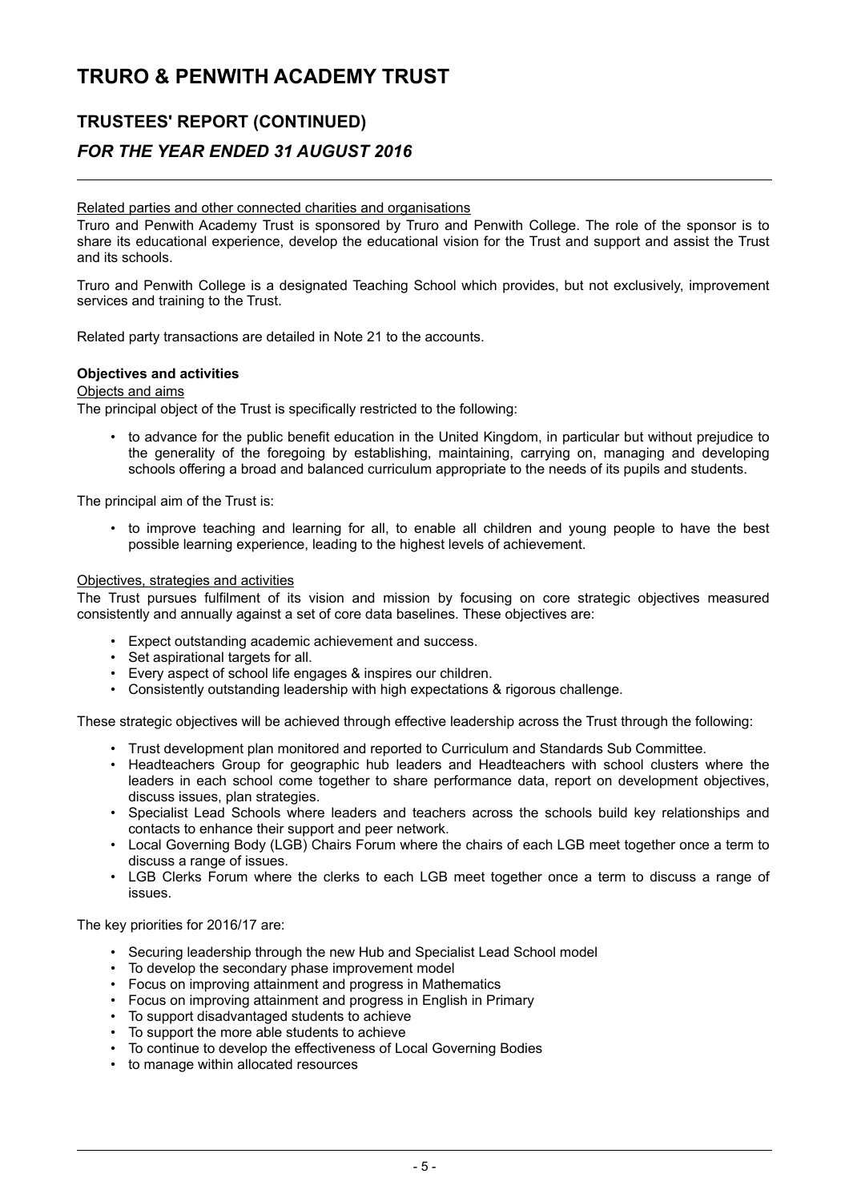Related parties and other connected charities and organisations

Truro and Penwith Academy Trust is sponsored by Truro and Penwith College. The role of the sponsor is to share its educational experience, develop the educational vision for the Trust and support and assist the Trust and its schools.

Truro and Penwith College is a designated Teaching School which provides, but not exclusively, improvement services and training to the Trust.

Related party transactions are detailed in Note 21 to the accounts.

**Objectives and activities**

Objects and aims

The principal object of the Trust is specifically restricted to the following:

- to advance for the public benefit education in the United Kingdom, in particular but without prejudice to the generality of the foregoing by establishing, maintaining, carrying on, managing and developing schools offering a broad and balanced curriculum appropriate to the needs of its pupils and students.

The principal aim of the Trust is:

- to improve teaching and learning for all, to enable all children and young people to have the best possible learning experience, leading to the highest levels of achievement.

Objectives, strategies and activities

The Trust pursues fulfilment of its vision and mission by focusing on core strategic objectives measured consistently and annually against a set of core data baselines. These objectives are:

- Expect outstanding academic achievement and success.
- Set aspirational targets for all.
- Every aspect of school life engages & inspires our children.
- Consistently outstanding leadership with high expectations & rigorous challenge.

These strategic objectives will be achieved through effective leadership across the Trust through the following:

- Trust development plan monitored and reported to Curriculum and Standards Sub Committee.
- Headteachers Group for geographic hub leaders and Headteachers with school clusters where the leaders in each school come together to share performance data, report on development objectives, discuss issues, plan strategies.
- Specialist Lead Schools where leaders and teachers across the schools build key relationships and contacts to enhance their support and peer network.
- Local Governing Body (LGB) Chairs Forum where the chairs of each LGB meet together once a term to discuss a range of issues.
- LGB Clerks Forum where the clerks to each LGB meet together once a term to discuss a range of issues.

The key priorities for 2016/17 are:

- Securing leadership through the new Hub and Specialist Lead School model
- To develop the secondary phase improvement model
- Focus on improving attainment and progress in Mathematics
- Focus on improving attainment and progress in English in Primary
- To support disadvantaged students to achieve
- To support the more able students to achieve
- To continue to develop the effectiveness of Local Governing Bodies
- to manage within allocated resources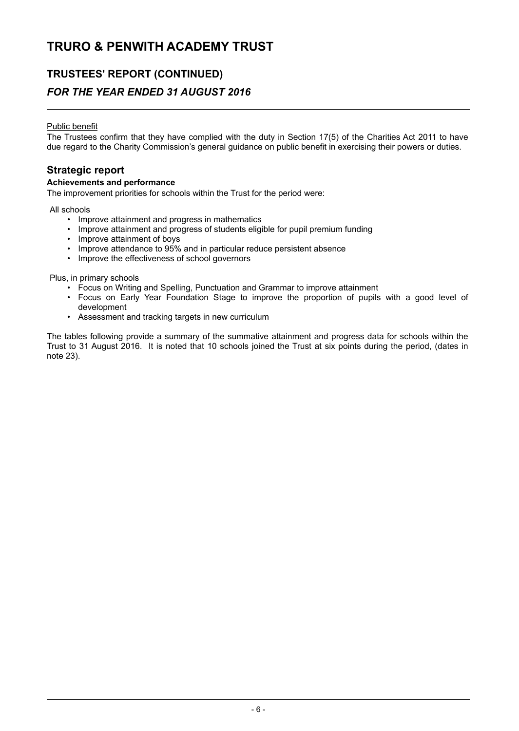Public benefit

The Trustees confirm that they have complied with the duty in Section 17(5) of the Charities Act 2011 to have due regard to the Charity Commission's general guidance on public benefit in exercising their powers or duties.

## Strategic report

**Achievements and performance**

The improvement priorities for schools within the Trust for the period were:

All schools

- Improve attainment and progress in mathematics
- Improve attainment and progress of students eligible for pupil premium funding
- Improve attainment of boys
- Improve attendance to 95% and in particular reduce persistent absence
- Improve the effectiveness of school governors

Plus, in primary schools

- Focus on Writing and Spelling, Punctuation and Grammar to improve attainment
- Focus on Early Year Foundation Stage to improve the proportion of pupils with a good level of development
- Assessment and tracking targets in new curriculum

The tables following provide a summary of the summative attainment and progress data for schools within the Trust to 31 August 2016. It is noted that 10 schools joined the Trust at six points during the period, (dates in note 23).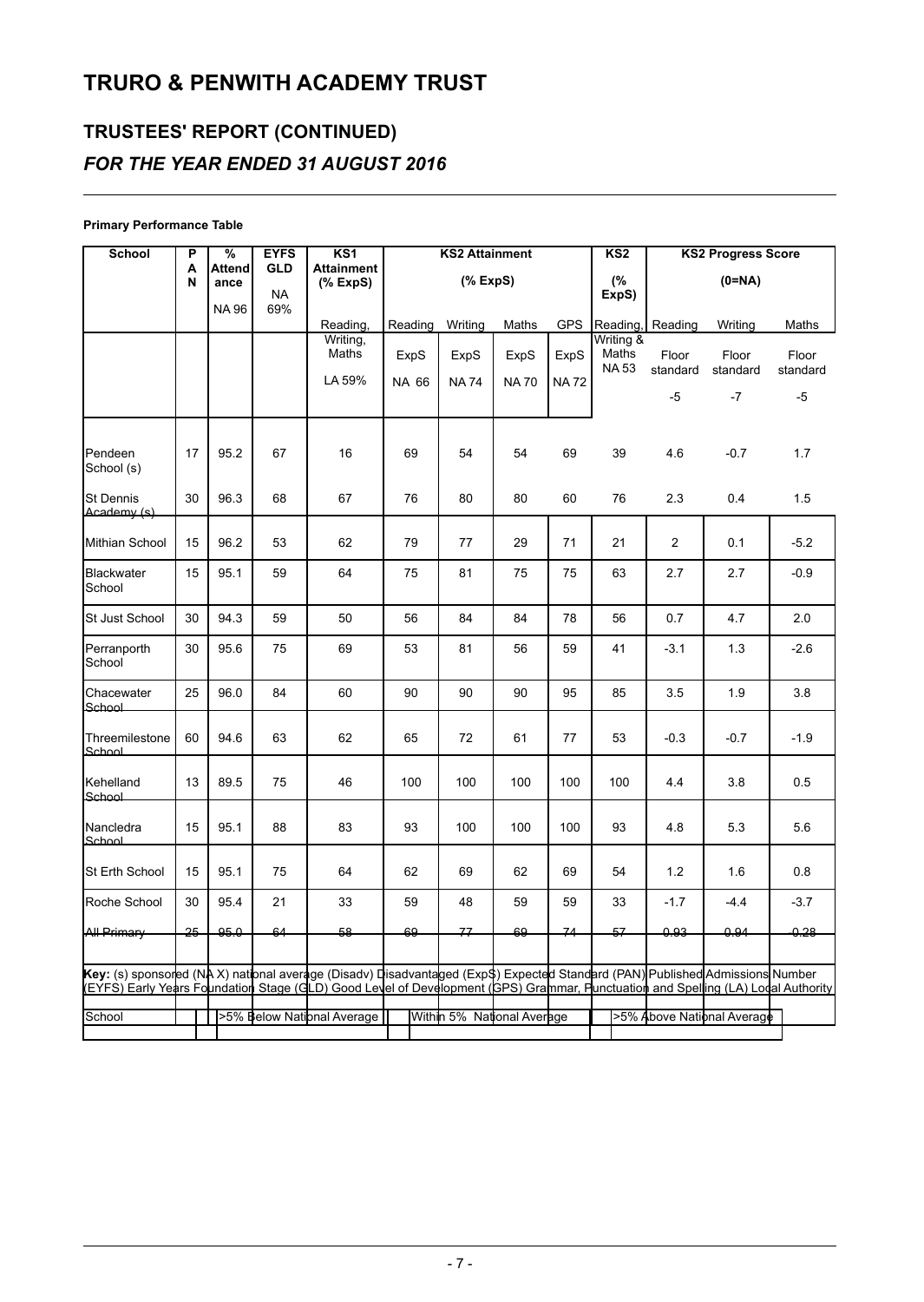# TRURO & PENWITH ACADEMY TRUST

## TRUSTEES' REPORT (CONTINUED)

### *FOR THE YEAR ENDED 31 AUGUST 2016*

**Primary Performance Table**

| School | PAN | % Attendance | EYFS GLD | KS1 Attainment (% ExpS) | KS2 Attainment (% ExpS) | | | | KS2 (% ExpS) | KS2 Progress Score (0=NA) | | |
|---|---|---|---|---|---|---|---|---|---|---|---|---|
| | | NA 96 | NA 69% | Reading, Writing, Maths LA 59% | Reading ExpS NA 66 | Writing ExpS NA 74 | Maths ExpS NA 70 | GPS ExpS NA 72 | Reading, Writing & Maths NA 53 | Reading Floor standard -5 | Writing Floor standard -7 | Maths Floor standard -5 |
| Pendeen School (s) | 17 | 95.2 | 67 | 16 | 69 | 54 | 54 | 69 | 39 | 4.6 | -0.7 | 1.7 |
| St Dennis Academy (s) | 30 | 96.3 | 68 | 67 | 76 | 80 | 80 | 60 | 76 | 2.3 | 0.4 | 1.5 |
| Mithian School | 15 | 96.2 | 53 | 62 | 79 | 77 | 29 | 71 | 21 | 2 | 0.1 | -5.2 |
| Blackwater School | 15 | 95.1 | 59 | 64 | 75 | 81 | 75 | 75 | 63 | 2.7 | 2.7 | -0.9 |
| St Just School | 30 | 94.3 | 59 | 50 | 56 | 84 | 84 | 78 | 56 | 0.7 | 4.7 | 2.0 |
| Perranporth School | 30 | 95.6 | 75 | 69 | 53 | 81 | 56 | 59 | 41 | -3.1 | 1.3 | -2.6 |
| Chacewater School | 25 | 96.0 | 84 | 60 | 90 | 90 | 90 | 95 | 85 | 3.5 | 1.9 | 3.8 |
| Threemilestone School | 60 | 94.6 | 63 | 62 | 65 | 72 | 61 | 77 | 53 | -0.3 | -0.7 | -1.9 |
| Kehelland School | 13 | 89.5 | 75 | 46 | 100 | 100 | 100 | 100 | 100 | 4.4 | 3.8 | 0.5 |
| Nancledra School | 15 | 95.1 | 88 | 83 | 93 | 100 | 100 | 100 | 93 | 4.8 | 5.3 | 5.6 |
| St Erth School | 15 | 95.1 | 75 | 64 | 62 | 69 | 62 | 69 | 54 | 1.2 | 1.6 | 0.8 |
| Roche School | 30 | 95.4 | 21 | 33 | 59 | 48 | 59 | 59 | 33 | -1.7 | -4.4 | -3.7 |
| All Primary | 25 | 95.0 | 64 | 58 | 69 | 77 | 69 | 74 | 57 | 0.93 | 0.94 | -0.28 |

**Key:** (s) sponsored (NA X) national average (Disadv) Disadvantaged (ExpS) Expected Standard (PAN) Published Admissions Number (EYFS) Early Years Foundation Stage (GLD) Good Level of Development (GPS) Grammar, Punctuation and Spelling (LA) Local Authority

| School | | >5% Below National Average | | Within 5% National Average | | >5% Above National Average |
|---|---|---|---|---|---|---|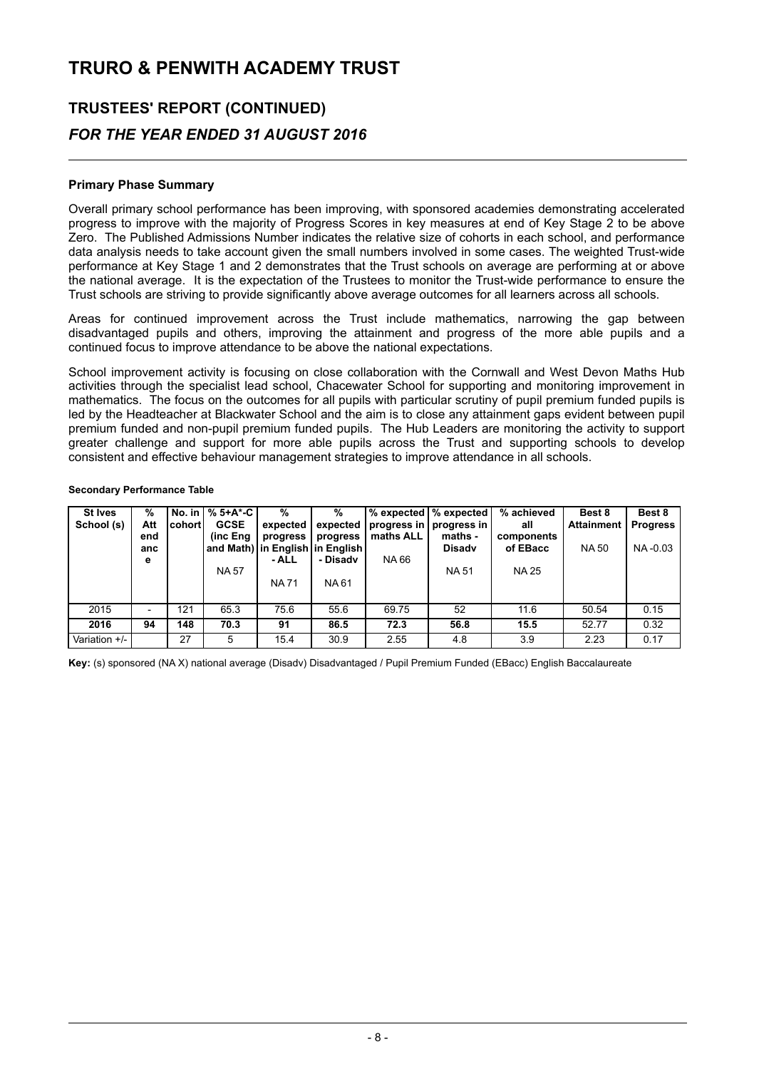# TRURO & PENWITH ACADEMY TRUST

## TRUSTEES' REPORT (CONTINUED)

### *FOR THE YEAR ENDED 31 AUGUST 2016*

**Primary Phase Summary**

Overall primary school performance has been improving, with sponsored academies demonstrating accelerated progress to improve with the majority of Progress Scores in key measures at end of Key Stage 2 to be above Zero. The Published Admissions Number indicates the relative size of cohorts in each school, and performance data analysis needs to take account given the small numbers involved in some cases. The weighted Trust-wide performance at Key Stage 1 and 2 demonstrates that the Trust schools on average are performing at or above the national average. It is the expectation of the Trustees to monitor the Trust-wide performance to ensure the Trust schools are striving to provide significantly above average outcomes for all learners across all schools.

Areas for continued improvement across the Trust include mathematics, narrowing the gap between disadvantaged pupils and others, improving the attainment and progress of the more able pupils and a continued focus to improve attendance to be above the national expectations.

School improvement activity is focusing on close collaboration with the Cornwall and West Devon Maths Hub activities through the specialist lead school, Chacewater School for supporting and monitoring improvement in mathematics. The focus on the outcomes for all pupils with particular scrutiny of pupil premium funded pupils is led by the Headteacher at Blackwater School and the aim is to close any attainment gaps evident between pupil premium funded and non-pupil premium funded pupils. The Hub Leaders are monitoring the activity to support greater challenge and support for more able pupils across the Trust and supporting schools to develop consistent and effective behaviour management strategies to improve attendance in all schools.

**Secondary Performance Table**

| St Ives School (s) | % Attendance | No. in cohort | % 5+A*-C GCSE (inc Eng and Math) NA 57 | % expected progress in English - ALL NA 71 | % expected progress in English - Disadv NA 61 | % expected progress in maths ALL NA 66 | % expected progress in maths - Disadv NA 51 | % achieved all components of EBacc NA 25 | Best 8 Attainment NA 50 | Best 8 Progress NA -0.03 |
|---|---|---|---|---|---|---|---|---|---|---|
| 2015 | - | 121 | 65.3 | 75.6 | 55.6 | 69.75 | 52 | 11.6 | 50.54 | 0.15 |
| **2016** | **94** | **148** | **70.3** | **91** | **86.5** | **72.3** | **56.8** | **15.5** | 52.77 | 0.32 |
| Variation +/- | | 27 | 5 | 15.4 | 30.9 | 2.55 | 4.8 | 3.9 | 2.23 | 0.17 |

**Key:** (s) sponsored (NA X) national average (Disadv) Disadvantaged / Pupil Premium Funded (EBacc) English Baccalaureate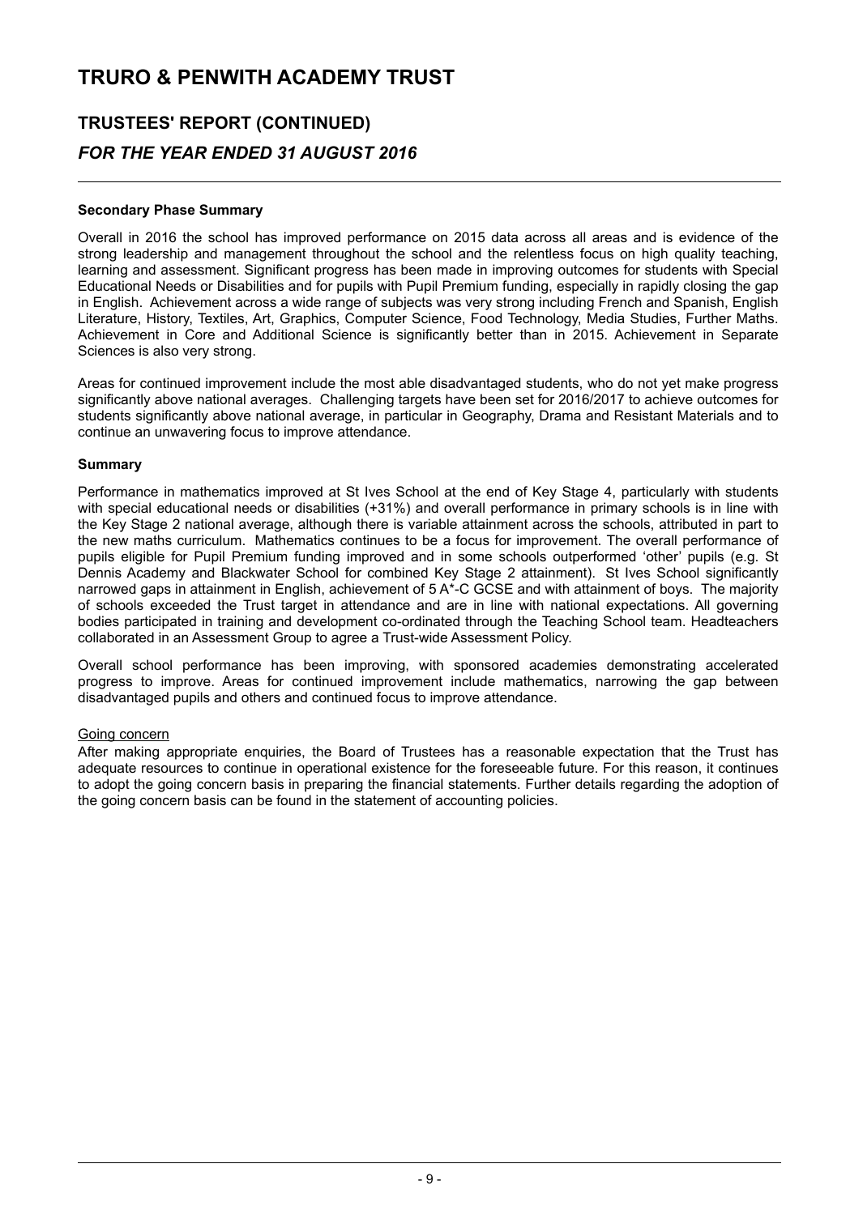**Secondary Phase Summary**

Overall in 2016 the school has improved performance on 2015 data across all areas and is evidence of the strong leadership and management throughout the school and the relentless focus on high quality teaching, learning and assessment. Significant progress has been made in improving outcomes for students with Special Educational Needs or Disabilities and for pupils with Pupil Premium funding, especially in rapidly closing the gap in English. Achievement across a wide range of subjects was very strong including French and Spanish, English Literature, History, Textiles, Art, Graphics, Computer Science, Food Technology, Media Studies, Further Maths. Achievement in Core and Additional Science is significantly better than in 2015. Achievement in Separate Sciences is also very strong.

Areas for continued improvement include the most able disadvantaged students, who do not yet make progress significantly above national averages. Challenging targets have been set for 2016/2017 to achieve outcomes for students significantly above national average, in particular in Geography, Drama and Resistant Materials and to continue an unwavering focus to improve attendance.

**Summary**

Performance in mathematics improved at St Ives School at the end of Key Stage 4, particularly with students with special educational needs or disabilities (+31%) and overall performance in primary schools is in line with the Key Stage 2 national average, although there is variable attainment across the schools, attributed in part to the new maths curriculum. Mathematics continues to be a focus for improvement. The overall performance of pupils eligible for Pupil Premium funding improved and in some schools outperformed 'other' pupils (e.g. St Dennis Academy and Blackwater School for combined Key Stage 2 attainment). St Ives School significantly narrowed gaps in attainment in English, achievement of 5 A*-C GCSE and with attainment of boys. The majority of schools exceeded the Trust target in attendance and are in line with national expectations. All governing bodies participated in training and development co-ordinated through the Teaching School team. Headteachers collaborated in an Assessment Group to agree a Trust-wide Assessment Policy.

Overall school performance has been improving, with sponsored academies demonstrating accelerated progress to improve. Areas for continued improvement include mathematics, narrowing the gap between disadvantaged pupils and others and continued focus to improve attendance.

Going concern

After making appropriate enquiries, the Board of Trustees has a reasonable expectation that the Trust has adequate resources to continue in operational existence for the foreseeable future. For this reason, it continues to adopt the going concern basis in preparing the financial statements. Further details regarding the adoption of the going concern basis can be found in the statement of accounting policies.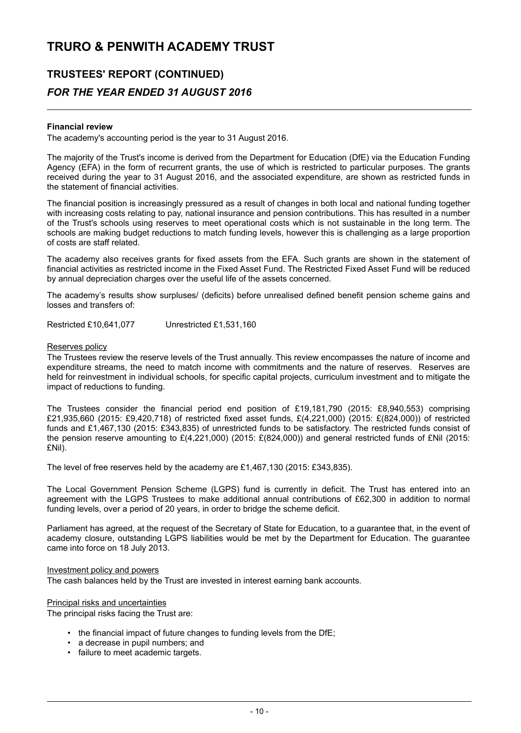# TRURO & PENWITH ACADEMY TRUST

## TRUSTEES' REPORT (CONTINUED)

### *FOR THE YEAR ENDED 31 AUGUST 2016*

**Financial review**

The academy's accounting period is the year to 31 August 2016.

The majority of the Trust's income is derived from the Department for Education (DfE) via the Education Funding Agency (EFA) in the form of recurrent grants, the use of which is restricted to particular purposes. The grants received during the year to 31 August 2016, and the associated expenditure, are shown as restricted funds in the statement of financial activities.

The financial position is increasingly pressured as a result of changes in both local and national funding together with increasing costs relating to pay, national insurance and pension contributions. This has resulted in a number of the Trust's schools using reserves to meet operational costs which is not sustainable in the long term. The schools are making budget reductions to match funding levels, however this is challenging as a large proportion of costs are staff related.

The academy also receives grants for fixed assets from the EFA. Such grants are shown in the statement of financial activities as restricted income in the Fixed Asset Fund. The Restricted Fixed Asset Fund will be reduced by annual depreciation charges over the useful life of the assets concerned.

The academy's results show surpluses/ (deficits) before unrealised defined benefit pension scheme gains and losses and transfers of:

Restricted £10,641,077 Unrestricted £1,531,160

Reserves policy

The Trustees review the reserve levels of the Trust annually. This review encompasses the nature of income and expenditure streams, the need to match income with commitments and the nature of reserves. Reserves are held for reinvestment in individual schools, for specific capital projects, curriculum investment and to mitigate the impact of reductions to funding.

The Trustees consider the financial period end position of £19,181,790 (2015: £8,940,553) comprising £21,935,660 (2015: £9,420,718) of restricted fixed asset funds, £(4,221,000) (2015: £(824,000)) of restricted funds and £1,467,130 (2015: £343,835) of unrestricted funds to be satisfactory. The restricted funds consist of the pension reserve amounting to £(4,221,000) (2015: £(824,000)) and general restricted funds of £Nil (2015: £Nil).

The level of free reserves held by the academy are £1,467,130 (2015: £343,835).

The Local Government Pension Scheme (LGPS) fund is currently in deficit. The Trust has entered into an agreement with the LGPS Trustees to make additional annual contributions of £62,300 in addition to normal funding levels, over a period of 20 years, in order to bridge the scheme deficit.

Parliament has agreed, at the request of the Secretary of State for Education, to a guarantee that, in the event of academy closure, outstanding LGPS liabilities would be met by the Department for Education. The guarantee came into force on 18 July 2013.

Investment policy and powers

The cash balances held by the Trust are invested in interest earning bank accounts.

Principal risks and uncertainties

The principal risks facing the Trust are:

- the financial impact of future changes to funding levels from the DfE;
- a decrease in pupil numbers; and
- failure to meet academic targets.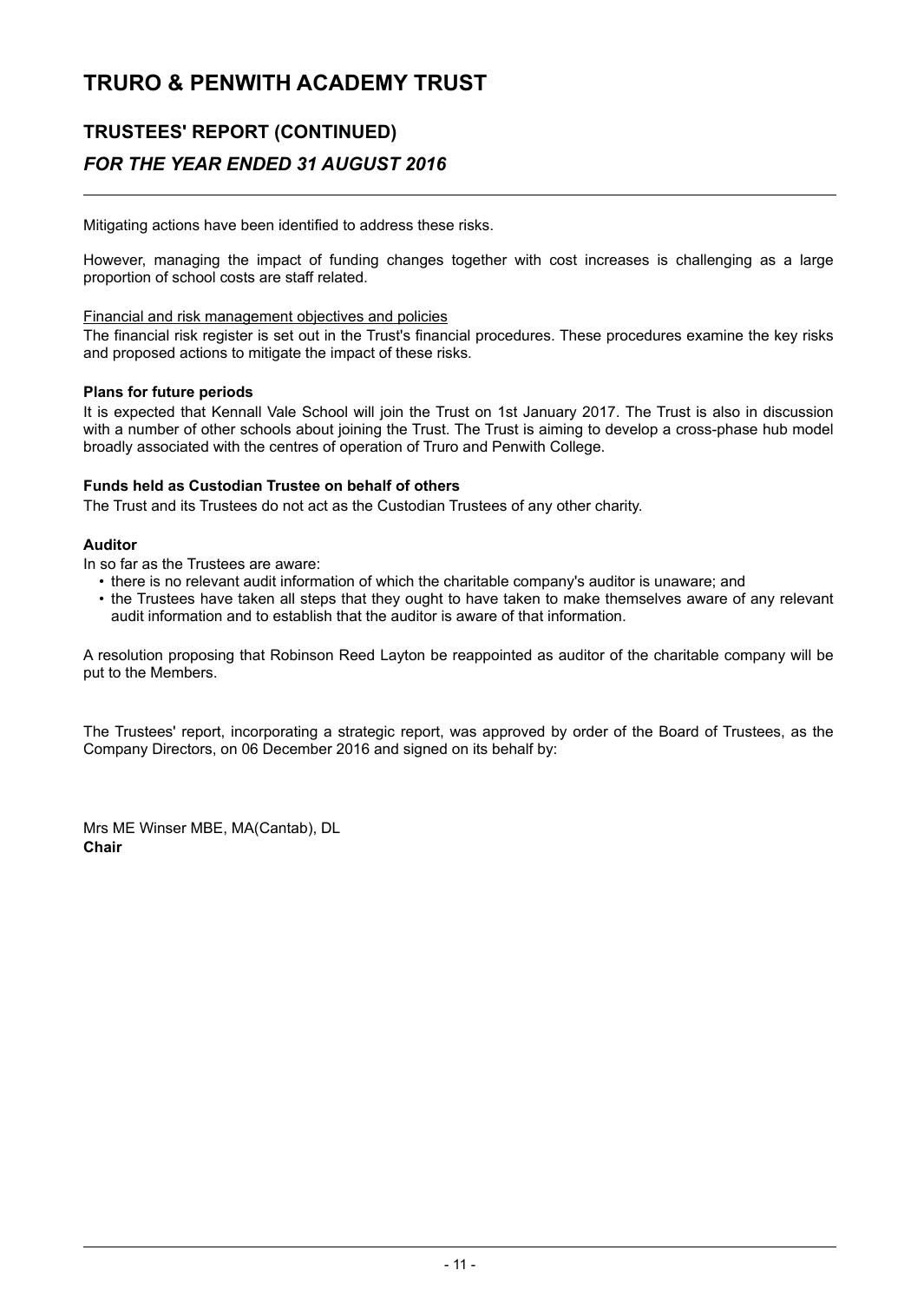Mitigating actions have been identified to address these risks.

However, managing the impact of funding changes together with cost increases is challenging as a large proportion of school costs are staff related.

Financial and risk management objectives and policies

The financial risk register is set out in the Trust's financial procedures. These procedures examine the key risks and proposed actions to mitigate the impact of these risks.

**Plans for future periods**

It is expected that Kennall Vale School will join the Trust on 1st January 2017. The Trust is also in discussion with a number of other schools about joining the Trust. The Trust is aiming to develop a cross-phase hub model broadly associated with the centres of operation of Truro and Penwith College.

**Funds held as Custodian Trustee on behalf of others**

The Trust and its Trustees do not act as the Custodian Trustees of any other charity.

**Auditor**

In so far as the Trustees are aware:

- there is no relevant audit information of which the charitable company's auditor is unaware; and
- the Trustees have taken all steps that they ought to have taken to make themselves aware of any relevant audit information and to establish that the auditor is aware of that information.

A resolution proposing that Robinson Reed Layton be reappointed as auditor of the charitable company will be put to the Members.

The Trustees' report, incorporating a strategic report, was approved by order of the Board of Trustees, as the Company Directors, on 06 December 2016 and signed on its behalf by:

Mrs ME Winser MBE, MA(Cantab), DL
**Chair**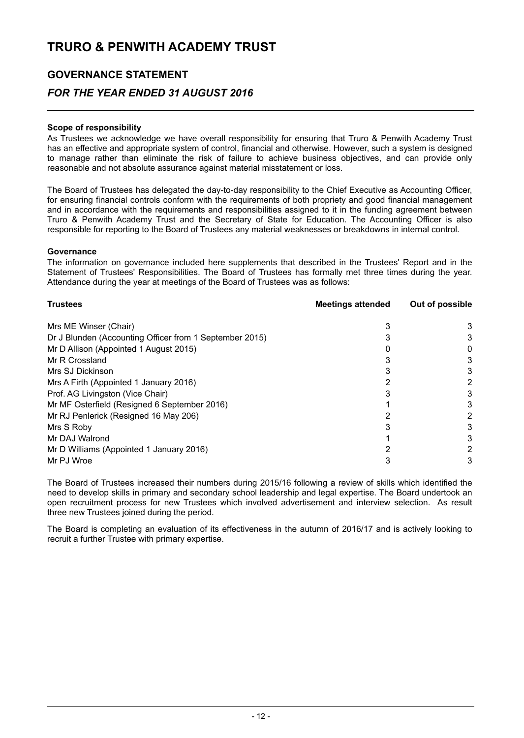# TRURO & PENWITH ACADEMY TRUST

## GOVERNANCE STATEMENT

### *FOR THE YEAR ENDED 31 AUGUST 2016*

**Scope of responsibility**

As Trustees we acknowledge we have overall responsibility for ensuring that Truro & Penwith Academy Trust has an effective and appropriate system of control, financial and otherwise. However, such a system is designed to manage rather than eliminate the risk of failure to achieve business objectives, and can provide only reasonable and not absolute assurance against material misstatement or loss.

The Board of Trustees has delegated the day-to-day responsibility to the Chief Executive as Accounting Officer, for ensuring financial controls conform with the requirements of both propriety and good financial management and in accordance with the requirements and responsibilities assigned to it in the funding agreement between Truro & Penwith Academy Trust and the Secretary of State for Education. The Accounting Officer is also responsible for reporting to the Board of Trustees any material weaknesses or breakdowns in internal control.

**Governance**

The information on governance included here supplements that described in the Trustees' Report and in the Statement of Trustees' Responsibilities. The Board of Trustees has formally met three times during the year. Attendance during the year at meetings of the Board of Trustees was as follows:

| Trustees | Meetings attended | Out of possible |
|---|---|---|
| Mrs ME Winser (Chair) | 3 | 3 |
| Dr J Blunden (Accounting Officer from 1 September 2015) | 3 | 3 |
| Mr D Allison (Appointed 1 August 2015) | 0 | 0 |
| Mr R Crossland | 3 | 3 |
| Mrs SJ Dickinson | 3 | 3 |
| Mrs A Firth (Appointed 1 January 2016) | 2 | 2 |
| Prof. AG Livingston (Vice Chair) | 3 | 3 |
| Mr MF Osterfield (Resigned 6 September 2016) | 1 | 3 |
| Mr RJ Penlerick (Resigned 16 May 206) | 2 | 2 |
| Mrs S Roby | 3 | 3 |
| Mr DAJ Walrond | 1 | 3 |
| Mr D Williams (Appointed 1 January 2016) | 2 | 2 |
| Mr PJ Wroe | 3 | 3 |

The Board of Trustees increased their numbers during 2015/16 following a review of skills which identified the need to develop skills in primary and secondary school leadership and legal expertise. The Board undertook an open recruitment process for new Trustees which involved advertisement and interview selection. As result three new Trustees joined during the period.

The Board is completing an evaluation of its effectiveness in the autumn of 2016/17 and is actively looking to recruit a further Trustee with primary expertise.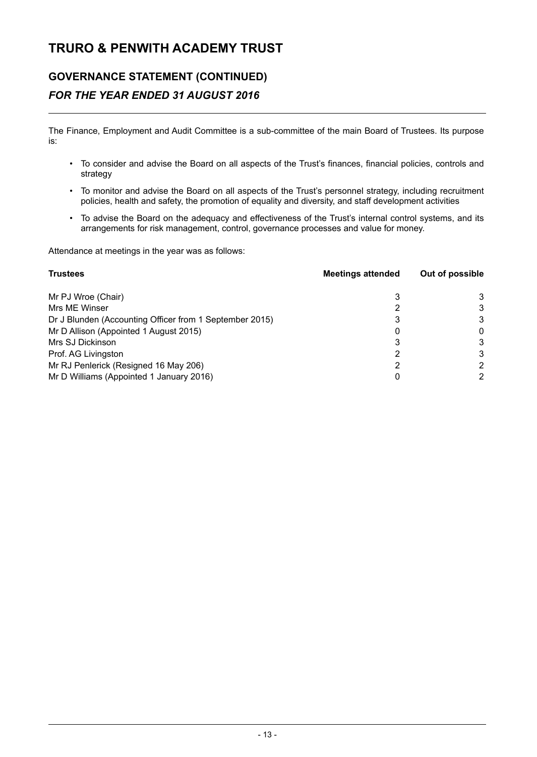# TRURO & PENWITH ACADEMY TRUST

## GOVERNANCE STATEMENT (CONTINUED)

### *FOR THE YEAR ENDED 31 AUGUST 2016*

The Finance, Employment and Audit Committee is a sub-committee of the main Board of Trustees. Its purpose is:

- To consider and advise the Board on all aspects of the Trust's finances, financial policies, controls and strategy
- To monitor and advise the Board on all aspects of the Trust's personnel strategy, including recruitment policies, health and safety, the promotion of equality and diversity, and staff development activities
- To advise the Board on the adequacy and effectiveness of the Trust's internal control systems, and its arrangements for risk management, control, governance processes and value for money.

Attendance at meetings in the year was as follows:

| **Trustees** | **Meetings attended** | **Out of possible** |
|---|---|---|
| Mr PJ Wroe (Chair) | 3 | 3 |
| Mrs ME Winser | 2 | 3 |
| Dr J Blunden (Accounting Officer from 1 September 2015) | 3 | 3 |
| Mr D Allison (Appointed 1 August 2015) | 0 | 0 |
| Mrs SJ Dickinson | 3 | 3 |
| Prof. AG Livingston | 2 | 3 |
| Mr RJ Penlerick (Resigned 16 May 206) | 2 | 2 |
| Mr D Williams (Appointed 1 January 2016) | 0 | 2 |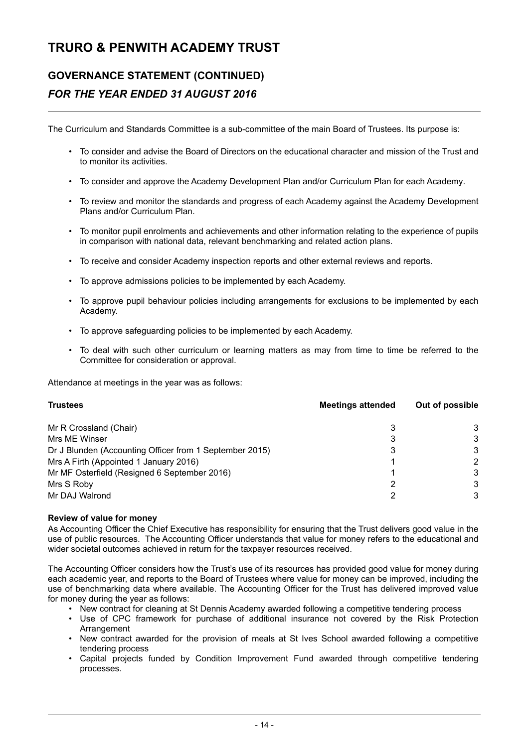# TRURO & PENWITH ACADEMY TRUST

## GOVERNANCE STATEMENT (CONTINUED)

### *FOR THE YEAR ENDED 31 AUGUST 2016*

The Curriculum and Standards Committee is a sub-committee of the main Board of Trustees. Its purpose is:

- To consider and advise the Board of Directors on the educational character and mission of the Trust and to monitor its activities.
- To consider and approve the Academy Development Plan and/or Curriculum Plan for each Academy.
- To review and monitor the standards and progress of each Academy against the Academy Development Plans and/or Curriculum Plan.
- To monitor pupil enrolments and achievements and other information relating to the experience of pupils in comparison with national data, relevant benchmarking and related action plans.
- To receive and consider Academy inspection reports and other external reviews and reports.
- To approve admissions policies to be implemented by each Academy.
- To approve pupil behaviour policies including arrangements for exclusions to be implemented by each Academy.
- To approve safeguarding policies to be implemented by each Academy.
- To deal with such other curriculum or learning matters as may from time to time be referred to the Committee for consideration or approval.

Attendance at meetings in the year was as follows:

| Trustees | Meetings attended | Out of possible |
|---|---|---|
| Mr R Crossland (Chair) | 3 | 3 |
| Mrs ME Winser | 3 | 3 |
| Dr J Blunden (Accounting Officer from 1 September 2015) | 3 | 3 |
| Mrs A Firth (Appointed 1 January 2016) | 1 | 2 |
| Mr MF Osterfield (Resigned 6 September 2016) | 1 | 3 |
| Mrs S Roby | 2 | 3 |
| Mr DAJ Walrond | 2 | 3 |

**Review of value for money**

As Accounting Officer the Chief Executive has responsibility for ensuring that the Trust delivers good value in the use of public resources. The Accounting Officer understands that value for money refers to the educational and wider societal outcomes achieved in return for the taxpayer resources received.

The Accounting Officer considers how the Trust's use of its resources has provided good value for money during each academic year, and reports to the Board of Trustees where value for money can be improved, including the use of benchmarking data where available. The Accounting Officer for the Trust has delivered improved value for money during the year as follows:

- New contract for cleaning at St Dennis Academy awarded following a competitive tendering process
- Use of CPC framework for purchase of additional insurance not covered by the Risk Protection Arrangement
- New contract awarded for the provision of meals at St Ives School awarded following a competitive tendering process
- Capital projects funded by Condition Improvement Fund awarded through competitive tendering processes.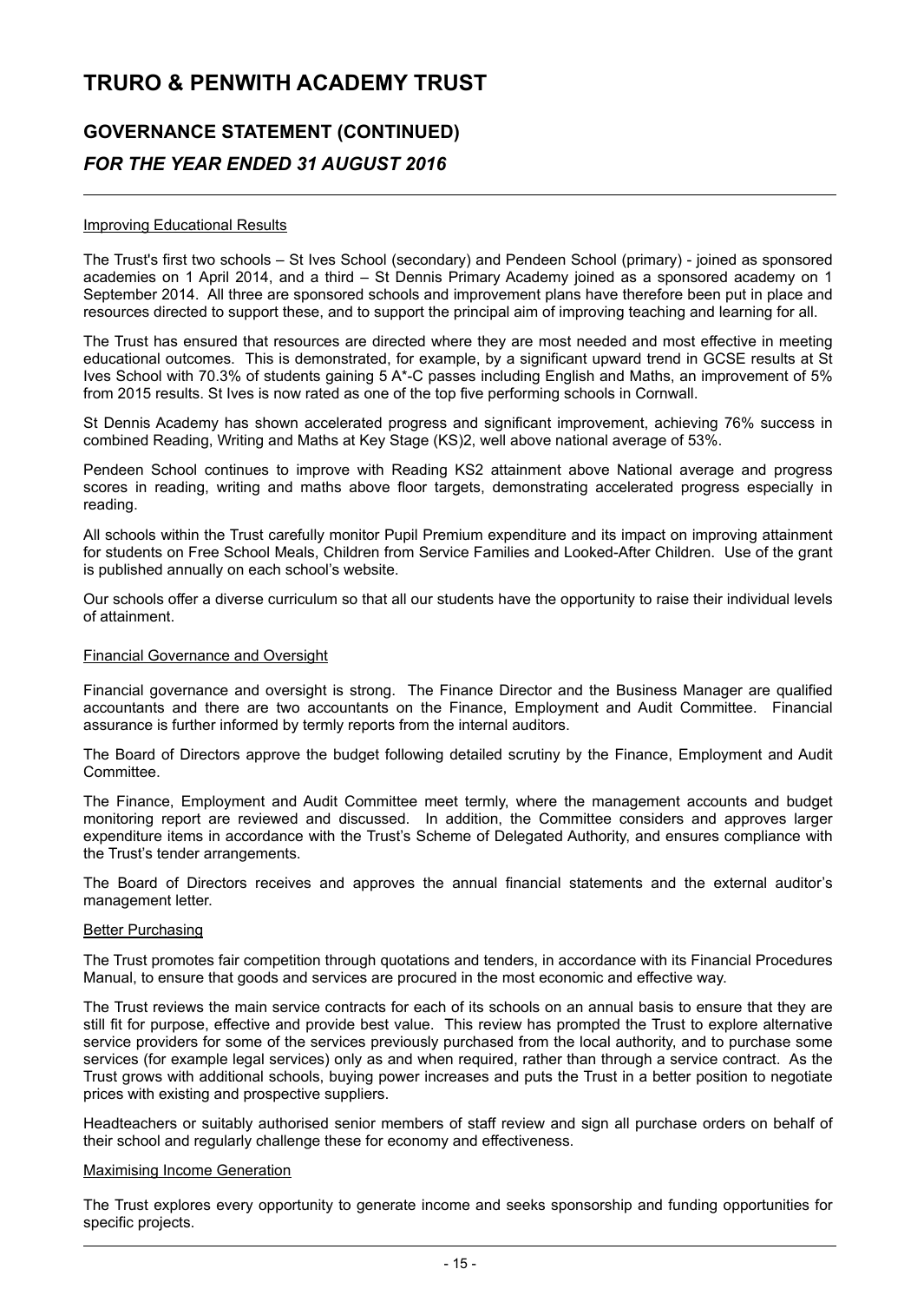# TRURO & PENWITH ACADEMY TRUST

## GOVERNANCE STATEMENT (CONTINUED)

### *FOR THE YEAR ENDED 31 AUGUST 2016*

Improving Educational Results

The Trust's first two schools – St Ives School (secondary) and Pendeen School (primary) - joined as sponsored academies on 1 April 2014, and a third – St Dennis Primary Academy joined as a sponsored academy on 1 September 2014. All three are sponsored schools and improvement plans have therefore been put in place and resources directed to support these, and to support the principal aim of improving teaching and learning for all.

The Trust has ensured that resources are directed where they are most needed and most effective in meeting educational outcomes. This is demonstrated, for example, by a significant upward trend in GCSE results at St Ives School with 70.3% of students gaining 5 A*-C passes including English and Maths, an improvement of 5% from 2015 results. St Ives is now rated as one of the top five performing schools in Cornwall.

St Dennis Academy has shown accelerated progress and significant improvement, achieving 76% success in combined Reading, Writing and Maths at Key Stage (KS)2, well above national average of 53%.

Pendeen School continues to improve with Reading KS2 attainment above National average and progress scores in reading, writing and maths above floor targets, demonstrating accelerated progress especially in reading.

All schools within the Trust carefully monitor Pupil Premium expenditure and its impact on improving attainment for students on Free School Meals, Children from Service Families and Looked-After Children. Use of the grant is published annually on each school's website.

Our schools offer a diverse curriculum so that all our students have the opportunity to raise their individual levels of attainment.

Financial Governance and Oversight

Financial governance and oversight is strong. The Finance Director and the Business Manager are qualified accountants and there are two accountants on the Finance, Employment and Audit Committee. Financial assurance is further informed by termly reports from the internal auditors.

The Board of Directors approve the budget following detailed scrutiny by the Finance, Employment and Audit Committee.

The Finance, Employment and Audit Committee meet termly, where the management accounts and budget monitoring report are reviewed and discussed. In addition, the Committee considers and approves larger expenditure items in accordance with the Trust's Scheme of Delegated Authority, and ensures compliance with the Trust's tender arrangements.

The Board of Directors receives and approves the annual financial statements and the external auditor's management letter.

Better Purchasing

The Trust promotes fair competition through quotations and tenders, in accordance with its Financial Procedures Manual, to ensure that goods and services are procured in the most economic and effective way.

The Trust reviews the main service contracts for each of its schools on an annual basis to ensure that they are still fit for purpose, effective and provide best value. This review has prompted the Trust to explore alternative service providers for some of the services previously purchased from the local authority, and to purchase some services (for example legal services) only as and when required, rather than through a service contract. As the Trust grows with additional schools, buying power increases and puts the Trust in a better position to negotiate prices with existing and prospective suppliers.

Headteachers or suitably authorised senior members of staff review and sign all purchase orders on behalf of their school and regularly challenge these for economy and effectiveness.

Maximising Income Generation

The Trust explores every opportunity to generate income and seeks sponsorship and funding opportunities for specific projects.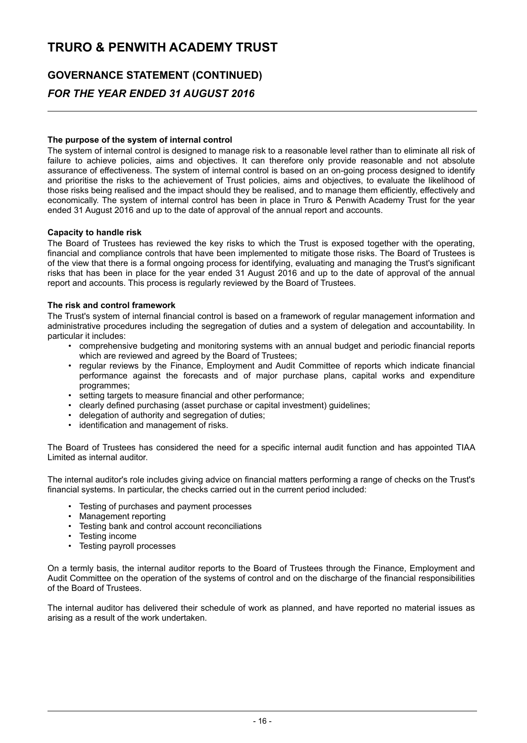# TRURO & PENWITH ACADEMY TRUST

## GOVERNANCE STATEMENT (CONTINUED)

### *FOR THE YEAR ENDED 31 AUGUST 2016*

**The purpose of the system of internal control**

The system of internal control is designed to manage risk to a reasonable level rather than to eliminate all risk of failure to achieve policies, aims and objectives. It can therefore only provide reasonable and not absolute assurance of effectiveness. The system of internal control is based on an on-going process designed to identify and prioritise the risks to the achievement of Trust policies, aims and objectives, to evaluate the likelihood of those risks being realised and the impact should they be realised, and to manage them efficiently, effectively and economically. The system of internal control has been in place in Truro & Penwith Academy Trust for the year ended 31 August 2016 and up to the date of approval of the annual report and accounts.

**Capacity to handle risk**

The Board of Trustees has reviewed the key risks to which the Trust is exposed together with the operating, financial and compliance controls that have been implemented to mitigate those risks. The Board of Trustees is of the view that there is a formal ongoing process for identifying, evaluating and managing the Trust's significant risks that has been in place for the year ended 31 August 2016 and up to the date of approval of the annual report and accounts. This process is regularly reviewed by the Board of Trustees.

**The risk and control framework**

The Trust's system of internal financial control is based on a framework of regular management information and administrative procedures including the segregation of duties and a system of delegation and accountability. In particular it includes:

- comprehensive budgeting and monitoring systems with an annual budget and periodic financial reports which are reviewed and agreed by the Board of Trustees;
- regular reviews by the Finance, Employment and Audit Committee of reports which indicate financial performance against the forecasts and of major purchase plans, capital works and expenditure programmes;
- setting targets to measure financial and other performance;
- clearly defined purchasing (asset purchase or capital investment) guidelines;
- delegation of authority and segregation of duties;
- identification and management of risks.

The Board of Trustees has considered the need for a specific internal audit function and has appointed TIAA Limited as internal auditor.

The internal auditor's role includes giving advice on financial matters performing a range of checks on the Trust's financial systems. In particular, the checks carried out in the current period included:

- Testing of purchases and payment processes
- Management reporting
- Testing bank and control account reconciliations
- Testing income
- Testing payroll processes

On a termly basis, the internal auditor reports to the Board of Trustees through the Finance, Employment and Audit Committee on the operation of the systems of control and on the discharge of the financial responsibilities of the Board of Trustees.

The internal auditor has delivered their schedule of work as planned, and have reported no material issues as arising as a result of the work undertaken.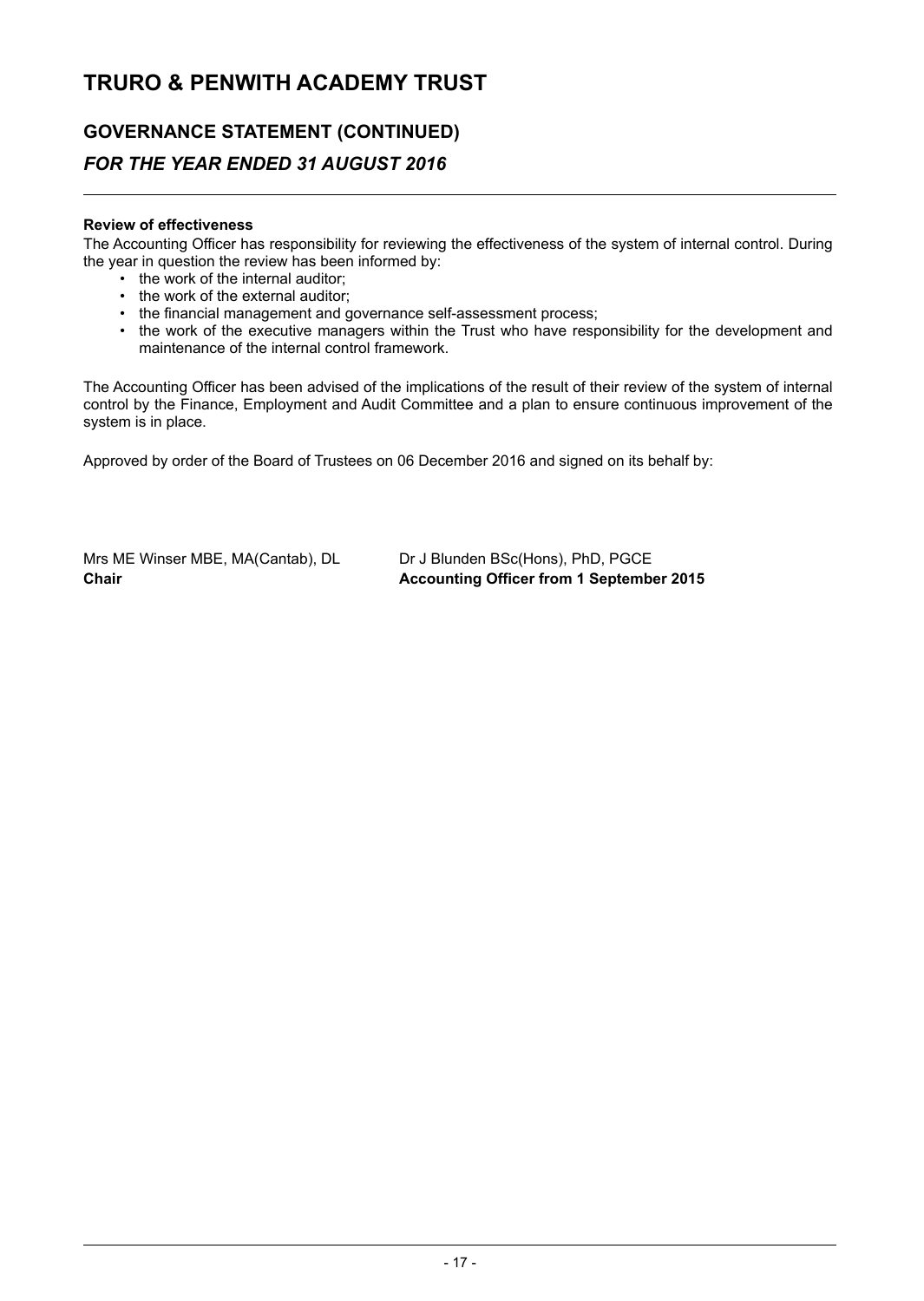# TRURO & PENWITH ACADEMY TRUST

## GOVERNANCE STATEMENT (CONTINUED)

### *FOR THE YEAR ENDED 31 AUGUST 2016*

**Review of effectiveness**

The Accounting Officer has responsibility for reviewing the effectiveness of the system of internal control. During the year in question the review has been informed by:

- the work of the internal auditor;
- the work of the external auditor;
- the financial management and governance self-assessment process;
- the work of the executive managers within the Trust who have responsibility for the development and maintenance of the internal control framework.

The Accounting Officer has been advised of the implications of the result of their review of the system of internal control by the Finance, Employment and Audit Committee and a plan to ensure continuous improvement of the system is in place.

Approved by order of the Board of Trustees on 06 December 2016 and signed on its behalf by:

Mrs ME Winser MBE, MA(Cantab), DL
**Chair**

Dr J Blunden BSc(Hons), PhD, PGCE
**Accounting Officer from 1 September 2015**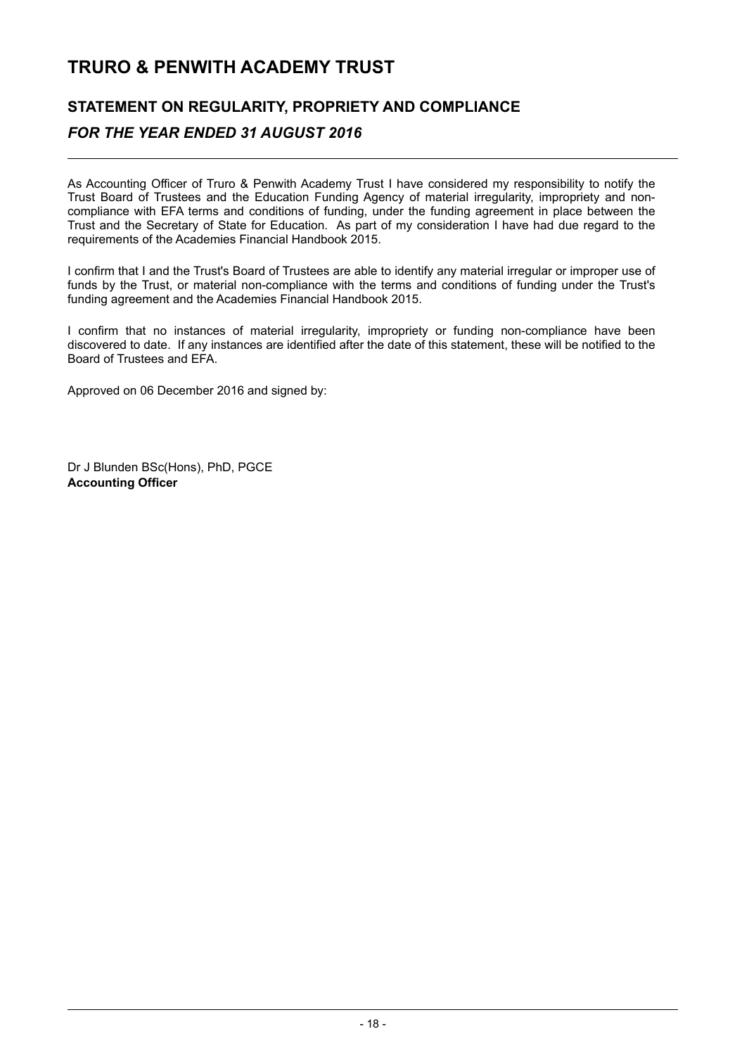# TRURO & PENWITH ACADEMY TRUST

## STATEMENT ON REGULARITY, PROPRIETY AND COMPLIANCE

### *FOR THE YEAR ENDED 31 AUGUST 2016*

As Accounting Officer of Truro & Penwith Academy Trust I have considered my responsibility to notify the Trust Board of Trustees and the Education Funding Agency of material irregularity, impropriety and non-compliance with EFA terms and conditions of funding, under the funding agreement in place between the Trust and the Secretary of State for Education. As part of my consideration I have had due regard to the requirements of the Academies Financial Handbook 2015.

I confirm that I and the Trust's Board of Trustees are able to identify any material irregular or improper use of funds by the Trust, or material non-compliance with the terms and conditions of funding under the Trust's funding agreement and the Academies Financial Handbook 2015.

I confirm that no instances of material irregularity, impropriety or funding non-compliance have been discovered to date. If any instances are identified after the date of this statement, these will be notified to the Board of Trustees and EFA.

Approved on 06 December 2016 and signed by:

Dr J Blunden BSc(Hons), PhD, PGCE
**Accounting Officer**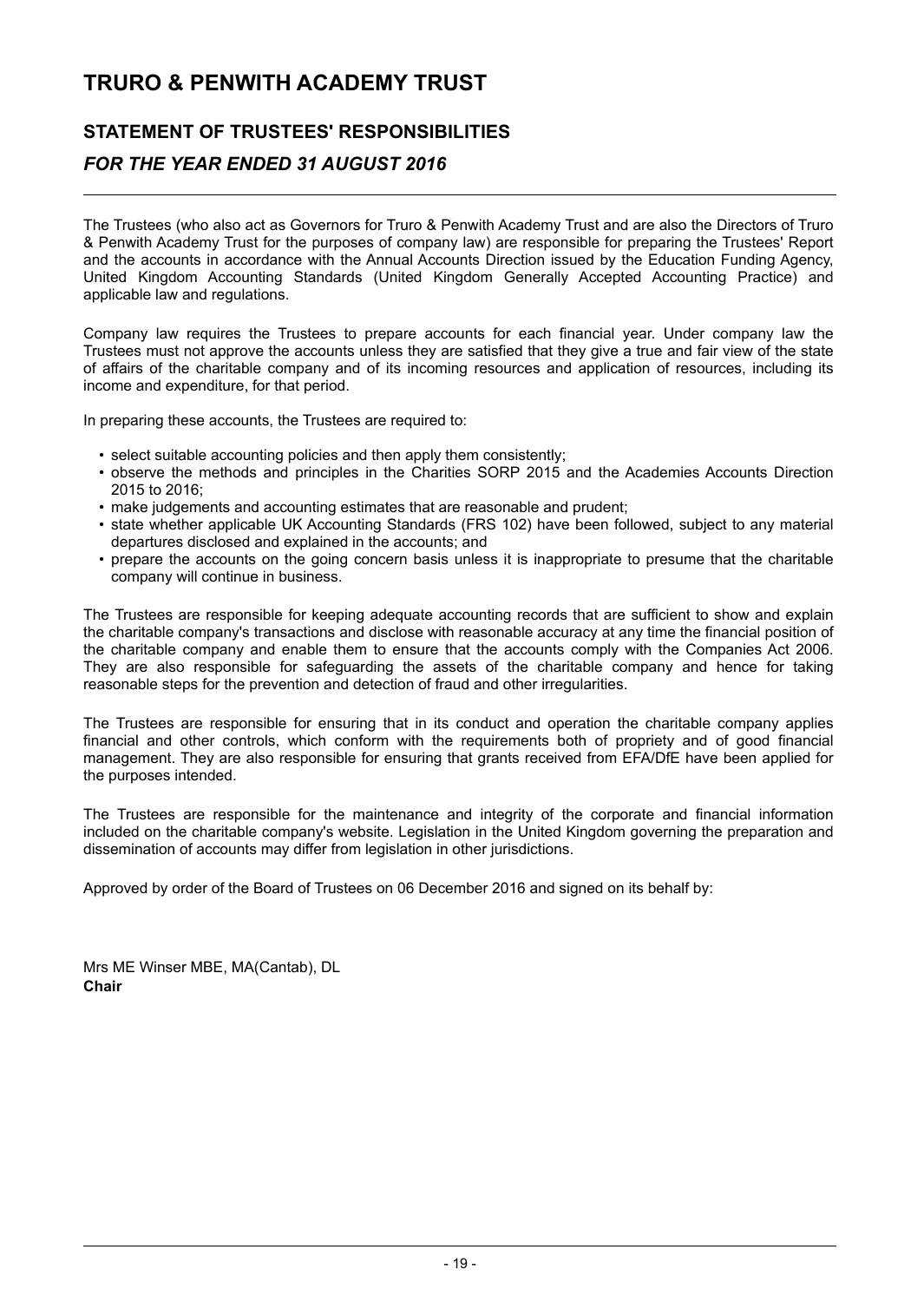# TRURO & PENWITH ACADEMY TRUST

## STATEMENT OF TRUSTEES' RESPONSIBILITIES

### *FOR THE YEAR ENDED 31 AUGUST 2016*

The Trustees (who also act as Governors for Truro & Penwith Academy Trust and are also the Directors of Truro & Penwith Academy Trust for the purposes of company law) are responsible for preparing the Trustees' Report and the accounts in accordance with the Annual Accounts Direction issued by the Education Funding Agency, United Kingdom Accounting Standards (United Kingdom Generally Accepted Accounting Practice) and applicable law and regulations.

Company law requires the Trustees to prepare accounts for each financial year. Under company law the Trustees must not approve the accounts unless they are satisfied that they give a true and fair view of the state of affairs of the charitable company and of its incoming resources and application of resources, including its income and expenditure, for that period.

In preparing these accounts, the Trustees are required to:

- select suitable accounting policies and then apply them consistently;
- observe the methods and principles in the Charities SORP 2015 and the Academies Accounts Direction 2015 to 2016;
- make judgements and accounting estimates that are reasonable and prudent;
- state whether applicable UK Accounting Standards (FRS 102) have been followed, subject to any material departures disclosed and explained in the accounts; and
- prepare the accounts on the going concern basis unless it is inappropriate to presume that the charitable company will continue in business.

The Trustees are responsible for keeping adequate accounting records that are sufficient to show and explain the charitable company's transactions and disclose with reasonable accuracy at any time the financial position of the charitable company and enable them to ensure that the accounts comply with the Companies Act 2006. They are also responsible for safeguarding the assets of the charitable company and hence for taking reasonable steps for the prevention and detection of fraud and other irregularities.

The Trustees are responsible for ensuring that in its conduct and operation the charitable company applies financial and other controls, which conform with the requirements both of propriety and of good financial management. They are also responsible for ensuring that grants received from EFA/DfE have been applied for the purposes intended.

The Trustees are responsible for the maintenance and integrity of the corporate and financial information included on the charitable company's website. Legislation in the United Kingdom governing the preparation and dissemination of accounts may differ from legislation in other jurisdictions.

Approved by order of the Board of Trustees on 06 December 2016 and signed on its behalf by:

Mrs ME Winser MBE, MA(Cantab), DL
**Chair**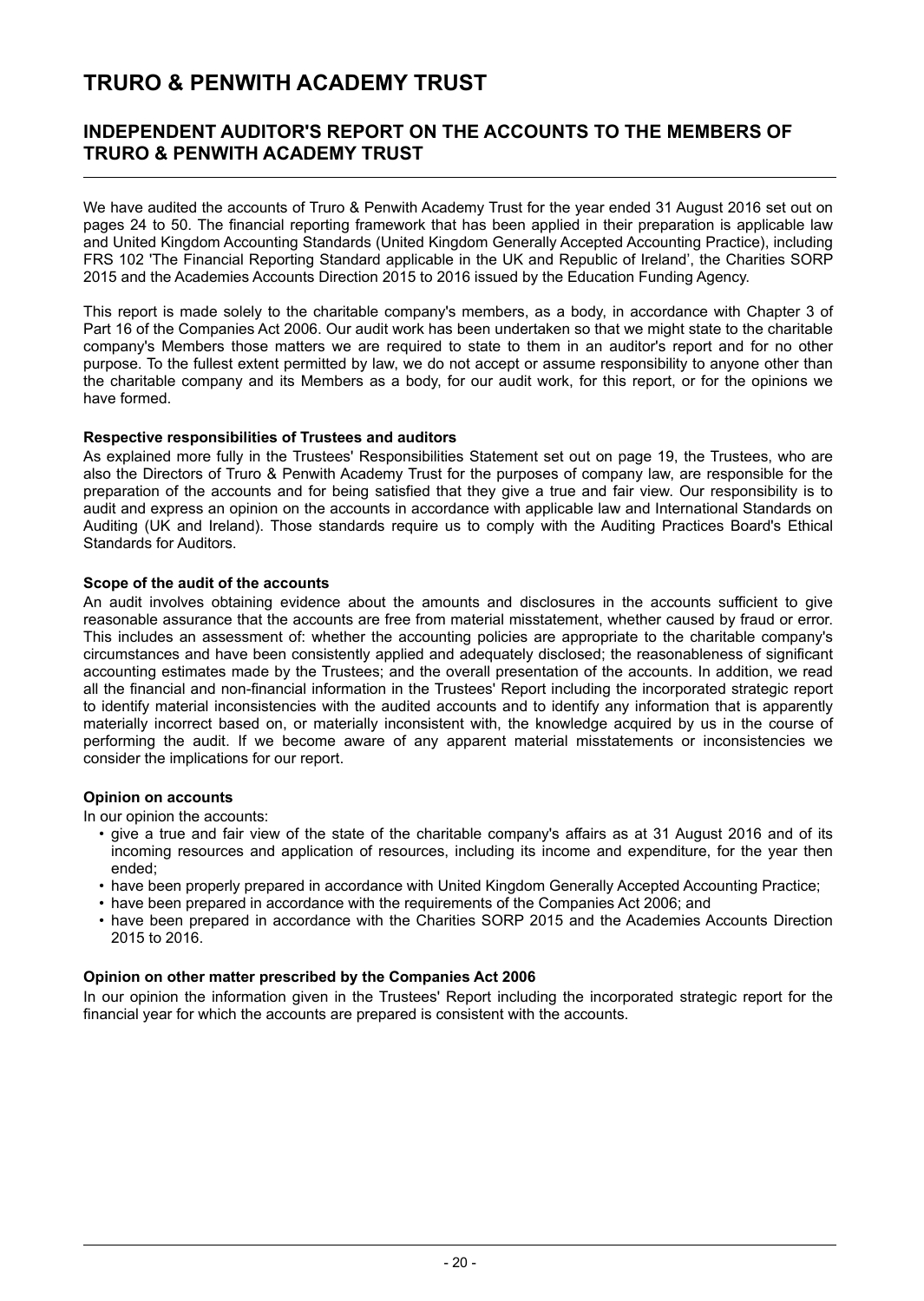# TRURO & PENWITH ACADEMY TRUST

## INDEPENDENT AUDITOR'S REPORT ON THE ACCOUNTS TO THE MEMBERS OF TRURO & PENWITH ACADEMY TRUST

We have audited the accounts of Truro & Penwith Academy Trust for the year ended 31 August 2016 set out on pages 24 to 50. The financial reporting framework that has been applied in their preparation is applicable law and United Kingdom Accounting Standards (United Kingdom Generally Accepted Accounting Practice), including FRS 102 'The Financial Reporting Standard applicable in the UK and Republic of Ireland', the Charities SORP 2015 and the Academies Accounts Direction 2015 to 2016 issued by the Education Funding Agency.

This report is made solely to the charitable company's members, as a body, in accordance with Chapter 3 of Part 16 of the Companies Act 2006. Our audit work has been undertaken so that we might state to the charitable company's Members those matters we are required to state to them in an auditor's report and for no other purpose. To the fullest extent permitted by law, we do not accept or assume responsibility to anyone other than the charitable company and its Members as a body, for our audit work, for this report, or for the opinions we have formed.

**Respective responsibilities of Trustees and auditors**

As explained more fully in the Trustees' Responsibilities Statement set out on page 19, the Trustees, who are also the Directors of Truro & Penwith Academy Trust for the purposes of company law, are responsible for the preparation of the accounts and for being satisfied that they give a true and fair view. Our responsibility is to audit and express an opinion on the accounts in accordance with applicable law and International Standards on Auditing (UK and Ireland). Those standards require us to comply with the Auditing Practices Board's Ethical Standards for Auditors.

**Scope of the audit of the accounts**

An audit involves obtaining evidence about the amounts and disclosures in the accounts sufficient to give reasonable assurance that the accounts are free from material misstatement, whether caused by fraud or error. This includes an assessment of: whether the accounting policies are appropriate to the charitable company's circumstances and have been consistently applied and adequately disclosed; the reasonableness of significant accounting estimates made by the Trustees; and the overall presentation of the accounts. In addition, we read all the financial and non-financial information in the Trustees' Report including the incorporated strategic report to identify material inconsistencies with the audited accounts and to identify any information that is apparently materially incorrect based on, or materially inconsistent with, the knowledge acquired by us in the course of performing the audit. If we become aware of any apparent material misstatements or inconsistencies we consider the implications for our report.

**Opinion on accounts**

In our opinion the accounts:

- give a true and fair view of the state of the charitable company's affairs as at 31 August 2016 and of its incoming resources and application of resources, including its income and expenditure, for the year then ended;
- have been properly prepared in accordance with United Kingdom Generally Accepted Accounting Practice;
- have been prepared in accordance with the requirements of the Companies Act 2006; and
- have been prepared in accordance with the Charities SORP 2015 and the Academies Accounts Direction 2015 to 2016.

**Opinion on other matter prescribed by the Companies Act 2006**

In our opinion the information given in the Trustees' Report including the incorporated strategic report for the financial year for which the accounts are prepared is consistent with the accounts.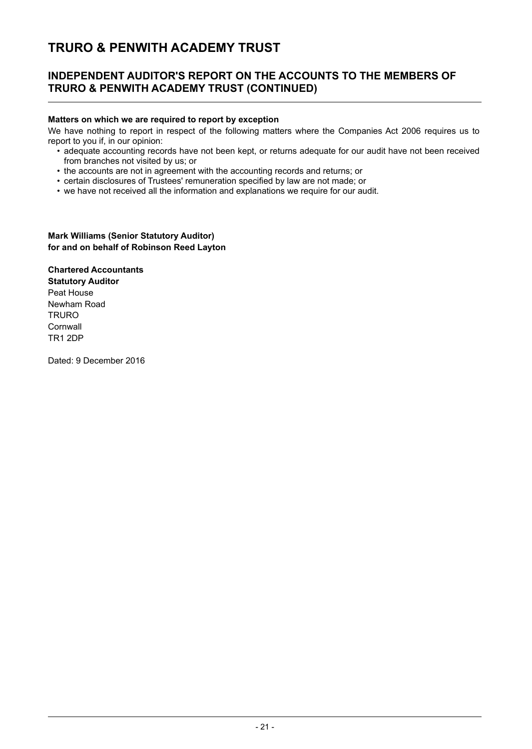# TRURO & PENWITH ACADEMY TRUST

## INDEPENDENT AUDITOR'S REPORT ON THE ACCOUNTS TO THE MEMBERS OF TRURO & PENWITH ACADEMY TRUST (CONTINUED)

**Matters on which we are required to report by exception**

We have nothing to report in respect of the following matters where the Companies Act 2006 requires us to report to you if, in our opinion:

- adequate accounting records have not been kept, or returns adequate for our audit have not been received from branches not visited by us; or
- the accounts are not in agreement with the accounting records and returns; or
- certain disclosures of Trustees' remuneration specified by law are not made; or
- we have not received all the information and explanations we require for our audit.

**Mark Williams (Senior Statutory Auditor)**
**for and on behalf of Robinson Reed Layton**

**Chartered Accountants**
**Statutory Auditor**
Peat House
Newham Road
TRURO
Cornwall
TR1 2DP

Dated: 9 December 2016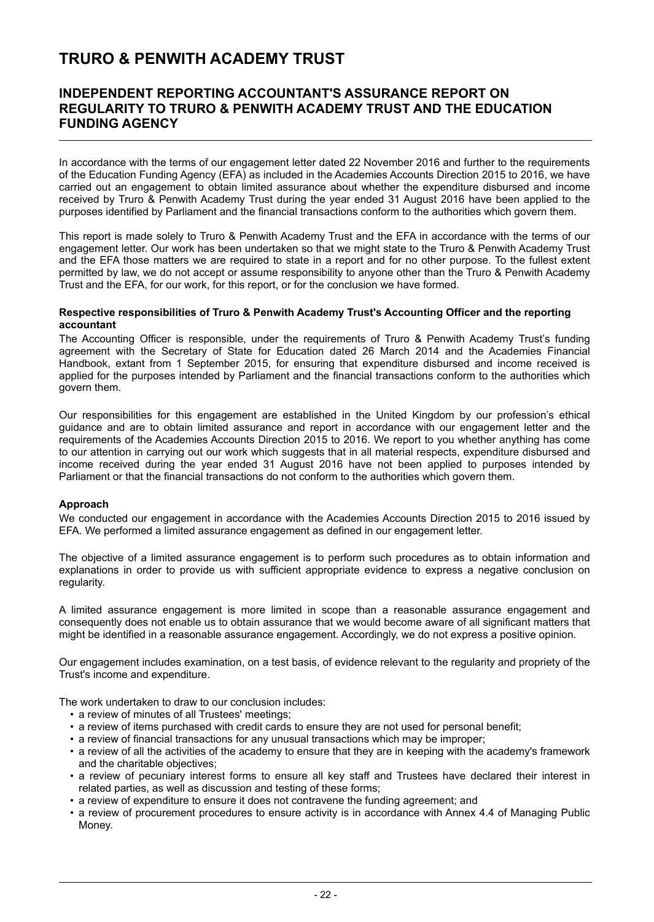# TRURO & PENWITH ACADEMY TRUST

## INDEPENDENT REPORTING ACCOUNTANT'S ASSURANCE REPORT ON REGULARITY TO TRURO & PENWITH ACADEMY TRUST AND THE EDUCATION FUNDING AGENCY

In accordance with the terms of our engagement letter dated 22 November 2016 and further to the requirements of the Education Funding Agency (EFA) as included in the Academies Accounts Direction 2015 to 2016, we have carried out an engagement to obtain limited assurance about whether the expenditure disbursed and income received by Truro & Penwith Academy Trust during the year ended 31 August 2016 have been applied to the purposes identified by Parliament and the financial transactions conform to the authorities which govern them.

This report is made solely to Truro & Penwith Academy Trust and the EFA in accordance with the terms of our engagement letter. Our work has been undertaken so that we might state to the Truro & Penwith Academy Trust and the EFA those matters we are required to state in a report and for no other purpose. To the fullest extent permitted by law, we do not accept or assume responsibility to anyone other than the Truro & Penwith Academy Trust and the EFA, for our work, for this report, or for the conclusion we have formed.

**Respective responsibilities of Truro & Penwith Academy Trust's Accounting Officer and the reporting accountant**

The Accounting Officer is responsible, under the requirements of Truro & Penwith Academy Trust's funding agreement with the Secretary of State for Education dated 26 March 2014 and the Academies Financial Handbook, extant from 1 September 2015, for ensuring that expenditure disbursed and income received is applied for the purposes intended by Parliament and the financial transactions conform to the authorities which govern them.

Our responsibilities for this engagement are established in the United Kingdom by our profession's ethical guidance and are to obtain limited assurance and report in accordance with our engagement letter and the requirements of the Academies Accounts Direction 2015 to 2016. We report to you whether anything has come to our attention in carrying out our work which suggests that in all material respects, expenditure disbursed and income received during the year ended 31 August 2016 have not been applied to purposes intended by Parliament or that the financial transactions do not conform to the authorities which govern them.

**Approach**

We conducted our engagement in accordance with the Academies Accounts Direction 2015 to 2016 issued by EFA. We performed a limited assurance engagement as defined in our engagement letter.

The objective of a limited assurance engagement is to perform such procedures as to obtain information and explanations in order to provide us with sufficient appropriate evidence to express a negative conclusion on regularity.

A limited assurance engagement is more limited in scope than a reasonable assurance engagement and consequently does not enable us to obtain assurance that we would become aware of all significant matters that might be identified in a reasonable assurance engagement. Accordingly, we do not express a positive opinion.

Our engagement includes examination, on a test basis, of evidence relevant to the regularity and propriety of the Trust's income and expenditure.

The work undertaken to draw to our conclusion includes:

- a review of minutes of all Trustees' meetings;
- a review of items purchased with credit cards to ensure they are not used for personal benefit;
- a review of financial transactions for any unusual transactions which may be improper;
- a review of all the activities of the academy to ensure that they are in keeping with the academy's framework and the charitable objectives;
- a review of pecuniary interest forms to ensure all key staff and Trustees have declared their interest in related parties, as well as discussion and testing of these forms;
- a review of expenditure to ensure it does not contravene the funding agreement; and
- a review of procurement procedures to ensure activity is in accordance with Annex 4.4 of Managing Public Money.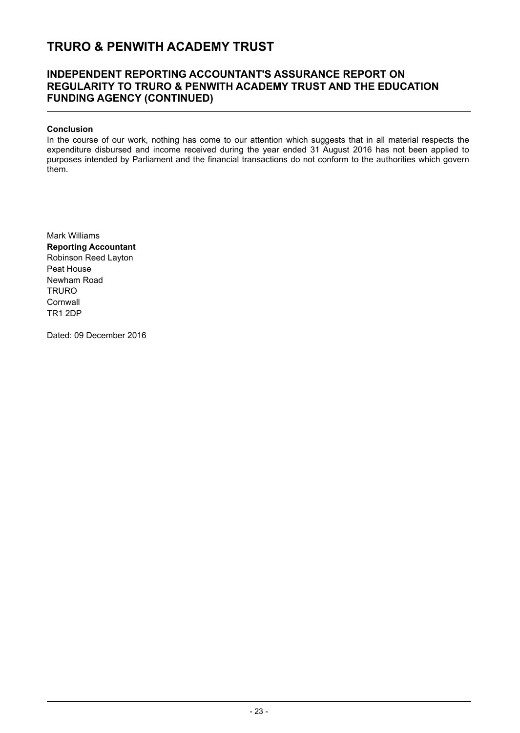# TRURO & PENWITH ACADEMY TRUST

## INDEPENDENT REPORTING ACCOUNTANT'S ASSURANCE REPORT ON REGULARITY TO TRURO & PENWITH ACADEMY TRUST AND THE EDUCATION FUNDING AGENCY (CONTINUED)

**Conclusion**

In the course of our work, nothing has come to our attention which suggests that in all material respects the expenditure disbursed and income received during the year ended 31 August 2016 has not been applied to purposes intended by Parliament and the financial transactions do not conform to the authorities which govern them.

Mark Williams
**Reporting Accountant**
Robinson Reed Layton
Peat House
Newham Road
TRURO
Cornwall
TR1 2DP

Dated: 09 December 2016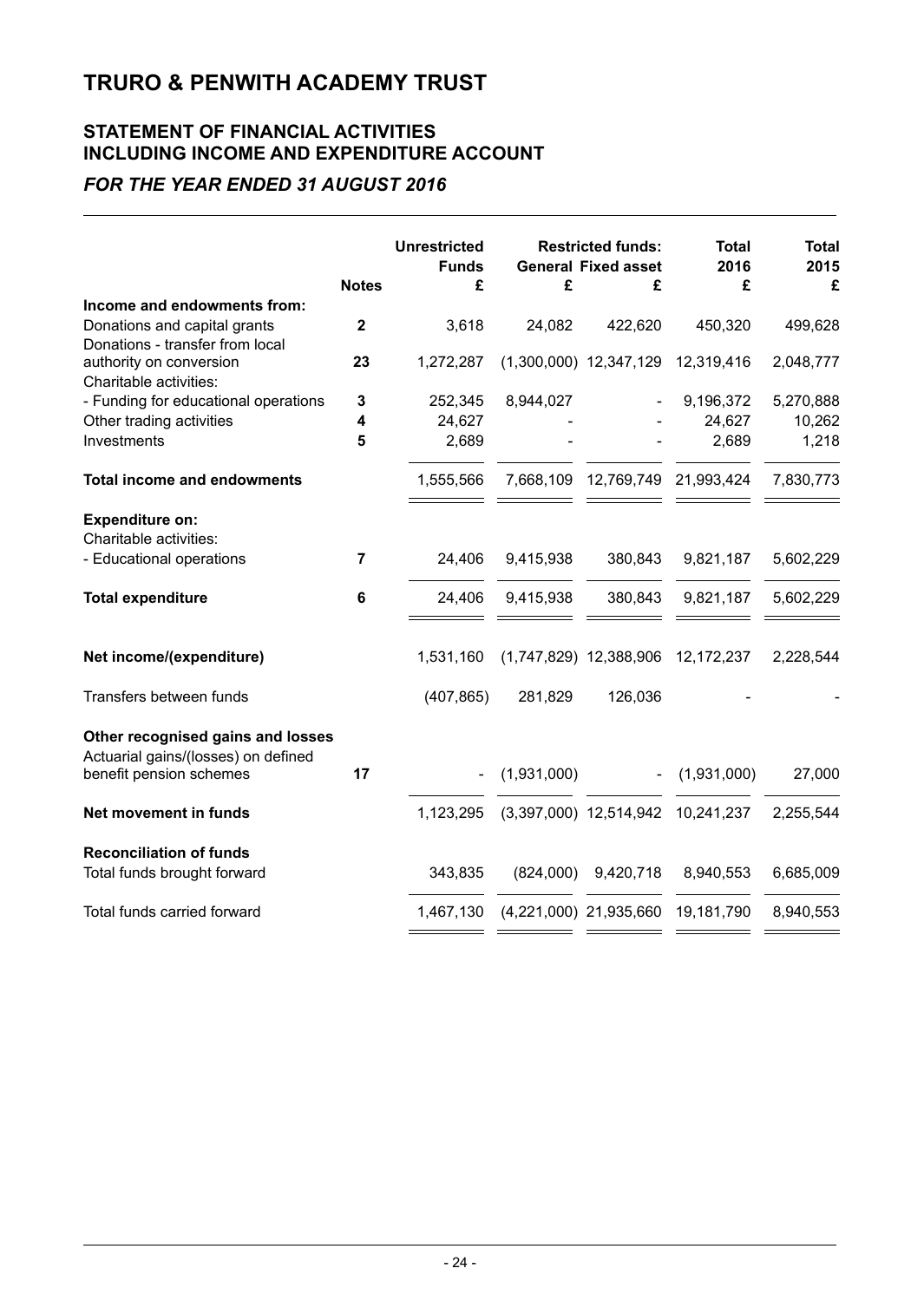# TRURO & PENWITH ACADEMY TRUST

## STATEMENT OF FINANCIAL ACTIVITIES INCLUDING INCOME AND EXPENDITURE ACCOUNT

### *FOR THE YEAR ENDED 31 AUGUST 2016*

| | Notes | Unrestricted Funds £ | Restricted funds: General £ | Restricted funds: Fixed asset £ | Total 2016 £ | Total 2015 £ |
|---|---|---|---|---|---|---|
| **Income and endowments from:** | | | | | | |
| Donations and capital grants | **2** | 3,618 | 24,082 | 422,620 | 450,320 | 499,628 |
| Donations - transfer from local authority on conversion | **23** | 1,272,287 | (1,300,000) | 12,347,129 | 12,319,416 | 2,048,777 |
| Charitable activities: | | | | | | |
| - Funding for educational operations | **3** | 252,345 | 8,944,027 | - | 9,196,372 | 5,270,888 |
| Other trading activities | **4** | 24,627 | - | - | 24,627 | 10,262 |
| Investments | **5** | 2,689 | - | - | 2,689 | 1,218 |
| **Total income and endowments** | | 1,555,566 | 7,668,109 | 12,769,749 | 21,993,424 | 7,830,773 |
| **Expenditure on:** | | | | | | |
| Charitable activities: | | | | | | |
| - Educational operations | **7** | 24,406 | 9,415,938 | 380,843 | 9,821,187 | 5,602,229 |
| **Total expenditure** | **6** | 24,406 | 9,415,938 | 380,843 | 9,821,187 | 5,602,229 |
| **Net income/(expenditure)** | | 1,531,160 | (1,747,829) | 12,388,906 | 12,172,237 | 2,228,544 |
| Transfers between funds | | (407,865) | 281,829 | 126,036 | - | - |
| **Other recognised gains and losses** | | | | | | |
| Actuarial gains/(losses) on defined benefit pension schemes | **17** | - | (1,931,000) | - | (1,931,000) | 27,000 |
| **Net movement in funds** | | 1,123,295 | (3,397,000) | 12,514,942 | 10,241,237 | 2,255,544 |
| **Reconciliation of funds** | | | | | | |
| Total funds brought forward | | 343,835 | (824,000) | 9,420,718 | 8,940,553 | 6,685,009 |
| Total funds carried forward | | 1,467,130 | (4,221,000) | 21,935,660 | 19,181,790 | 8,940,553 |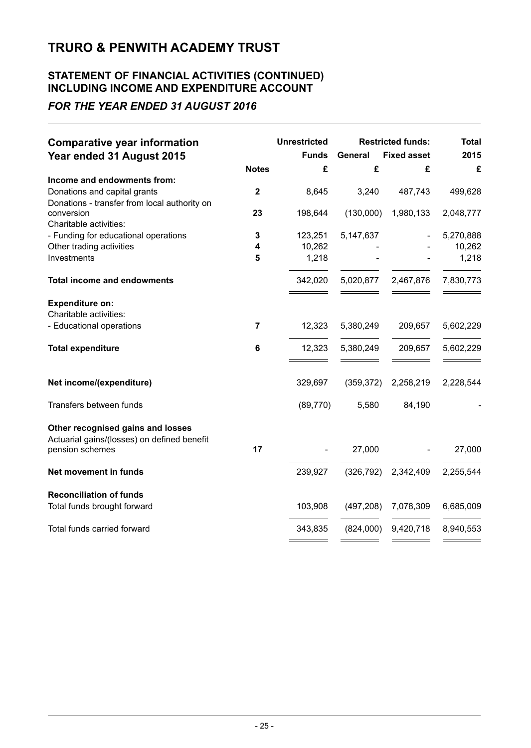# TRURO & PENWITH ACADEMY TRUST

## STATEMENT OF FINANCIAL ACTIVITIES (CONTINUED) INCLUDING INCOME AND EXPENDITURE ACCOUNT

### *FOR THE YEAR ENDED 31 AUGUST 2016*

| Comparative year information Year ended 31 August 2015 | Notes | Unrestricted Funds £ | Restricted funds: General £ | Restricted funds: Fixed asset £ | Total 2015 £ |
|---|---|---|---|---|---|
| **Income and endowments from:** | | | | | |
| Donations and capital grants | **2** | 8,645 | 3,240 | 487,743 | 499,628 |
| Donations - transfer from local authority on conversion | **23** | 198,644 | (130,000) | 1,980,133 | 2,048,777 |
| Charitable activities: | | | | | |
| - Funding for educational operations | **3** | 123,251 | 5,147,637 | - | 5,270,888 |
| Other trading activities | **4** | 10,262 | - | - | 10,262 |
| Investments | **5** | 1,218 | - | - | 1,218 |
| **Total income and endowments** | | 342,020 | 5,020,877 | 2,467,876 | 7,830,773 |
| **Expenditure on:** | | | | | |
| Charitable activities: | | | | | |
| - Educational operations | **7** | 12,323 | 5,380,249 | 209,657 | 5,602,229 |
| **Total expenditure** | **6** | 12,323 | 5,380,249 | 209,657 | 5,602,229 |
| **Net income/(expenditure)** | | 329,697 | (359,372) | 2,258,219 | 2,228,544 |
| Transfers between funds | | (89,770) | 5,580 | 84,190 | - |
| **Other recognised gains and losses** | | | | | |
| Actuarial gains/(losses) on defined benefit pension schemes | **17** | - | 27,000 | - | 27,000 |
| **Net movement in funds** | | 239,927 | (326,792) | 2,342,409 | 2,255,544 |
| **Reconciliation of funds** | | | | | |
| Total funds brought forward | | 103,908 | (497,208) | 7,078,309 | 6,685,009 |
| Total funds carried forward | | 343,835 | (824,000) | 9,420,718 | 8,940,553 |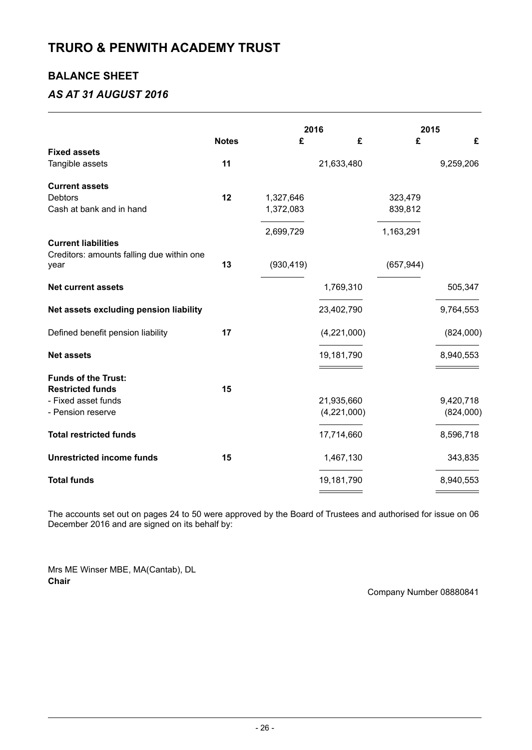# TRURO & PENWITH ACADEMY TRUST

## BALANCE SHEET

### *AS AT 31 AUGUST 2016*

| | Notes | 2016 £ | 2016 £ | 2015 £ | 2015 £ |
|---|---|---|---|---|---|
| **Fixed assets** | | | | | |
| Tangible assets | 11 | | 21,633,480 | | 9,259,206 |
| **Current assets** | | | | | |
| Debtors | 12 | 1,327,646 | | 323,479 | |
| Cash at bank and in hand | | 1,372,083 | | 839,812 | |
| | | 2,699,729 | | 1,163,291 | |
| **Current liabilities** | | | | | |
| Creditors: amounts falling due within one year | 13 | (930,419) | | (657,944) | |
| **Net current assets** | | | 1,769,310 | | 505,347 |
| **Net assets excluding pension liability** | | | 23,402,790 | | 9,764,553 |
| Defined benefit pension liability | 17 | | (4,221,000) | | (824,000) |
| **Net assets** | | | 19,181,790 | | 8,940,553 |
| **Funds of the Trust:** | | | | | |
| **Restricted funds** | 15 | | | | |
| - Fixed asset funds | | | 21,935,660 | | 9,420,718 |
| - Pension reserve | | | (4,221,000) | | (824,000) |
| **Total restricted funds** | | | 17,714,660 | | 8,596,718 |
| **Unrestricted income funds** | 15 | | 1,467,130 | | 343,835 |
| **Total funds** | | | 19,181,790 | | 8,940,553 |

The accounts set out on pages 24 to 50 were approved by the Board of Trustees and authorised for issue on 06 December 2016 and are signed on its behalf by:

Mrs ME Winser MBE, MA(Cantab), DL
**Chair**

Company Number 08880841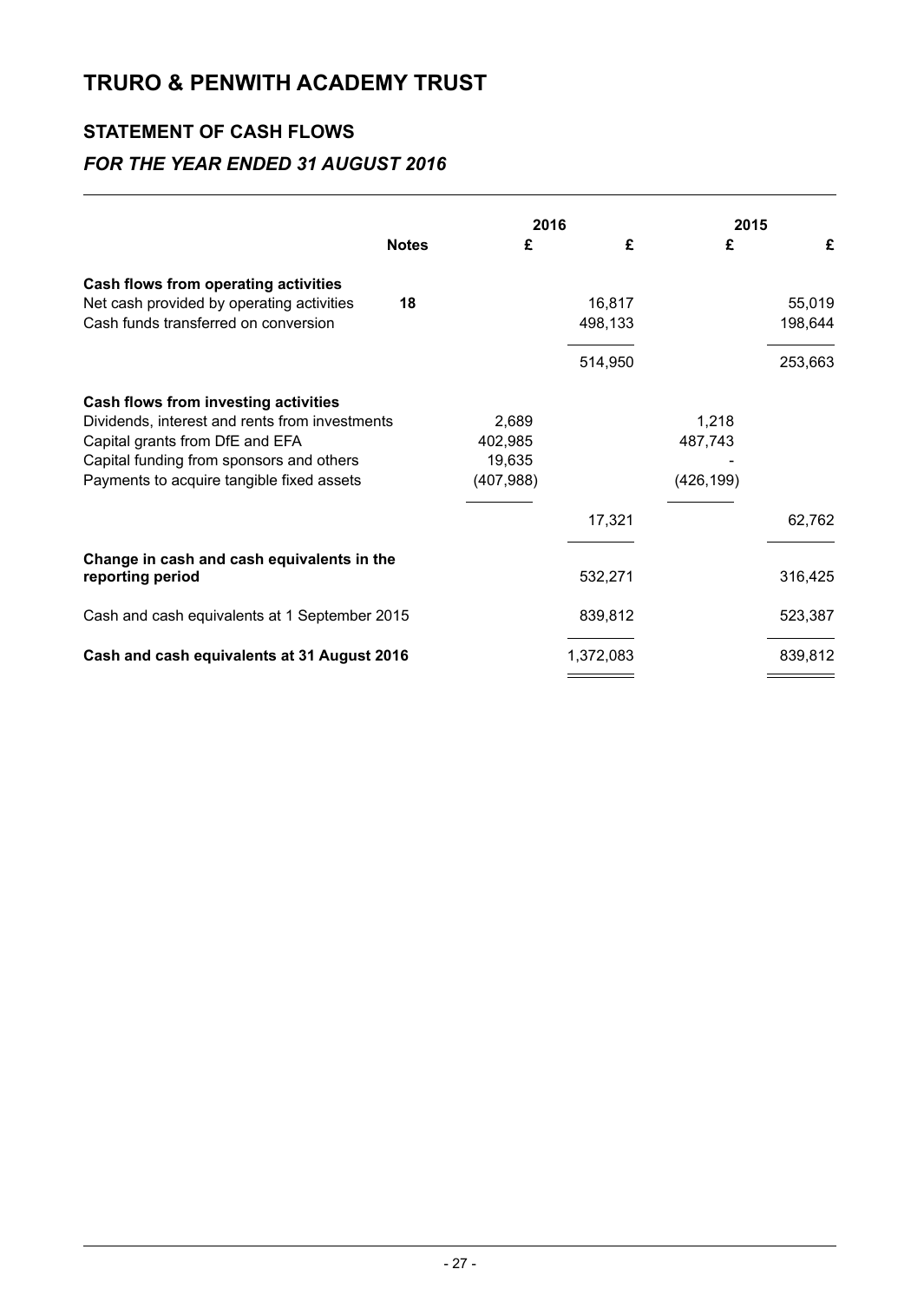# TRURO & PENWITH ACADEMY TRUST

## STATEMENT OF CASH FLOWS

### *FOR THE YEAR ENDED 31 AUGUST 2016*

| | Notes | 2016 £ | 2016 £ | 2015 £ | 2015 £ |
|---|---|---|---|---|---|
| **Cash flows from operating activities** | | | | | |
| Net cash provided by operating activities | **18** | | 16,817 | | 55,019 |
| Cash funds transferred on conversion | | | 498,133 | | 198,644 |
| | | | 514,950 | | 253,663 |
| **Cash flows from investing activities** | | | | | |
| Dividends, interest and rents from investments | | 2,689 | | 1,218 | |
| Capital grants from DfE and EFA | | 402,985 | | 487,743 | |
| Capital funding from sponsors and others | | 19,635 | | - | |
| Payments to acquire tangible fixed assets | | (407,988) | | (426,199) | |
| | | | 17,321 | | 62,762 |
| **Change in cash and cash equivalents in the reporting period** | | | 532,271 | | 316,425 |
| Cash and cash equivalents at 1 September 2015 | | | 839,812 | | 523,387 |
| **Cash and cash equivalents at 31 August 2016** | | | 1,372,083 | | 839,812 |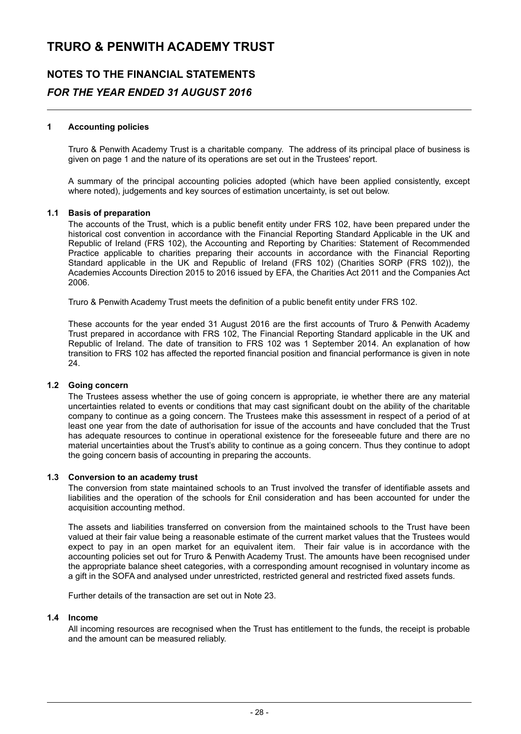# TRURO & PENWITH ACADEMY TRUST

## NOTES TO THE FINANCIAL STATEMENTS

### *FOR THE YEAR ENDED 31 AUGUST 2016*

**1 Accounting policies**

Truro & Penwith Academy Trust is a charitable company. The address of its principal place of business is given on page 1 and the nature of its operations are set out in the Trustees' report.

A summary of the principal accounting policies adopted (which have been applied consistently, except where noted), judgements and key sources of estimation uncertainty, is set out below.

**1.1 Basis of preparation**

The accounts of the Trust, which is a public benefit entity under FRS 102, have been prepared under the historical cost convention in accordance with the Financial Reporting Standard Applicable in the UK and Republic of Ireland (FRS 102), the Accounting and Reporting by Charities: Statement of Recommended Practice applicable to charities preparing their accounts in accordance with the Financial Reporting Standard applicable in the UK and Republic of Ireland (FRS 102) (Charities SORP (FRS 102)), the Academies Accounts Direction 2015 to 2016 issued by EFA, the Charities Act 2011 and the Companies Act 2006.

Truro & Penwith Academy Trust meets the definition of a public benefit entity under FRS 102.

These accounts for the year ended 31 August 2016 are the first accounts of Truro & Penwith Academy Trust prepared in accordance with FRS 102, The Financial Reporting Standard applicable in the UK and Republic of Ireland. The date of transition to FRS 102 was 1 September 2014. An explanation of how transition to FRS 102 has affected the reported financial position and financial performance is given in note 24.

**1.2 Going concern**

The Trustees assess whether the use of going concern is appropriate, ie whether there are any material uncertainties related to events or conditions that may cast significant doubt on the ability of the charitable company to continue as a going concern. The Trustees make this assessment in respect of a period of at least one year from the date of authorisation for issue of the accounts and have concluded that the Trust has adequate resources to continue in operational existence for the foreseeable future and there are no material uncertainties about the Trust's ability to continue as a going concern. Thus they continue to adopt the going concern basis of accounting in preparing the accounts.

**1.3 Conversion to an academy trust**

The conversion from state maintained schools to an Trust involved the transfer of identifiable assets and liabilities and the operation of the schools for £nil consideration and has been accounted for under the acquisition accounting method.

The assets and liabilities transferred on conversion from the maintained schools to the Trust have been valued at their fair value being a reasonable estimate of the current market values that the Trustees would expect to pay in an open market for an equivalent item. Their fair value is in accordance with the accounting policies set out for Truro & Penwith Academy Trust. The amounts have been recognised under the appropriate balance sheet categories, with a corresponding amount recognised in voluntary income as a gift in the SOFA and analysed under unrestricted, restricted general and restricted fixed assets funds.

Further details of the transaction are set out in Note 23.

**1.4 Income**

All incoming resources are recognised when the Trust has entitlement to the funds, the receipt is probable and the amount can be measured reliably.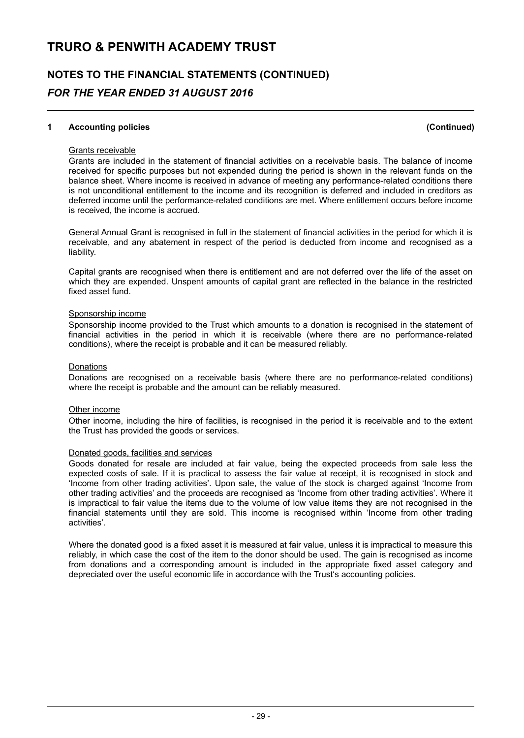# TRURO & PENWITH ACADEMY TRUST

## NOTES TO THE FINANCIAL STATEMENTS (CONTINUED)

### *FOR THE YEAR ENDED 31 AUGUST 2016*

**1 Accounting policies (Continued)**

Grants receivable

Grants are included in the statement of financial activities on a receivable basis. The balance of income received for specific purposes but not expended during the period is shown in the relevant funds on the balance sheet. Where income is received in advance of meeting any performance-related conditions there is not unconditional entitlement to the income and its recognition is deferred and included in creditors as deferred income until the performance-related conditions are met. Where entitlement occurs before income is received, the income is accrued.

General Annual Grant is recognised in full in the statement of financial activities in the period for which it is receivable, and any abatement in respect of the period is deducted from income and recognised as a liability.

Capital grants are recognised when there is entitlement and are not deferred over the life of the asset on which they are expended. Unspent amounts of capital grant are reflected in the balance in the restricted fixed asset fund.

Sponsorship income

Sponsorship income provided to the Trust which amounts to a donation is recognised in the statement of financial activities in the period in which it is receivable (where there are no performance-related conditions), where the receipt is probable and it can be measured reliably.

Donations

Donations are recognised on a receivable basis (where there are no performance-related conditions) where the receipt is probable and the amount can be reliably measured.

Other income

Other income, including the hire of facilities, is recognised in the period it is receivable and to the extent the Trust has provided the goods or services.

Donated goods, facilities and services

Goods donated for resale are included at fair value, being the expected proceeds from sale less the expected costs of sale. If it is practical to assess the fair value at receipt, it is recognised in stock and 'Income from other trading activities'. Upon sale, the value of the stock is charged against 'Income from other trading activities' and the proceeds are recognised as 'Income from other trading activities'. Where it is impractical to fair value the items due to the volume of low value items they are not recognised in the financial statements until they are sold. This income is recognised within 'Income from other trading activities'.

Where the donated good is a fixed asset it is measured at fair value, unless it is impractical to measure this reliably, in which case the cost of the item to the donor should be used. The gain is recognised as income from donations and a corresponding amount is included in the appropriate fixed asset category and depreciated over the useful economic life in accordance with the Trust's accounting policies.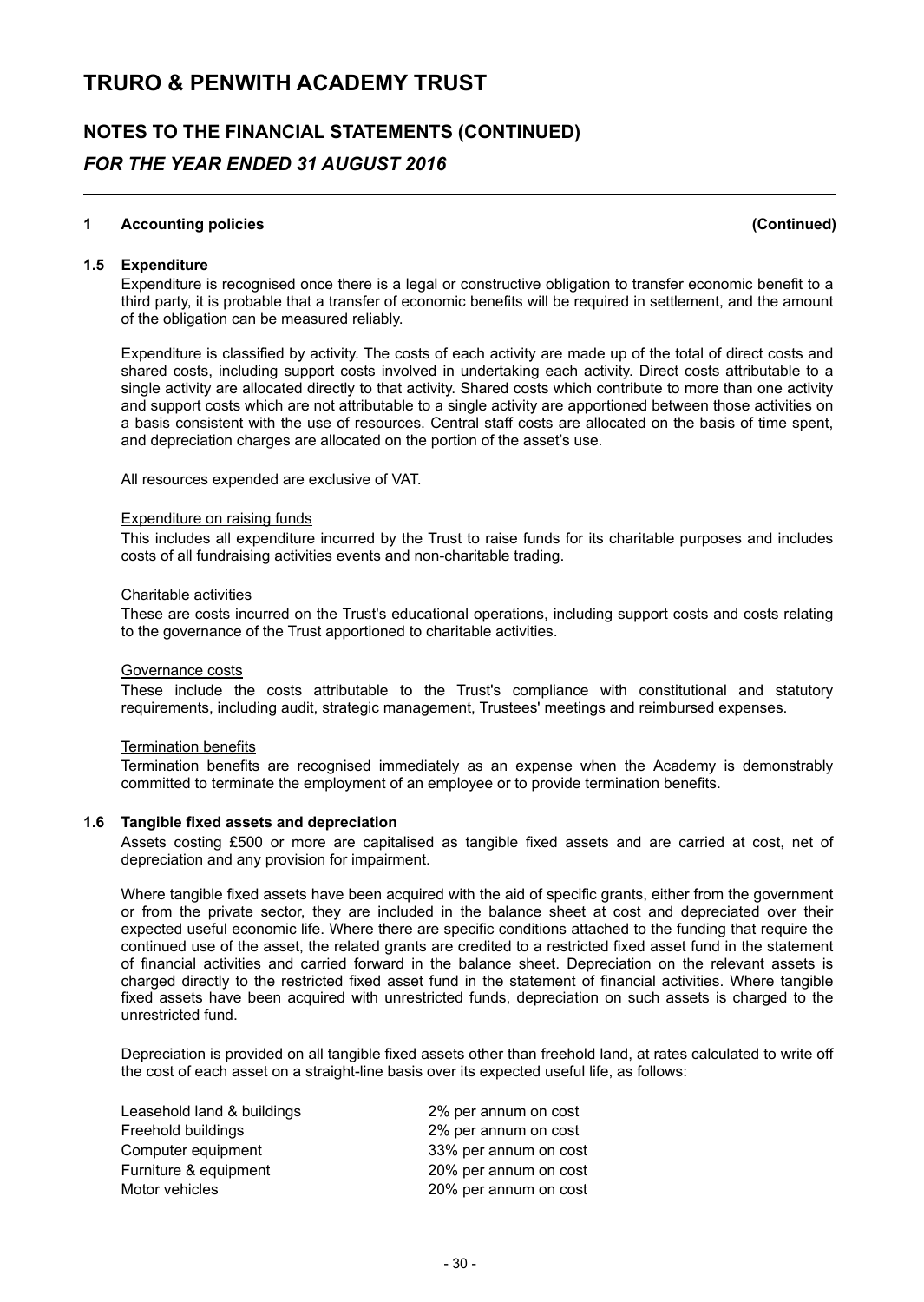# TRURO & PENWITH ACADEMY TRUST

## NOTES TO THE FINANCIAL STATEMENTS (CONTINUED)

## *FOR THE YEAR ENDED 31 AUGUST 2016*

### 1 Accounting policies (Continued)

#### 1.5 Expenditure

Expenditure is recognised once there is a legal or constructive obligation to transfer economic benefit to a third party, it is probable that a transfer of economic benefits will be required in settlement, and the amount of the obligation can be measured reliably.

Expenditure is classified by activity. The costs of each activity are made up of the total of direct costs and shared costs, including support costs involved in undertaking each activity. Direct costs attributable to a single activity are allocated directly to that activity. Shared costs which contribute to more than one activity and support costs which are not attributable to a single activity are apportioned between those activities on a basis consistent with the use of resources. Central staff costs are allocated on the basis of time spent, and depreciation charges are allocated on the portion of the asset's use.

All resources expended are exclusive of VAT.

Expenditure on raising funds

This includes all expenditure incurred by the Trust to raise funds for its charitable purposes and includes costs of all fundraising activities events and non-charitable trading.

Charitable activities

These are costs incurred on the Trust's educational operations, including support costs and costs relating to the governance of the Trust apportioned to charitable activities.

Governance costs

These include the costs attributable to the Trust's compliance with constitutional and statutory requirements, including audit, strategic management, Trustees' meetings and reimbursed expenses.

Termination benefits

Termination benefits are recognised immediately as an expense when the Academy is demonstrably committed to terminate the employment of an employee or to provide termination benefits.

#### 1.6 Tangible fixed assets and depreciation

Assets costing £500 or more are capitalised as tangible fixed assets and are carried at cost, net of depreciation and any provision for impairment.

Where tangible fixed assets have been acquired with the aid of specific grants, either from the government or from the private sector, they are included in the balance sheet at cost and depreciated over their expected useful economic life. Where there are specific conditions attached to the funding that require the continued use of the asset, the related grants are credited to a restricted fixed asset fund in the statement of financial activities and carried forward in the balance sheet. Depreciation on the relevant assets is charged directly to the restricted fixed asset fund in the statement of financial activities. Where tangible fixed assets have been acquired with unrestricted funds, depreciation on such assets is charged to the unrestricted fund.

Depreciation is provided on all tangible fixed assets other than freehold land, at rates calculated to write off the cost of each asset on a straight-line basis over its expected useful life, as follows:

| | |
|---|---|
| Leasehold land & buildings | 2% per annum on cost |
| Freehold buildings | 2% per annum on cost |
| Computer equipment | 33% per annum on cost |
| Furniture & equipment | 20% per annum on cost |
| Motor vehicles | 20% per annum on cost |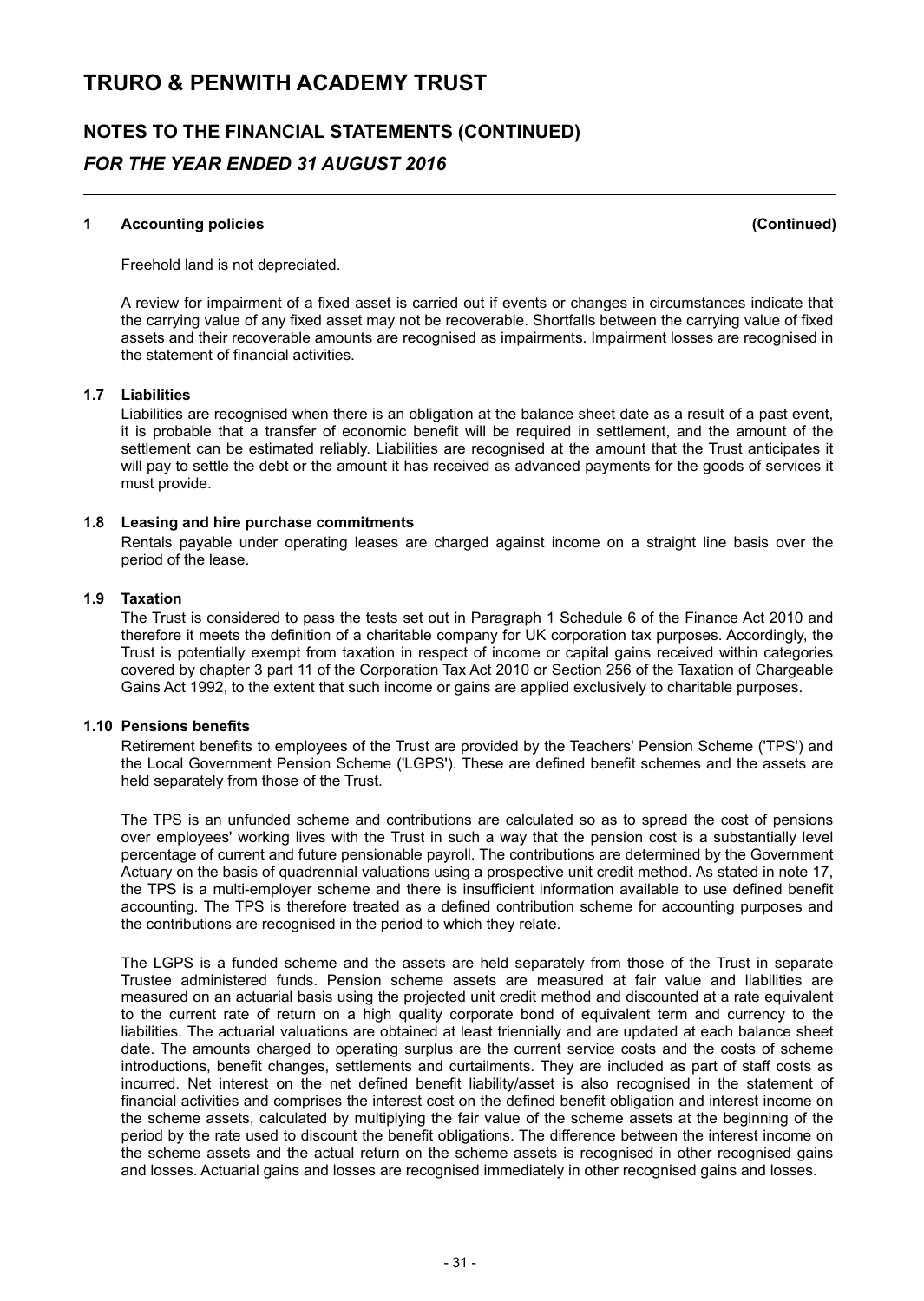# TRURO & PENWITH ACADEMY TRUST

## NOTES TO THE FINANCIAL STATEMENTS (CONTINUED)

### *FOR THE YEAR ENDED 31 AUGUST 2016*

---

**1 Accounting policies (Continued)**

Freehold land is not depreciated.

A review for impairment of a fixed asset is carried out if events or changes in circumstances indicate that the carrying value of any fixed asset may not be recoverable. Shortfalls between the carrying value of fixed assets and their recoverable amounts are recognised as impairments. Impairment losses are recognised in the statement of financial activities.

**1.7 Liabilities**

Liabilities are recognised when there is an obligation at the balance sheet date as a result of a past event, it is probable that a transfer of economic benefit will be required in settlement, and the amount of the settlement can be estimated reliably. Liabilities are recognised at the amount that the Trust anticipates it will pay to settle the debt or the amount it has received as advanced payments for the goods of services it must provide.

**1.8 Leasing and hire purchase commitments**

Rentals payable under operating leases are charged against income on a straight line basis over the period of the lease.

**1.9 Taxation**

The Trust is considered to pass the tests set out in Paragraph 1 Schedule 6 of the Finance Act 2010 and therefore it meets the definition of a charitable company for UK corporation tax purposes. Accordingly, the Trust is potentially exempt from taxation in respect of income or capital gains received within categories covered by chapter 3 part 11 of the Corporation Tax Act 2010 or Section 256 of the Taxation of Chargeable Gains Act 1992, to the extent that such income or gains are applied exclusively to charitable purposes.

**1.10 Pensions benefits**

Retirement benefits to employees of the Trust are provided by the Teachers' Pension Scheme ('TPS') and the Local Government Pension Scheme ('LGPS'). These are defined benefit schemes and the assets are held separately from those of the Trust.

The TPS is an unfunded scheme and contributions are calculated so as to spread the cost of pensions over employees' working lives with the Trust in such a way that the pension cost is a substantially level percentage of current and future pensionable payroll. The contributions are determined by the Government Actuary on the basis of quadrennial valuations using a prospective unit credit method. As stated in note 17, the TPS is a multi-employer scheme and there is insufficient information available to use defined benefit accounting. The TPS is therefore treated as a defined contribution scheme for accounting purposes and the contributions are recognised in the period to which they relate.

The LGPS is a funded scheme and the assets are held separately from those of the Trust in separate Trustee administered funds. Pension scheme assets are measured at fair value and liabilities are measured on an actuarial basis using the projected unit credit method and discounted at a rate equivalent to the current rate of return on a high quality corporate bond of equivalent term and currency to the liabilities. The actuarial valuations are obtained at least triennially and are updated at each balance sheet date. The amounts charged to operating surplus are the current service costs and the costs of scheme introductions, benefit changes, settlements and curtailments. They are included as part of staff costs as incurred. Net interest on the net defined benefit liability/asset is also recognised in the statement of financial activities and comprises the interest cost on the defined benefit obligation and interest income on the scheme assets, calculated by multiplying the fair value of the scheme assets at the beginning of the period by the rate used to discount the benefit obligations. The difference between the interest income on the scheme assets and the actual return on the scheme assets is recognised in other recognised gains and losses. Actuarial gains and losses are recognised immediately in other recognised gains and losses.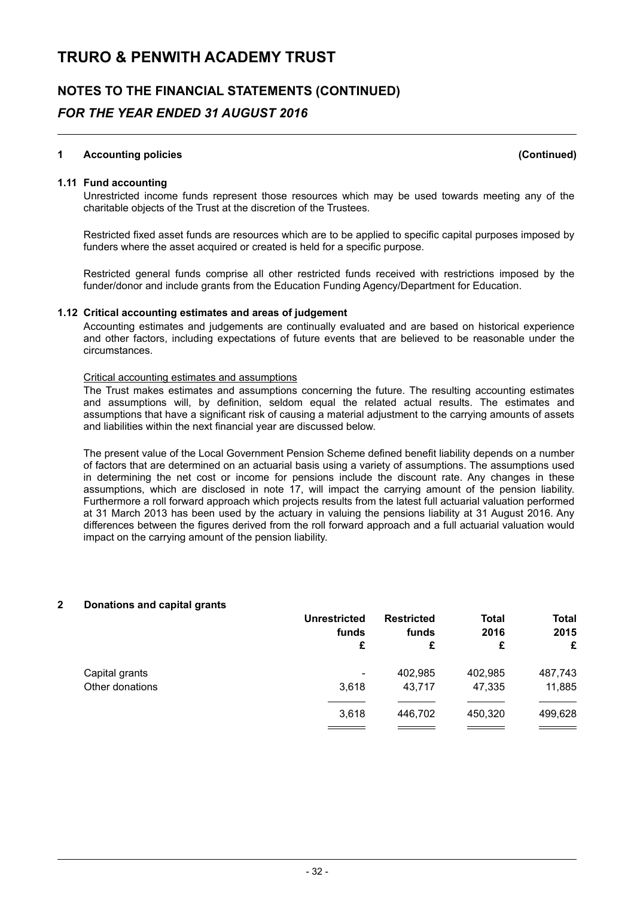# TRURO & PENWITH ACADEMY TRUST

## NOTES TO THE FINANCIAL STATEMENTS (CONTINUED)

### *FOR THE YEAR ENDED 31 AUGUST 2016*

**1 Accounting policies (Continued)**

**1.11 Fund accounting**

Unrestricted income funds represent those resources which may be used towards meeting any of the charitable objects of the Trust at the discretion of the Trustees.

Restricted fixed asset funds are resources which are to be applied to specific capital purposes imposed by funders where the asset acquired or created is held for a specific purpose.

Restricted general funds comprise all other restricted funds received with restrictions imposed by the funder/donor and include grants from the Education Funding Agency/Department for Education.

**1.12 Critical accounting estimates and areas of judgement**

Accounting estimates and judgements are continually evaluated and are based on historical experience and other factors, including expectations of future events that are believed to be reasonable under the circumstances.

Critical accounting estimates and assumptions

The Trust makes estimates and assumptions concerning the future. The resulting accounting estimates and assumptions will, by definition, seldom equal the related actual results. The estimates and assumptions that have a significant risk of causing a material adjustment to the carrying amounts of assets and liabilities within the next financial year are discussed below.

The present value of the Local Government Pension Scheme defined benefit liability depends on a number of factors that are determined on an actuarial basis using a variety of assumptions. The assumptions used in determining the net cost or income for pensions include the discount rate. Any changes in these assumptions, which are disclosed in note 17, will impact the carrying amount of the pension liability. Furthermore a roll forward approach which projects results from the latest full actuarial valuation performed at 31 March 2013 has been used by the actuary in valuing the pensions liability at 31 August 2016. Any differences between the figures derived from the roll forward approach and a full actuarial valuation would impact on the carrying amount of the pension liability.

**2 Donations and capital grants**

| | Unrestricted funds | Restricted funds | Total 2016 | Total 2015 |
|---|---|---|---|---|
| | £ | £ | £ | £ |
| Capital grants | - | 402,985 | 402,985 | 487,743 |
| Other donations | 3,618 | 43,717 | 47,335 | 11,885 |
| | 3,618 | 446,702 | 450,320 | 499,628 |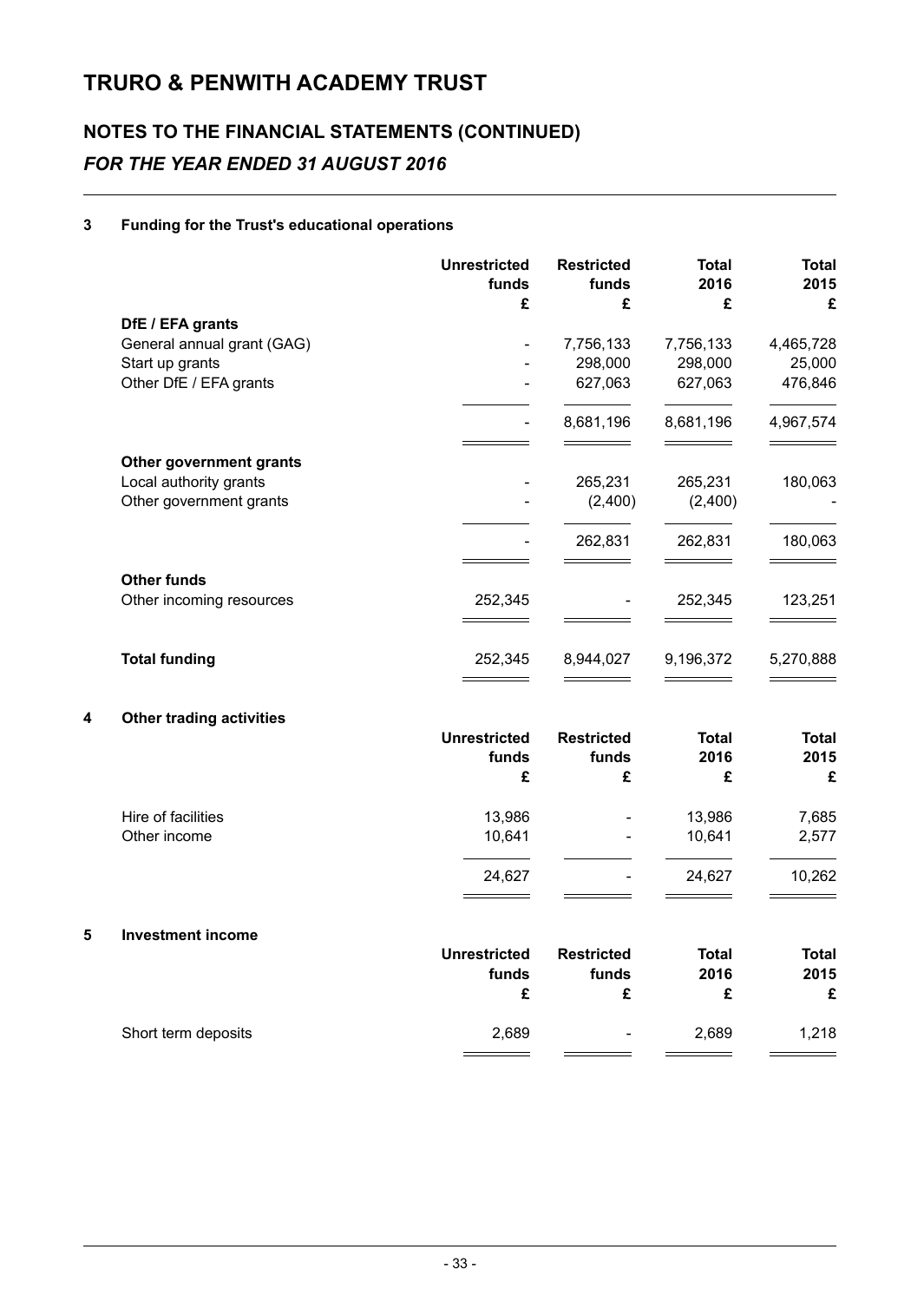# TRURO & PENWITH ACADEMY TRUST

## NOTES TO THE FINANCIAL STATEMENTS (CONTINUED)

### *FOR THE YEAR ENDED 31 AUGUST 2016*

**3 Funding for the Trust's educational operations**

| | Unrestricted funds | Restricted funds | Total 2016 | Total 2015 |
|---|---|---|---|---|
| | £ | £ | £ | £ |
| **DfE / EFA grants** | | | | |
| General annual grant (GAG) | - | 7,756,133 | 7,756,133 | 4,465,728 |
| Start up grants | - | 298,000 | 298,000 | 25,000 |
| Other DfE / EFA grants | - | 627,063 | 627,063 | 476,846 |
| | - | 8,681,196 | 8,681,196 | 4,967,574 |
| **Other government grants** | | | | |
| Local authority grants | - | 265,231 | 265,231 | 180,063 |
| Other government grants | - | (2,400) | (2,400) | - |
| | - | 262,831 | 262,831 | 180,063 |
| **Other funds** | | | | |
| Other incoming resources | 252,345 | - | 252,345 | 123,251 |
| **Total funding** | 252,345 | 8,944,027 | 9,196,372 | 5,270,888 |

**4 Other trading activities**

| | Unrestricted funds | Restricted funds | Total 2016 | Total 2015 |
|---|---|---|---|---|
| | £ | £ | £ | £ |
| Hire of facilities | 13,986 | - | 13,986 | 7,685 |
| Other income | 10,641 | - | 10,641 | 2,577 |
| | 24,627 | - | 24,627 | 10,262 |

**5 Investment income**

| | Unrestricted funds | Restricted funds | Total 2016 | Total 2015 |
|---|---|---|---|---|
| | £ | £ | £ | £ |
| Short term deposits | 2,689 | - | 2,689 | 1,218 |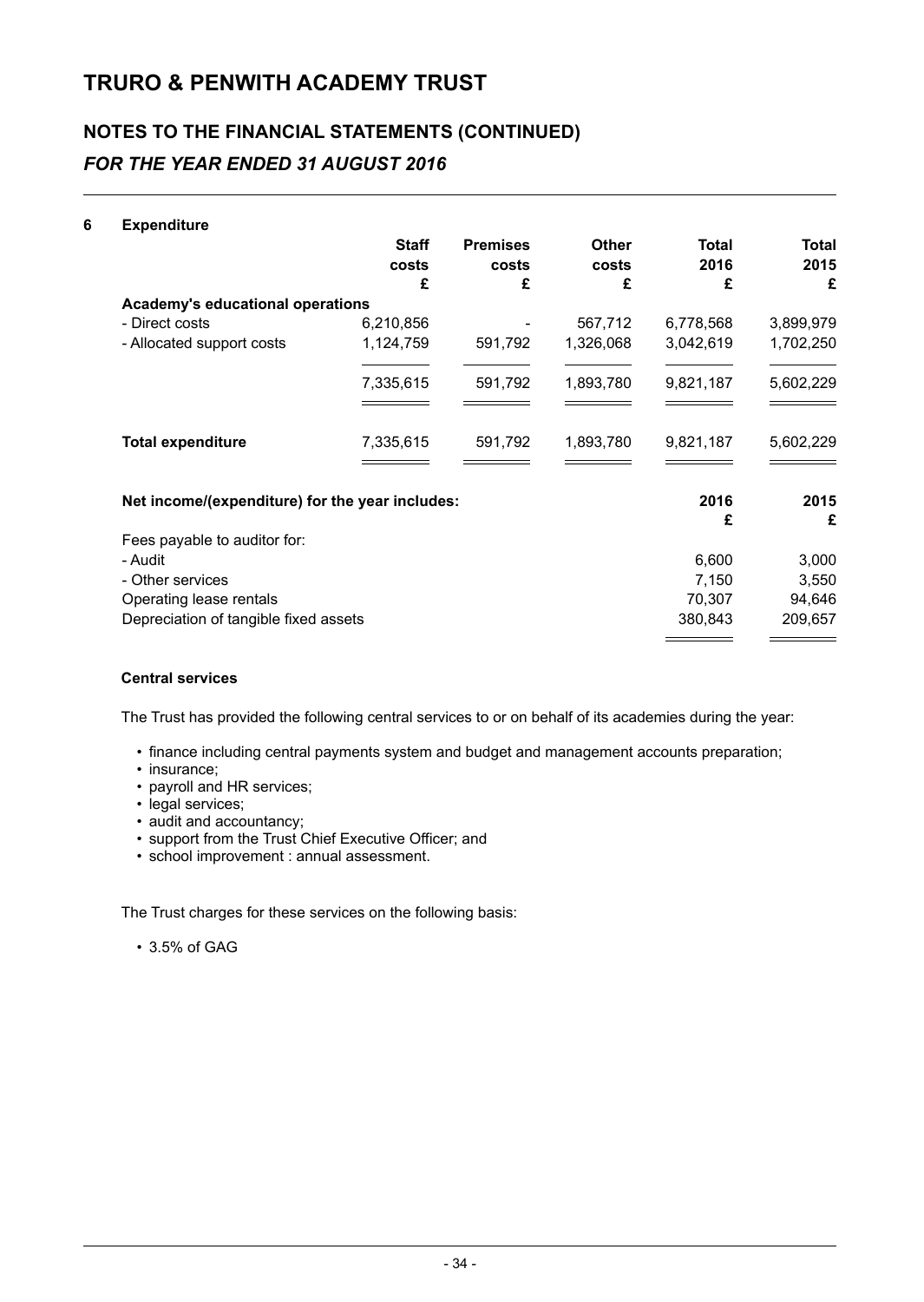# TRURO & PENWITH ACADEMY TRUST

## NOTES TO THE FINANCIAL STATEMENTS (CONTINUED)

### *FOR THE YEAR ENDED 31 AUGUST 2016*

**6 Expenditure**

| | Staff costs £ | Premises costs £ | Other costs £ | Total 2016 £ | Total 2015 £ |
|---|---|---|---|---|---|
| **Academy's educational operations** | | | | | |
| - Direct costs | 6,210,856 | - | 567,712 | 6,778,568 | 3,899,979 |
| - Allocated support costs | 1,124,759 | 591,792 | 1,326,068 | 3,042,619 | 1,702,250 |
| | 7,335,615 | 591,792 | 1,893,780 | 9,821,187 | 5,602,229 |
| **Total expenditure** | 7,335,615 | 591,792 | 1,893,780 | 9,821,187 | 5,602,229 |

| **Net income/(expenditure) for the year includes:** | 2016 £ | 2015 £ |
|---|---|---|
| Fees payable to auditor for: | | |
| - Audit | 6,600 | 3,000 |
| - Other services | 7,150 | 3,550 |
| Operating lease rentals | 70,307 | 94,646 |
| Depreciation of tangible fixed assets | 380,843 | 209,657 |

**Central services**

The Trust has provided the following central services to or on behalf of its academies during the year:

- finance including central payments system and budget and management accounts preparation;
- insurance;
- payroll and HR services;
- legal services;
- audit and accountancy;
- support from the Trust Chief Executive Officer; and
- school improvement : annual assessment.

The Trust charges for these services on the following basis:

- 3.5% of GAG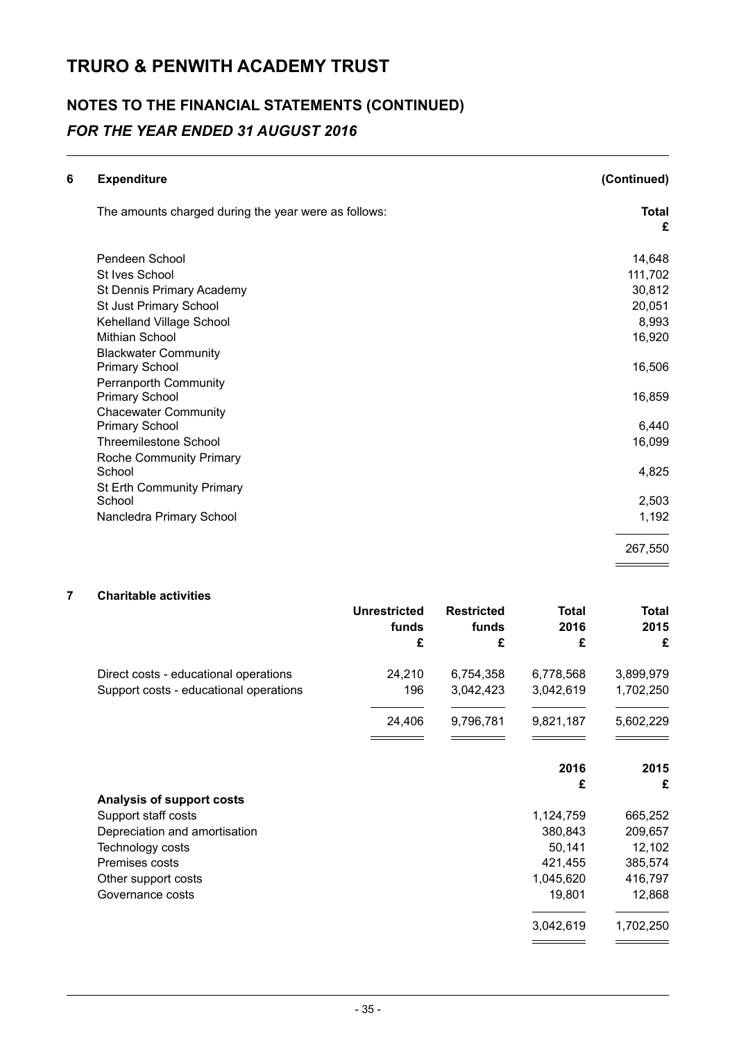# TRURO & PENWITH ACADEMY TRUST

## NOTES TO THE FINANCIAL STATEMENTS (CONTINUED)

### *FOR THE YEAR ENDED 31 AUGUST 2016*

---

**6 Expenditure** **(Continued)**

The amounts charged during the year were as follows:

| | **Total £** |
|---|---|
| Pendeen School | 14,648 |
| St Ives School | 111,702 |
| St Dennis Primary Academy | 30,812 |
| St Just Primary School | 20,051 |
| Kehelland Village School | 8,993 |
| Mithian School | 16,920 |
| Blackwater Community Primary School | 16,506 |
| Perranporth Community Primary School | 16,859 |
| Chacewater Community Primary School | 6,440 |
| Threemilestone School | 16,099 |
| Roche Community Primary School | 4,825 |
| St Erth Community Primary School | 2,503 |
| Nancledra Primary School | 1,192 |
| | 267,550 |

**7 Charitable activities**

| | **Unrestricted funds £** | **Restricted funds £** | **Total 2016 £** | **Total 2015 £** |
|---|---|---|---|---|
| Direct costs - educational operations | 24,210 | 6,754,358 | 6,778,568 | 3,899,979 |
| Support costs - educational operations | 196 | 3,042,423 | 3,042,619 | 1,702,250 |
| | 24,406 | 9,796,781 | 9,821,187 | 5,602,229 |

| | **2016 £** | **2015 £** |
|---|---|---|
| **Analysis of support costs** | | |
| Support staff costs | 1,124,759 | 665,252 |
| Depreciation and amortisation | 380,843 | 209,657 |
| Technology costs | 50,141 | 12,102 |
| Premises costs | 421,455 | 385,574 |
| Other support costs | 1,045,620 | 416,797 |
| Governance costs | 19,801 | 12,868 |
| | 3,042,619 | 1,702,250 |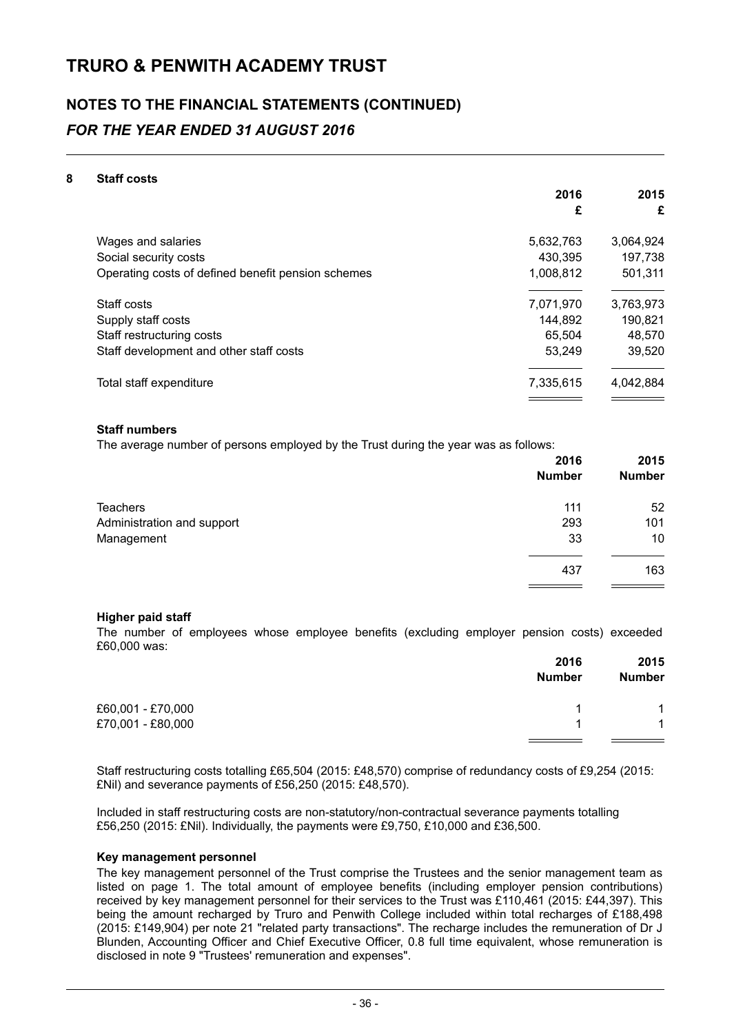# TRURO & PENWITH ACADEMY TRUST

## NOTES TO THE FINANCIAL STATEMENTS (CONTINUED)

### *FOR THE YEAR ENDED 31 AUGUST 2016*

**8 Staff costs**

| | 2016 £ | 2015 £ |
|---|---|---|
| Wages and salaries | 5,632,763 | 3,064,924 |
| Social security costs | 430,395 | 197,738 |
| Operating costs of defined benefit pension schemes | 1,008,812 | 501,311 |
| Staff costs | 7,071,970 | 3,763,973 |
| Supply staff costs | 144,892 | 190,821 |
| Staff restructuring costs | 65,504 | 48,570 |
| Staff development and other staff costs | 53,249 | 39,520 |
| Total staff expenditure | 7,335,615 | 4,042,884 |

**Staff numbers**

The average number of persons employed by the Trust during the year was as follows:

| | 2016 Number | 2015 Number |
|---|---|---|
| Teachers | 111 | 52 |
| Administration and support | 293 | 101 |
| Management | 33 | 10 |
| | 437 | 163 |

**Higher paid staff**

The number of employees whose employee benefits (excluding employer pension costs) exceeded £60,000 was:

| | 2016 Number | 2015 Number |
|---|---|---|
| £60,001 - £70,000 | 1 | 1 |
| £70,001 - £80,000 | 1 | 1 |

Staff restructuring costs totalling £65,504 (2015: £48,570) comprise of redundancy costs of £9,254 (2015: £Nil) and severance payments of £56,250 (2015: £48,570).

Included in staff restructuring costs are non-statutory/non-contractual severance payments totalling £56,250 (2015: £Nil). Individually, the payments were £9,750, £10,000 and £36,500.

**Key management personnel**

The key management personnel of the Trust comprise the Trustees and the senior management team as listed on page 1. The total amount of employee benefits (including employer pension contributions) received by key management personnel for their services to the Trust was £110,461 (2015: £44,397). This being the amount recharged by Truro and Penwith College included within total recharges of £188,498 (2015: £149,904) per note 21 "related party transactions". The recharge includes the remuneration of Dr J Blunden, Accounting Officer and Chief Executive Officer, 0.8 full time equivalent, whose remuneration is disclosed in note 9 "Trustees' remuneration and expenses".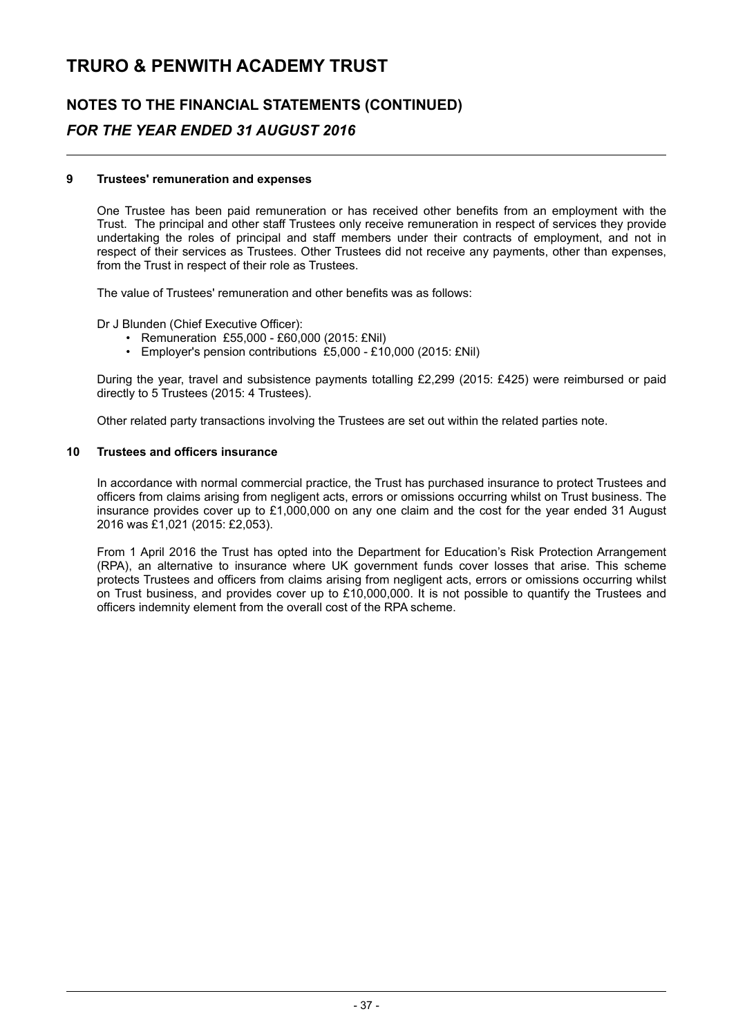## 9 Trustees' remuneration and expenses

One Trustee has been paid remuneration or has received other benefits from an employment with the Trust. The principal and other staff Trustees only receive remuneration in respect of services they provide undertaking the roles of principal and staff members under their contracts of employment, and not in respect of their services as Trustees. Other Trustees did not receive any payments, other than expenses, from the Trust in respect of their role as Trustees.

The value of Trustees' remuneration and other benefits was as follows:

Dr J Blunden (Chief Executive Officer):

- Remuneration £55,000 - £60,000 (2015: £Nil)
- Employer's pension contributions £5,000 - £10,000 (2015: £Nil)

During the year, travel and subsistence payments totalling £2,299 (2015: £425) were reimbursed or paid directly to 5 Trustees (2015: 4 Trustees).

Other related party transactions involving the Trustees are set out within the related parties note.

## 10 Trustees and officers insurance

In accordance with normal commercial practice, the Trust has purchased insurance to protect Trustees and officers from claims arising from negligent acts, errors or omissions occurring whilst on Trust business. The insurance provides cover up to £1,000,000 on any one claim and the cost for the year ended 31 August 2016 was £1,021 (2015: £2,053).

From 1 April 2016 the Trust has opted into the Department for Education's Risk Protection Arrangement (RPA), an alternative to insurance where UK government funds cover losses that arise. This scheme protects Trustees and officers from claims arising from negligent acts, errors or omissions occurring whilst on Trust business, and provides cover up to £10,000,000. It is not possible to quantify the Trustees and officers indemnity element from the overall cost of the RPA scheme.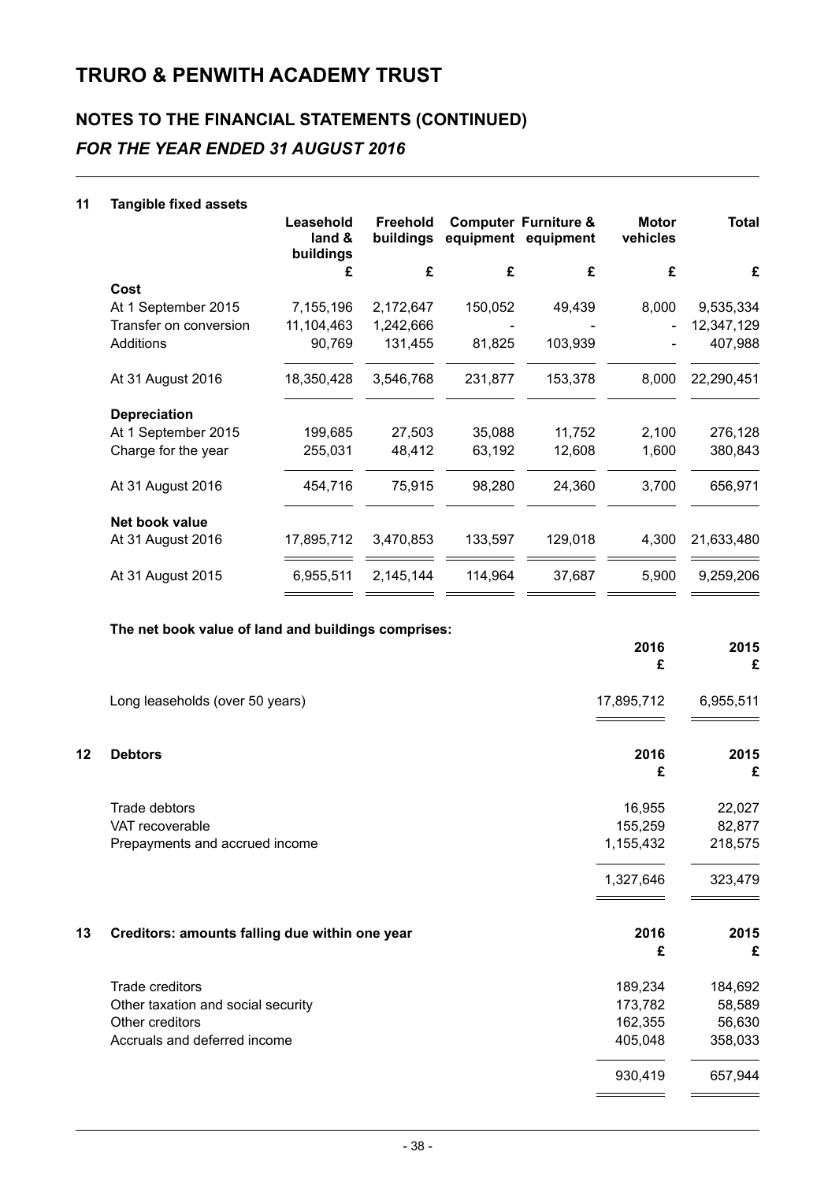# TRURO & PENWITH ACADEMY TRUST

## NOTES TO THE FINANCIAL STATEMENTS (CONTINUED)

### *FOR THE YEAR ENDED 31 AUGUST 2016*

## 11 Tangible fixed assets

| | Leasehold land & buildings | Freehold buildings | Computer equipment | Furniture & equipment | Motor vehicles | Total |
|---|---|---|---|---|---|---|
| | £ | £ | £ | £ | £ | £ |
| **Cost** | | | | | | |
| At 1 September 2015 | 7,155,196 | 2,172,647 | 150,052 | 49,439 | 8,000 | 9,535,334 |
| Transfer on conversion | 11,104,463 | 1,242,666 | - | - | - | 12,347,129 |
| Additions | 90,769 | 131,455 | 81,825 | 103,939 | - | 407,988 |
| At 31 August 2016 | 18,350,428 | 3,546,768 | 231,877 | 153,378 | 8,000 | 22,290,451 |
| **Depreciation** | | | | | | |
| At 1 September 2015 | 199,685 | 27,503 | 35,088 | 11,752 | 2,100 | 276,128 |
| Charge for the year | 255,031 | 48,412 | 63,192 | 12,608 | 1,600 | 380,843 |
| At 31 August 2016 | 454,716 | 75,915 | 98,280 | 24,360 | 3,700 | 656,971 |
| **Net book value** | | | | | | |
| At 31 August 2016 | 17,895,712 | 3,470,853 | 133,597 | 129,018 | 4,300 | 21,633,480 |
| At 31 August 2015 | 6,955,511 | 2,145,144 | 114,964 | 37,687 | 5,900 | 9,259,206 |

**The net book value of land and buildings comprises:**

| | 2016 £ | 2015 £ |
|---|---|---|
| Long leaseholds (over 50 years) | 17,895,712 | 6,955,511 |

## 12 Debtors

| | 2016 £ | 2015 £ |
|---|---|---|
| Trade debtors | 16,955 | 22,027 |
| VAT recoverable | 155,259 | 82,877 |
| Prepayments and accrued income | 1,155,432 | 218,575 |
| | 1,327,646 | 323,479 |

## 13 Creditors: amounts falling due within one year

| | 2016 £ | 2015 £ |
|---|---|---|
| Trade creditors | 189,234 | 184,692 |
| Other taxation and social security | 173,782 | 58,589 |
| Other creditors | 162,355 | 56,630 |
| Accruals and deferred income | 405,048 | 358,033 |
| | 930,419 | 657,944 |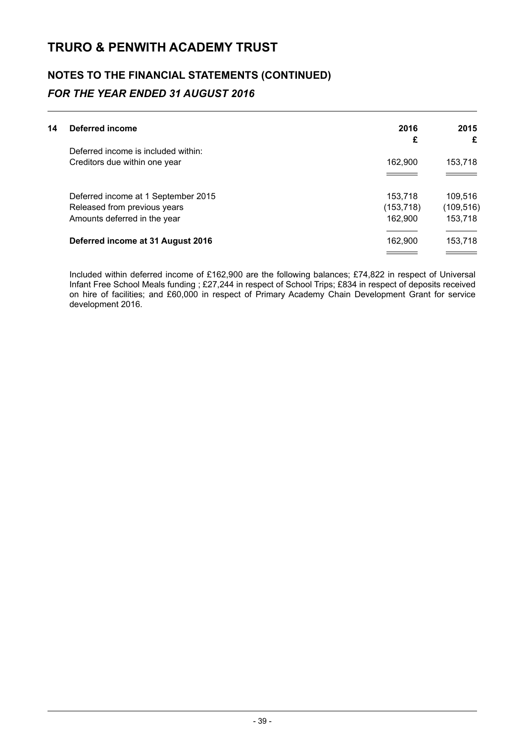# TRURO & PENWITH ACADEMY TRUST

## NOTES TO THE FINANCIAL STATEMENTS (CONTINUED)

### *FOR THE YEAR ENDED 31 AUGUST 2016*

| **14 Deferred income** | **2016** **£** | **2015** **£** |
|---|---|---|
| Deferred income is included within: | | |
| Creditors due within one year | 162,900 | 153,718 |
| | | |
| Deferred income at 1 September 2015 | 153,718 | 109,516 |
| Released from previous years | (153,718) | (109,516) |
| Amounts deferred in the year | 162,900 | 153,718 |
| **Deferred income at 31 August 2016** | 162,900 | 153,718 |

Included within deferred income of £162,900 are the following balances; £74,822 in respect of Universal Infant Free School Meals funding ; £27,244 in respect of School Trips; £834 in respect of deposits received on hire of facilities; and £60,000 in respect of Primary Academy Chain Development Grant for service development 2016.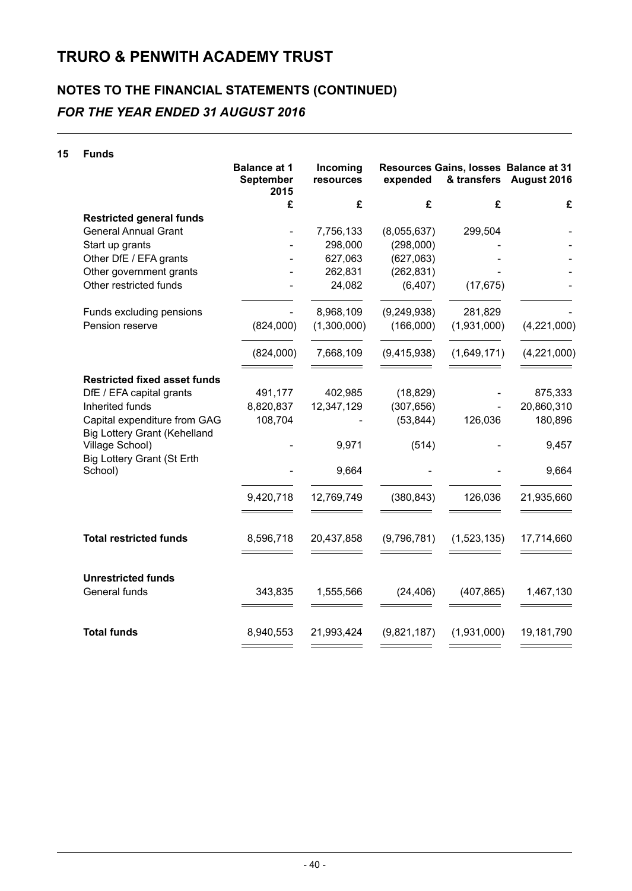# TRURO & PENWITH ACADEMY TRUST

## NOTES TO THE FINANCIAL STATEMENTS (CONTINUED)

### *FOR THE YEAR ENDED 31 AUGUST 2016*

**15 Funds**

| | Balance at 1 September 2015 | Incoming resources | Resources expended | Gains, losses & transfers | Balance at 31 August 2016 |
|---|---|---|---|---|---|
| | £ | £ | £ | £ | £ |
| **Restricted general funds** | | | | | |
| General Annual Grant | - | 7,756,133 | (8,055,637) | 299,504 | - |
| Start up grants | - | 298,000 | (298,000) | - | - |
| Other DfE / EFA grants | - | 627,063 | (627,063) | - | - |
| Other government grants | - | 262,831 | (262,831) | - | - |
| Other restricted funds | - | 24,082 | (6,407) | (17,675) | - |
| Funds excluding pensions | - | 8,968,109 | (9,249,938) | 281,829 | - |
| Pension reserve | (824,000) | (1,300,000) | (166,000) | (1,931,000) | (4,221,000) |
| | (824,000) | 7,668,109 | (9,415,938) | (1,649,171) | (4,221,000) |
| **Restricted fixed asset funds** | | | | | |
| DfE / EFA capital grants | 491,177 | 402,985 | (18,829) | - | 875,333 |
| Inherited funds | 8,820,837 | 12,347,129 | (307,656) | - | 20,860,310 |
| Capital expenditure from GAG | 108,704 | - | (53,844) | 126,036 | 180,896 |
| Big Lottery Grant (Kehelland Village School) | - | 9,971 | (514) | - | 9,457 |
| Big Lottery Grant (St Erth School) | - | 9,664 | - | - | 9,664 |
| | 9,420,718 | 12,769,749 | (380,843) | 126,036 | 21,935,660 |
| **Total restricted funds** | 8,596,718 | 20,437,858 | (9,796,781) | (1,523,135) | 17,714,660 |
| **Unrestricted funds** | | | | | |
| General funds | 343,835 | 1,555,566 | (24,406) | (407,865) | 1,467,130 |
| **Total funds** | 8,940,553 | 21,993,424 | (9,821,187) | (1,931,000) | 19,181,790 |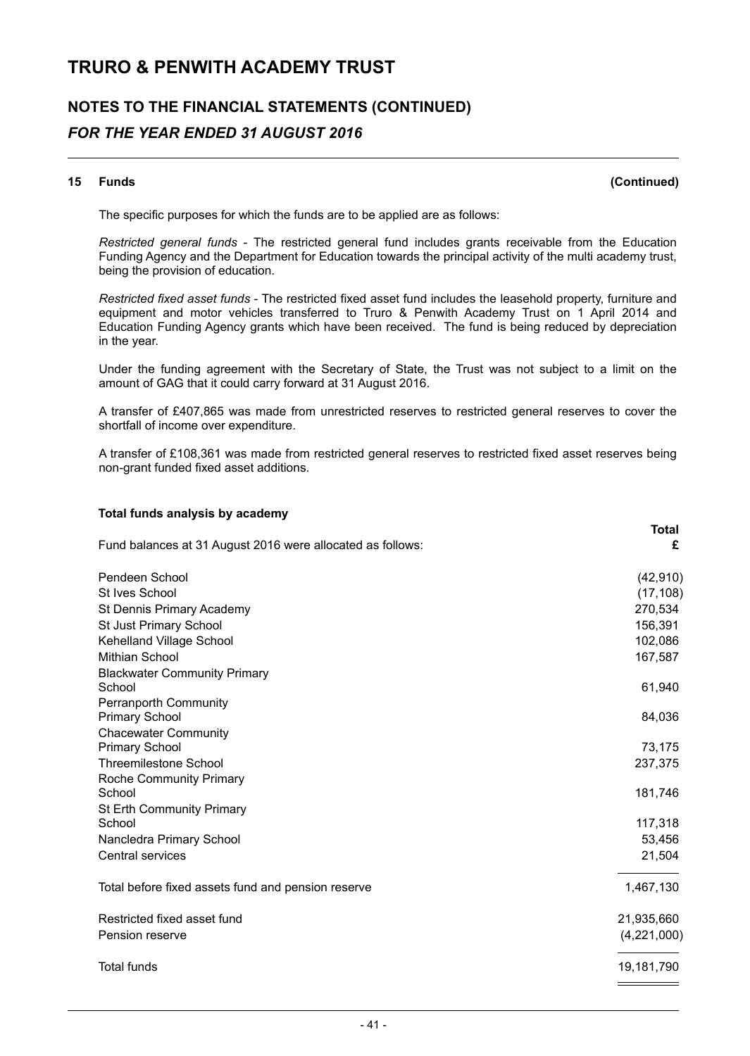## 15 Funds (Continued)

The specific purposes for which the funds are to be applied are as follows:

*Restricted general funds* - The restricted general fund includes grants receivable from the Education Funding Agency and the Department for Education towards the principal activity of the multi academy trust, being the provision of education.

*Restricted fixed asset funds* - The restricted fixed asset fund includes the leasehold property, furniture and equipment and motor vehicles transferred to Truro & Penwith Academy Trust on 1 April 2014 and Education Funding Agency grants which have been received. The fund is being reduced by depreciation in the year.

Under the funding agreement with the Secretary of State, the Trust was not subject to a limit on the amount of GAG that it could carry forward at 31 August 2016.

A transfer of £407,865 was made from unrestricted reserves to restricted general reserves to cover the shortfall of income over expenditure.

A transfer of £108,361 was made from restricted general reserves to restricted fixed asset reserves being non-grant funded fixed asset additions.

**Total funds analysis by academy**

| Fund balances at 31 August 2016 were allocated as follows: | Total £ |
|---|---|
| Pendeen School | (42,910) |
| St Ives School | (17,108) |
| St Dennis Primary Academy | 270,534 |
| St Just Primary School | 156,391 |
| Kehelland Village School | 102,086 |
| Mithian School | 167,587 |
| Blackwater Community Primary School | 61,940 |
| Perranporth Community Primary School | 84,036 |
| Chacewater Community Primary School | 73,175 |
| Threemilestone School | 237,375 |
| Roche Community Primary School | 181,746 |
| St Erth Community Primary School | 117,318 |
| Nancledra Primary School | 53,456 |
| Central services | 21,504 |
| Total before fixed assets fund and pension reserve | 1,467,130 |
| Restricted fixed asset fund | 21,935,660 |
| Pension reserve | (4,221,000) |
| Total funds | 19,181,790 |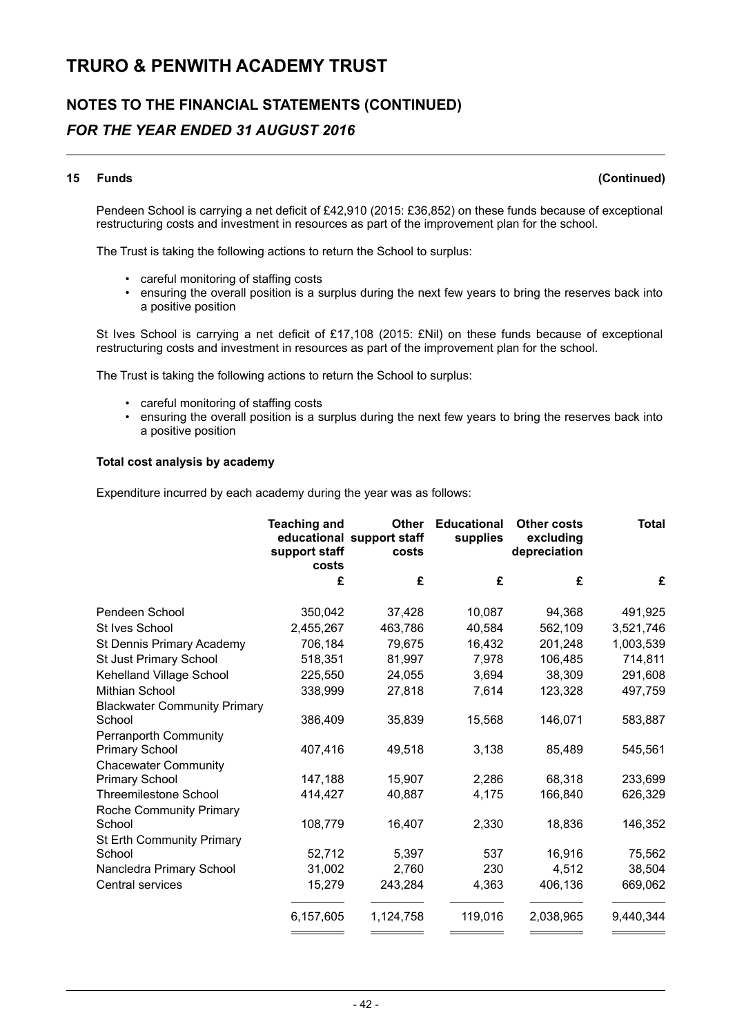# TRURO & PENWITH ACADEMY TRUST

## NOTES TO THE FINANCIAL STATEMENTS (CONTINUED)

### *FOR THE YEAR ENDED 31 AUGUST 2016*

**15 Funds (Continued)**

Pendeen School is carrying a net deficit of £42,910 (2015: £36,852) on these funds because of exceptional restructuring costs and investment in resources as part of the improvement plan for the school.

The Trust is taking the following actions to return the School to surplus:

- careful monitoring of staffing costs
- ensuring the overall position is a surplus during the next few years to bring the reserves back into a positive position

St Ives School is carrying a net deficit of £17,108 (2015: £Nil) on these funds because of exceptional restructuring costs and investment in resources as part of the improvement plan for the school.

The Trust is taking the following actions to return the School to surplus:

- careful monitoring of staffing costs
- ensuring the overall position is a surplus during the next few years to bring the reserves back into a positive position

**Total cost analysis by academy**

Expenditure incurred by each academy during the year was as follows:

| | Teaching and educational support staff costs | Other support staff costs | Educational supplies | Other costs excluding depreciation | Total |
|---|---|---|---|---|---|
| | £ | £ | £ | £ | £ |
| Pendeen School | 350,042 | 37,428 | 10,087 | 94,368 | 491,925 |
| St Ives School | 2,455,267 | 463,786 | 40,584 | 562,109 | 3,521,746 |
| St Dennis Primary Academy | 706,184 | 79,675 | 16,432 | 201,248 | 1,003,539 |
| St Just Primary School | 518,351 | 81,997 | 7,978 | 106,485 | 714,811 |
| Kehelland Village School | 225,550 | 24,055 | 3,694 | 38,309 | 291,608 |
| Mithian School | 338,999 | 27,818 | 7,614 | 123,328 | 497,759 |
| Blackwater Community Primary School | 386,409 | 35,839 | 15,568 | 146,071 | 583,887 |
| Perranporth Community Primary School | 407,416 | 49,518 | 3,138 | 85,489 | 545,561 |
| Chacewater Community Primary School | 147,188 | 15,907 | 2,286 | 68,318 | 233,699 |
| Threemilestone School | 414,427 | 40,887 | 4,175 | 166,840 | 626,329 |
| Roche Community Primary School | 108,779 | 16,407 | 2,330 | 18,836 | 146,352 |
| St Erth Community Primary School | 52,712 | 5,397 | 537 | 16,916 | 75,562 |
| Nancledra Primary School | 31,002 | 2,760 | 230 | 4,512 | 38,504 |
| Central services | 15,279 | 243,284 | 4,363 | 406,136 | 669,062 |
| | 6,157,605 | 1,124,758 | 119,016 | 2,038,965 | 9,440,344 |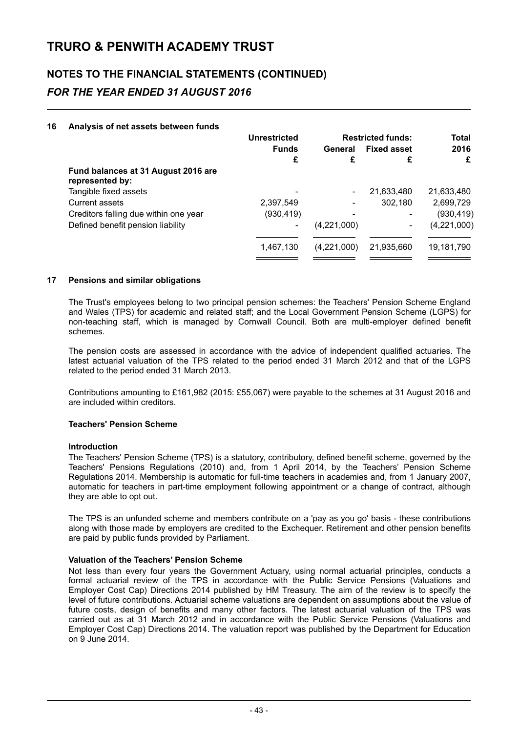## 16 Analysis of net assets between funds

| | Unrestricted Funds | Restricted funds: General | Restricted funds: Fixed asset | Total 2016 |
|---|---|---|---|---|
| | £ | £ | £ | £ |
| **Fund balances at 31 August 2016 are represented by:** | | | | |
| Tangible fixed assets | - | - | 21,633,480 | 21,633,480 |
| Current assets | 2,397,549 | - | 302,180 | 2,699,729 |
| Creditors falling due within one year | (930,419) | - | - | (930,419) |
| Defined benefit pension liability | - | (4,221,000) | - | (4,221,000) |
| | 1,467,130 | (4,221,000) | 21,935,660 | 19,181,790 |

## 17 Pensions and similar obligations

The Trust's employees belong to two principal pension schemes: the Teachers' Pension Scheme England and Wales (TPS) for academic and related staff; and the Local Government Pension Scheme (LGPS) for non-teaching staff, which is managed by Cornwall Council. Both are multi-employer defined benefit schemes.

The pension costs are assessed in accordance with the advice of independent qualified actuaries. The latest actuarial valuation of the TPS related to the period ended 31 March 2012 and that of the LGPS related to the period ended 31 March 2013.

Contributions amounting to £161,982 (2015: £55,067) were payable to the schemes at 31 August 2016 and are included within creditors.

### Teachers' Pension Scheme

#### Introduction

The Teachers' Pension Scheme (TPS) is a statutory, contributory, defined benefit scheme, governed by the Teachers' Pensions Regulations (2010) and, from 1 April 2014, by the Teachers' Pension Scheme Regulations 2014. Membership is automatic for full-time teachers in academies and, from 1 January 2007, automatic for teachers in part-time employment following appointment or a change of contract, although they are able to opt out.

The TPS is an unfunded scheme and members contribute on a 'pay as you go' basis - these contributions along with those made by employers are credited to the Exchequer. Retirement and other pension benefits are paid by public funds provided by Parliament.

#### Valuation of the Teachers' Pension Scheme

Not less than every four years the Government Actuary, using normal actuarial principles, conducts a formal actuarial review of the TPS in accordance with the Public Service Pensions (Valuations and Employer Cost Cap) Directions 2014 published by HM Treasury. The aim of the review is to specify the level of future contributions. Actuarial scheme valuations are dependent on assumptions about the value of future costs, design of benefits and many other factors. The latest actuarial valuation of the TPS was carried out as at 31 March 2012 and in accordance with the Public Service Pensions (Valuations and Employer Cost Cap) Directions 2014. The valuation report was published by the Department for Education on 9 June 2014.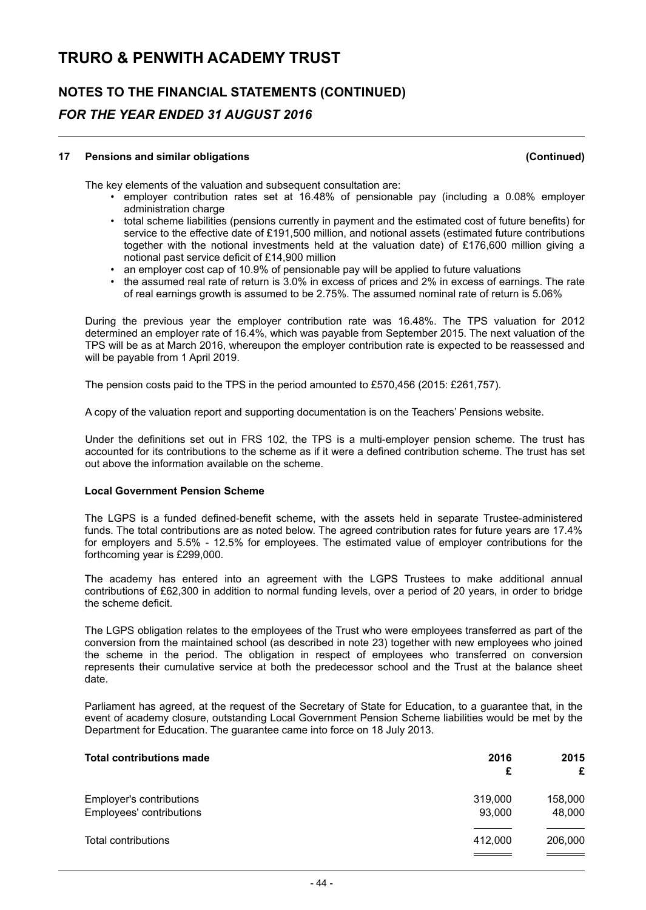## 17 Pensions and similar obligations (Continued)

The key elements of the valuation and subsequent consultation are:

- employer contribution rates set at 16.48% of pensionable pay (including a 0.08% employer administration charge
- total scheme liabilities (pensions currently in payment and the estimated cost of future benefits) for service to the effective date of £191,500 million, and notional assets (estimated future contributions together with the notional investments held at the valuation date) of £176,600 million giving a notional past service deficit of £14,900 million
- an employer cost cap of 10.9% of pensionable pay will be applied to future valuations
- the assumed real rate of return is 3.0% in excess of prices and 2% in excess of earnings. The rate of real earnings growth is assumed to be 2.75%. The assumed nominal rate of return is 5.06%

During the previous year the employer contribution rate was 16.48%. The TPS valuation for 2012 determined an employer rate of 16.4%, which was payable from September 2015. The next valuation of the TPS will be as at March 2016, whereupon the employer contribution rate is expected to be reassessed and will be payable from 1 April 2019.

The pension costs paid to the TPS in the period amounted to £570,456 (2015: £261,757).

A copy of the valuation report and supporting documentation is on the Teachers' Pensions website.

Under the definitions set out in FRS 102, the TPS is a multi-employer pension scheme. The trust has accounted for its contributions to the scheme as if it were a defined contribution scheme. The trust has set out above the information available on the scheme.

**Local Government Pension Scheme**

The LGPS is a funded defined-benefit scheme, with the assets held in separate Trustee-administered funds. The total contributions are as noted below. The agreed contribution rates for future years are 17.4% for employers and 5.5% - 12.5% for employees. The estimated value of employer contributions for the forthcoming year is £299,000.

The academy has entered into an agreement with the LGPS Trustees to make additional annual contributions of £62,300 in addition to normal funding levels, over a period of 20 years, in order to bridge the scheme deficit.

The LGPS obligation relates to the employees of the Trust who were employees transferred as part of the conversion from the maintained school (as described in note 23) together with new employees who joined the scheme in the period. The obligation in respect of employees who transferred on conversion represents their cumulative service at both the predecessor school and the Trust at the balance sheet date.

Parliament has agreed, at the request of the Secretary of State for Education, to a guarantee that, in the event of academy closure, outstanding Local Government Pension Scheme liabilities would be met by the Department for Education. The guarantee came into force on 18 July 2013.

| **Total contributions made** | **2016 £** | **2015 £** |
|---|---|---|
| Employer's contributions | 319,000 | 158,000 |
| Employees' contributions | 93,000 | 48,000 |
| Total contributions | 412,000 | 206,000 |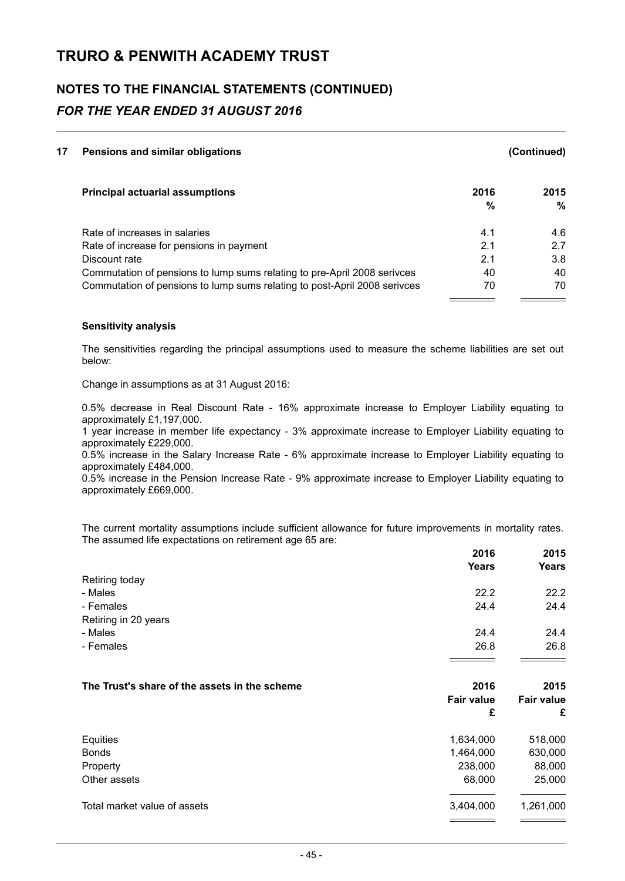# TRURO & PENWITH ACADEMY TRUST

## NOTES TO THE FINANCIAL STATEMENTS (CONTINUED)

### *FOR THE YEAR ENDED 31 AUGUST 2016*

**17 Pensions and similar obligations** **(Continued)**

| **Principal actuarial assumptions** | **2016 %** | **2015 %** |
|---|---|---|
| Rate of increases in salaries | 4.1 | 4.6 |
| Rate of increase for pensions in payment | 2.1 | 2.7 |
| Discount rate | 2.1 | 3.8 |
| Commutation of pensions to lump sums relating to pre-April 2008 serivces | 40 | 40 |
| Commutation of pensions to lump sums relating to post-April 2008 serivces | 70 | 70 |

**Sensitivity analysis**

The sensitivities regarding the principal assumptions used to measure the scheme liabilities are set out below:

Change in assumptions as at 31 August 2016:

0.5% decrease in Real Discount Rate - 16% approximate increase to Employer Liability equating to approximately £1,197,000.
1 year increase in member life expectancy - 3% approximate increase to Employer Liability equating to approximately £229,000.
0.5% increase in the Salary Increase Rate - 6% approximate increase to Employer Liability equating to approximately £484,000.
0.5% increase in the Pension Increase Rate - 9% approximate increase to Employer Liability equating to approximately £669,000.

The current mortality assumptions include sufficient allowance for future improvements in mortality rates. The assumed life expectations on retirement age 65 are:

| | **2016 Years** | **2015 Years** |
|---|---|---|
| Retiring today | | |
| - Males | 22.2 | 22.2 |
| - Females | 24.4 | 24.4 |
| Retiring in 20 years | | |
| - Males | 24.4 | 24.4 |
| - Females | 26.8 | 26.8 |

| **The Trust's share of the assets in the scheme** | **2016 Fair value £** | **2015 Fair value £** |
|---|---|---|
| Equities | 1,634,000 | 518,000 |
| Bonds | 1,464,000 | 630,000 |
| Property | 238,000 | 88,000 |
| Other assets | 68,000 | 25,000 |
| Total market value of assets | 3,404,000 | 1,261,000 |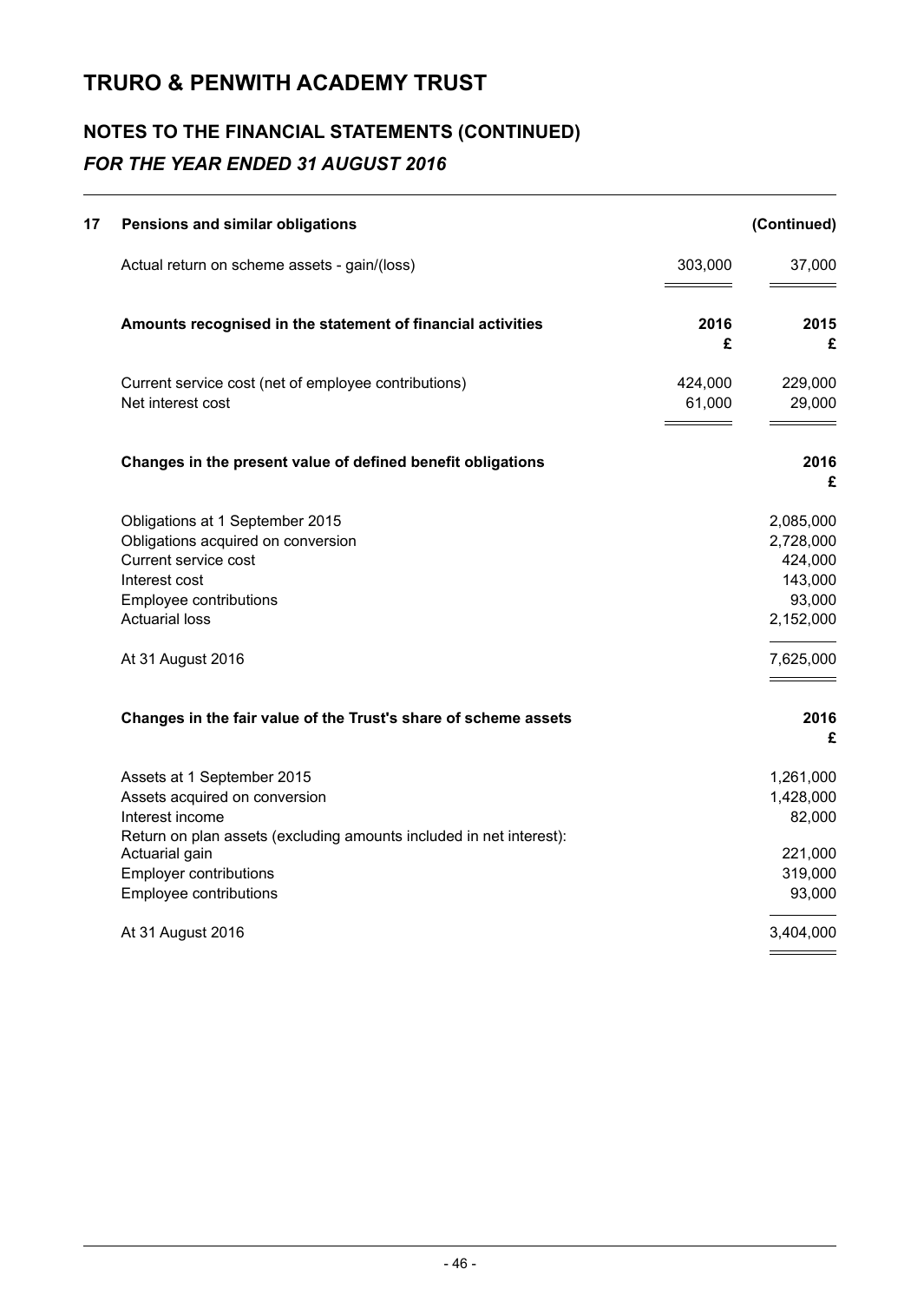# TRURO & PENWITH ACADEMY TRUST

## NOTES TO THE FINANCIAL STATEMENTS (CONTINUED)

### *FOR THE YEAR ENDED 31 AUGUST 2016*

**17 Pensions and similar obligations (Continued)**

| | | |
|---|---|---|
| Actual return on scheme assets - gain/(loss) | 303,000 | 37,000 |

| **Amounts recognised in the statement of financial activities** | **2016** **£** | **2015** **£** |
|---|---|---|
| Current service cost (net of employee contributions) | 424,000 | 229,000 |
| Net interest cost | 61,000 | 29,000 |

| **Changes in the present value of defined benefit obligations** | **2016** **£** |
|---|---|
| Obligations at 1 September 2015 | 2,085,000 |
| Obligations acquired on conversion | 2,728,000 |
| Current service cost | 424,000 |
| Interest cost | 143,000 |
| Employee contributions | 93,000 |
| Actuarial loss | 2,152,000 |
| At 31 August 2016 | 7,625,000 |

| **Changes in the fair value of the Trust's share of scheme assets** | **2016** **£** |
|---|---|
| Assets at 1 September 2015 | 1,261,000 |
| Assets acquired on conversion | 1,428,000 |
| Interest income | 82,000 |
| Return on plan assets (excluding amounts included in net interest): | |
| Actuarial gain | 221,000 |
| Employer contributions | 319,000 |
| Employee contributions | 93,000 |
| At 31 August 2016 | 3,404,000 |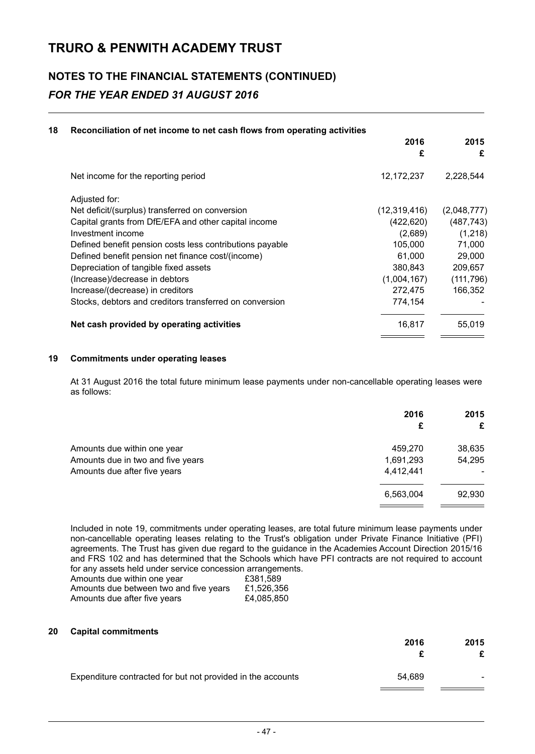# TRURO & PENWITH ACADEMY TRUST

## NOTES TO THE FINANCIAL STATEMENTS (CONTINUED)

### *FOR THE YEAR ENDED 31 AUGUST 2016*

### 18 Reconciliation of net income to net cash flows from operating activities

| | 2016 £ | 2015 £ |
|---|---|---|
| Net income for the reporting period | 12,172,237 | 2,228,544 |
| Adjusted for: | | |
| Net deficit/(surplus) transferred on conversion | (12,319,416) | (2,048,777) |
| Capital grants from DfE/EFA and other capital income | (422,620) | (487,743) |
| Investment income | (2,689) | (1,218) |
| Defined benefit pension costs less contributions payable | 105,000 | 71,000 |
| Defined benefit pension net finance cost/(income) | 61,000 | 29,000 |
| Depreciation of tangible fixed assets | 380,843 | 209,657 |
| (Increase)/decrease in debtors | (1,004,167) | (111,796) |
| Increase/(decrease) in creditors | 272,475 | 166,352 |
| Stocks, debtors and creditors transferred on conversion | 774,154 | - |
| **Net cash provided by operating activities** | 16,817 | 55,019 |

### 19 Commitments under operating leases

At 31 August 2016 the total future minimum lease payments under non-cancellable operating leases were as follows:

| | 2016 £ | 2015 £ |
|---|---|---|
| Amounts due within one year | 459,270 | 38,635 |
| Amounts due in two and five years | 1,691,293 | 54,295 |
| Amounts due after five years | 4,412,441 | - |
| | 6,563,004 | 92,930 |

Included in note 19, commitments under operating leases, are total future minimum lease payments under non-cancellable operating leases relating to the Trust's obligation under Private Finance Initiative (PFI) agreements. The Trust has given due regard to the guidance in the Academies Account Direction 2015/16 and FRS 102 and has determined that the Schools which have PFI contracts are not required to account for any assets held under service concession arrangements.

| | |
|---|---|
| Amounts due within one year | £381,589 |
| Amounts due between two and five years | £1,526,356 |
| Amounts due after five years | £4,085,850 |

### 20 Capital commitments

| | 2016 £ | 2015 £ |
|---|---|---|
| Expenditure contracted for but not provided in the accounts | 54,689 | - |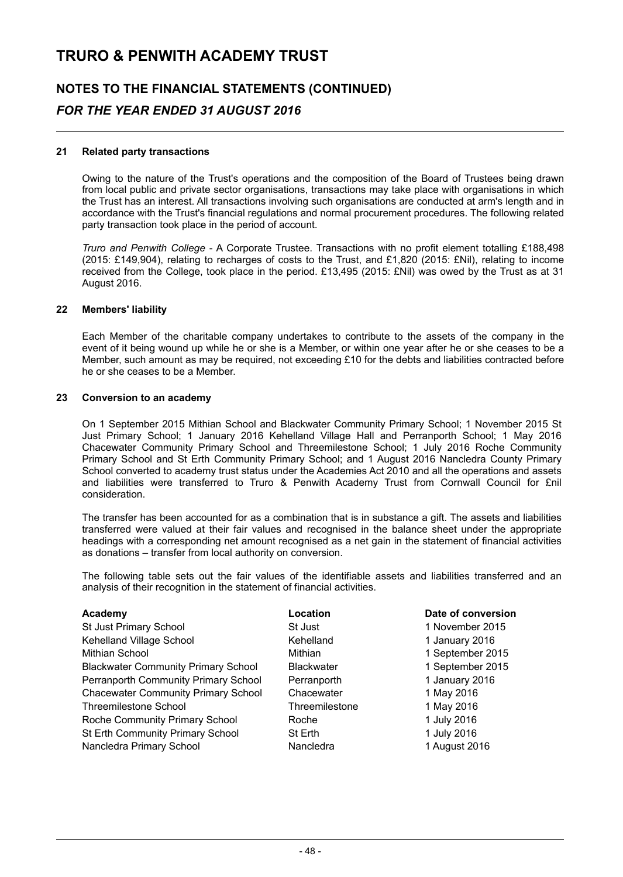# TRURO & PENWITH ACADEMY TRUST

## NOTES TO THE FINANCIAL STATEMENTS (CONTINUED)

### *FOR THE YEAR ENDED 31 AUGUST 2016*

---

#### 21 Related party transactions

Owing to the nature of the Trust's operations and the composition of the Board of Trustees being drawn from local public and private sector organisations, transactions may take place with organisations in which the Trust has an interest. All transactions involving such organisations are conducted at arm's length and in accordance with the Trust's financial regulations and normal procurement procedures. The following related party transaction took place in the period of account.

*Truro and Penwith College* - A Corporate Trustee. Transactions with no profit element totalling £188,498 (2015: £149,904), relating to recharges of costs to the Trust, and £1,820 (2015: £Nil), relating to income received from the College, took place in the period. £13,495 (2015: £Nil) was owed by the Trust as at 31 August 2016.

#### 22 Members' liability

Each Member of the charitable company undertakes to contribute to the assets of the company in the event of it being wound up while he or she is a Member, or within one year after he or she ceases to be a Member, such amount as may be required, not exceeding £10 for the debts and liabilities contracted before he or she ceases to be a Member.

#### 23 Conversion to an academy

On 1 September 2015 Mithian School and Blackwater Community Primary School; 1 November 2015 St Just Primary School; 1 January 2016 Kehelland Village Hall and Perranporth School; 1 May 2016 Chacewater Community Primary School and Threemilestone School; 1 July 2016 Roche Community Primary School and St Erth Community Primary School; and 1 August 2016 Nancledra County Primary School converted to academy trust status under the Academies Act 2010 and all the operations and assets and liabilities were transferred to Truro & Penwith Academy Trust from Cornwall Council for £nil consideration.

The transfer has been accounted for as a combination that is in substance a gift. The assets and liabilities transferred were valued at their fair values and recognised in the balance sheet under the appropriate headings with a corresponding net amount recognised as a net gain in the statement of financial activities as donations – transfer from local authority on conversion.

The following table sets out the fair values of the identifiable assets and liabilities transferred and an analysis of their recognition in the statement of financial activities.

| Academy | Location | Date of conversion |
|---|---|---|
| St Just Primary School | St Just | 1 November 2015 |
| Kehelland Village School | Kehelland | 1 January 2016 |
| Mithian School | Mithian | 1 September 2015 |
| Blackwater Community Primary School | Blackwater | 1 September 2015 |
| Perranporth Community Primary School | Perranporth | 1 January 2016 |
| Chacewater Community Primary School | Chacewater | 1 May 2016 |
| Threemilestone School | Threemilestone | 1 May 2016 |
| Roche Community Primary School | Roche | 1 July 2016 |
| St Erth Community Primary School | St Erth | 1 July 2016 |
| Nancledra Primary School | Nancledra | 1 August 2016 |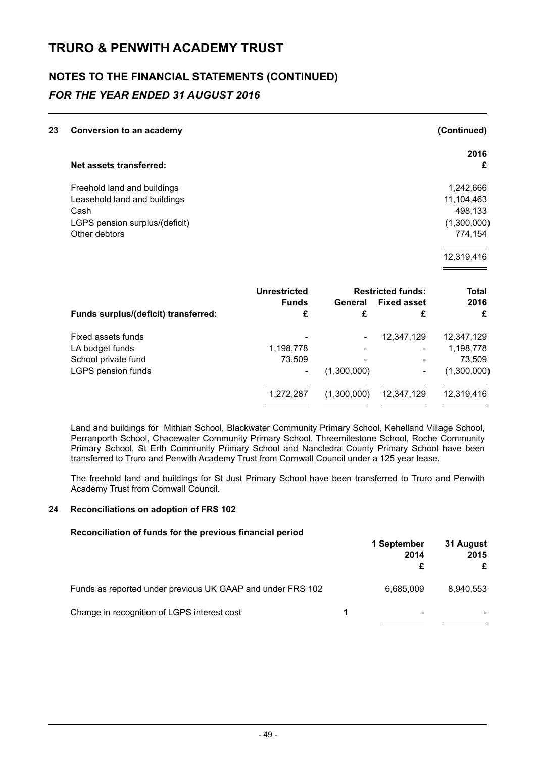# TRURO & PENWITH ACADEMY TRUST

## NOTES TO THE FINANCIAL STATEMENTS (CONTINUED)

### *FOR THE YEAR ENDED 31 AUGUST 2016*

### 23 Conversion to an academy (Continued)

| **Net assets transferred:** | **2016** **£** |
|---|---|
| Freehold land and buildings | 1,242,666 |
| Leasehold land and buildings | 11,104,463 |
| Cash | 498,133 |
| LGPS pension surplus/(deficit) | (1,300,000) |
| Other debtors | 774,154 |
| | 12,319,416 |

| **Funds surplus/(deficit) transferred:** | **Unrestricted Funds** **£** | **Restricted funds: General** **£** | **Restricted funds: Fixed asset** **£** | **Total 2016** **£** |
|---|---|---|---|---|
| Fixed assets funds | - | - | 12,347,129 | 12,347,129 |
| LA budget funds | 1,198,778 | - | - | 1,198,778 |
| School private fund | 73,509 | - | - | 73,509 |
| LGPS pension funds | - | (1,300,000) | - | (1,300,000) |
| | 1,272,287 | (1,300,000) | 12,347,129 | 12,319,416 |

Land and buildings for Mithian School, Blackwater Community Primary School, Kehelland Village School, Perranporth School, Chacewater Community Primary School, Threemilestone School, Roche Community Primary School, St Erth Community Primary School and Nancledra County Primary School have been transferred to Truro and Penwith Academy Trust from Cornwall Council under a 125 year lease.

The freehold land and buildings for St Just Primary School have been transferred to Truro and Penwith Academy Trust from Cornwall Council.

### 24 Reconciliations on adoption of FRS 102

**Reconciliation of funds for the previous financial period**

| | | **1 September 2014** **£** | **31 August 2015** **£** |
|---|---|---|---|
| Funds as reported under previous UK GAAP and under FRS 102 | | 6,685,009 | 8,940,553 |
| Change in recognition of LGPS interest cost | 1 | - | - |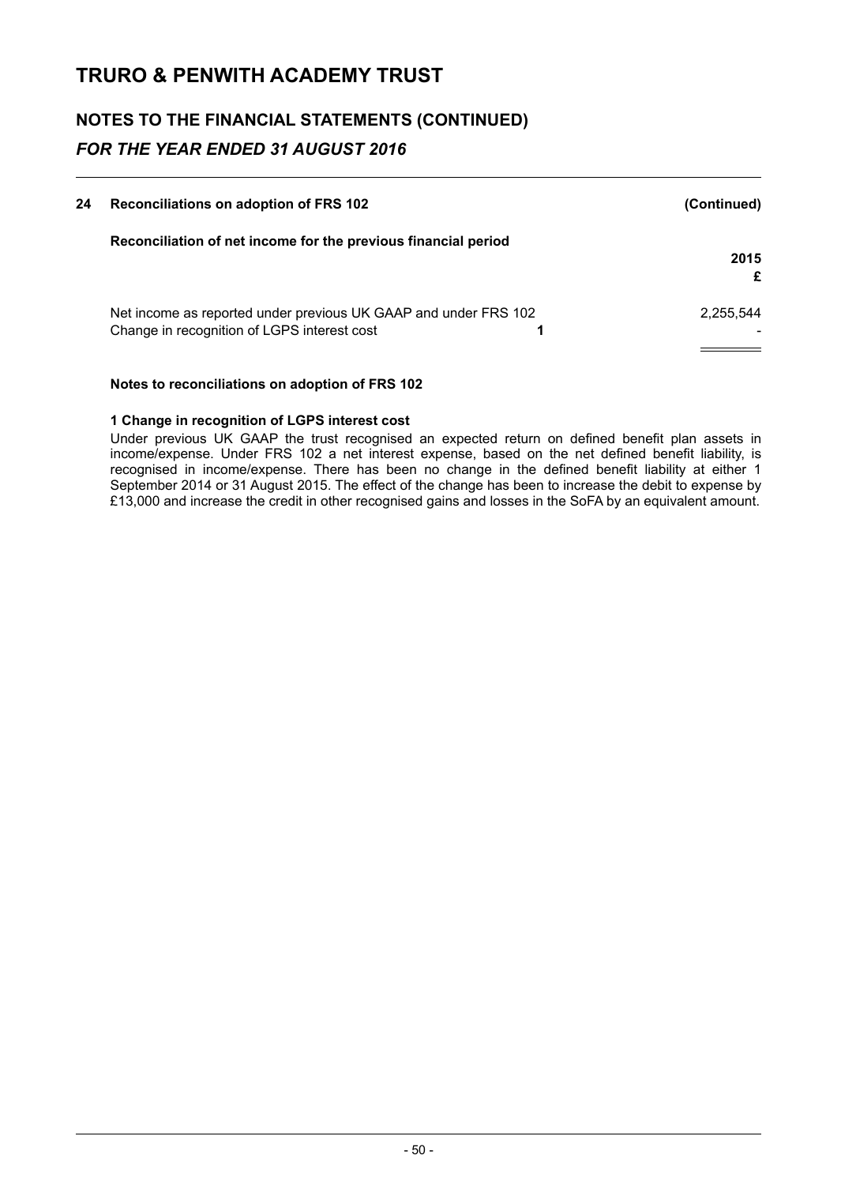# TRURO & PENWITH ACADEMY TRUST

## NOTES TO THE FINANCIAL STATEMENTS (CONTINUED)

### *FOR THE YEAR ENDED 31 AUGUST 2016*

**24 Reconciliations on adoption of FRS 102** **(Continued)**

**Reconciliation of net income for the previous financial period**

| | | 2015 |
|---|---|---|
| | | £ |
| Net income as reported under previous UK GAAP and under FRS 102 | | 2,255,544 |
| Change in recognition of LGPS interest cost | 1 | - |

**Notes to reconciliations on adoption of FRS 102**

**1 Change in recognition of LGPS interest cost**

Under previous UK GAAP the trust recognised an expected return on defined benefit plan assets in income/expense. Under FRS 102 a net interest expense, based on the net defined benefit liability, is recognised in income/expense. There has been no change in the defined benefit liability at either 1 September 2014 or 31 August 2015. The effect of the change has been to increase the debit to expense by £13,000 and increase the credit in other recognised gains and losses in the SoFA by an equivalent amount.